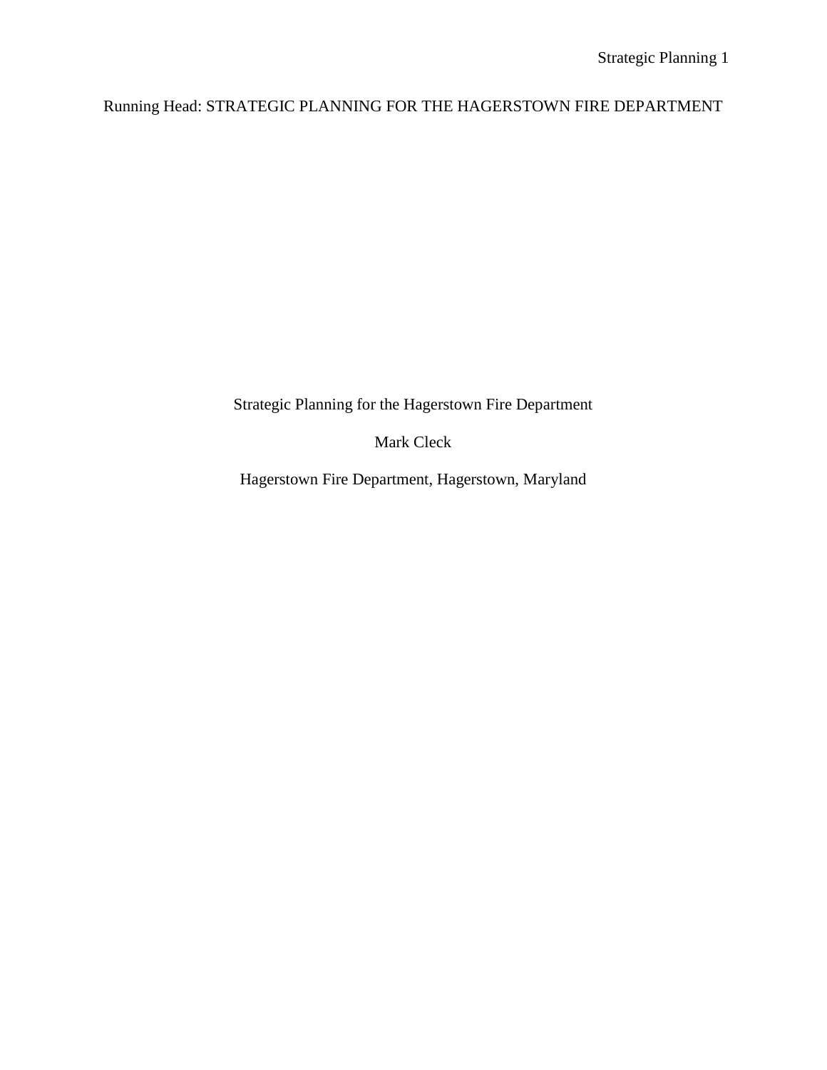Running Head: STRATEGIC PLANNING FOR THE HAGERSTOWN FIRE DEPARTMENT

Strategic Planning for the Hagerstown Fire Department

Mark Cleck

Hagerstown Fire Department, Hagerstown, Maryland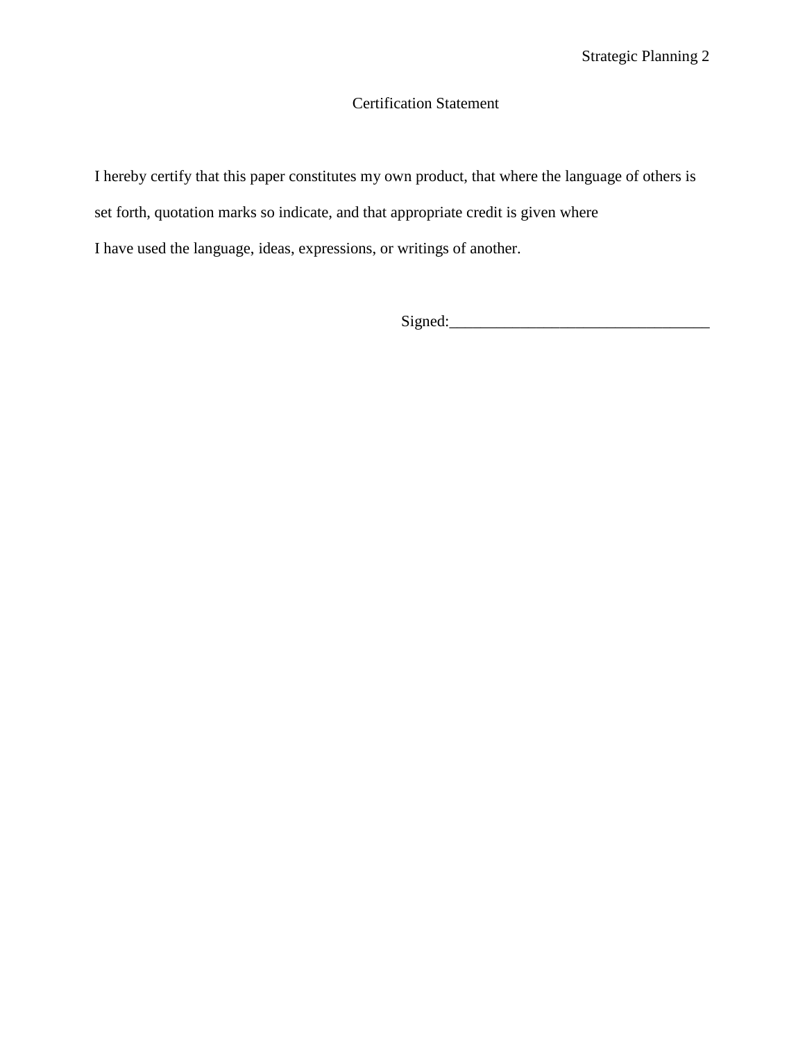# Certification Statement

I hereby certify that this paper constitutes my own product, that where the language of others is set forth, quotation marks so indicate, and that appropriate credit is given where I have used the language, ideas, expressions, or writings of another.

Signed:_________________________________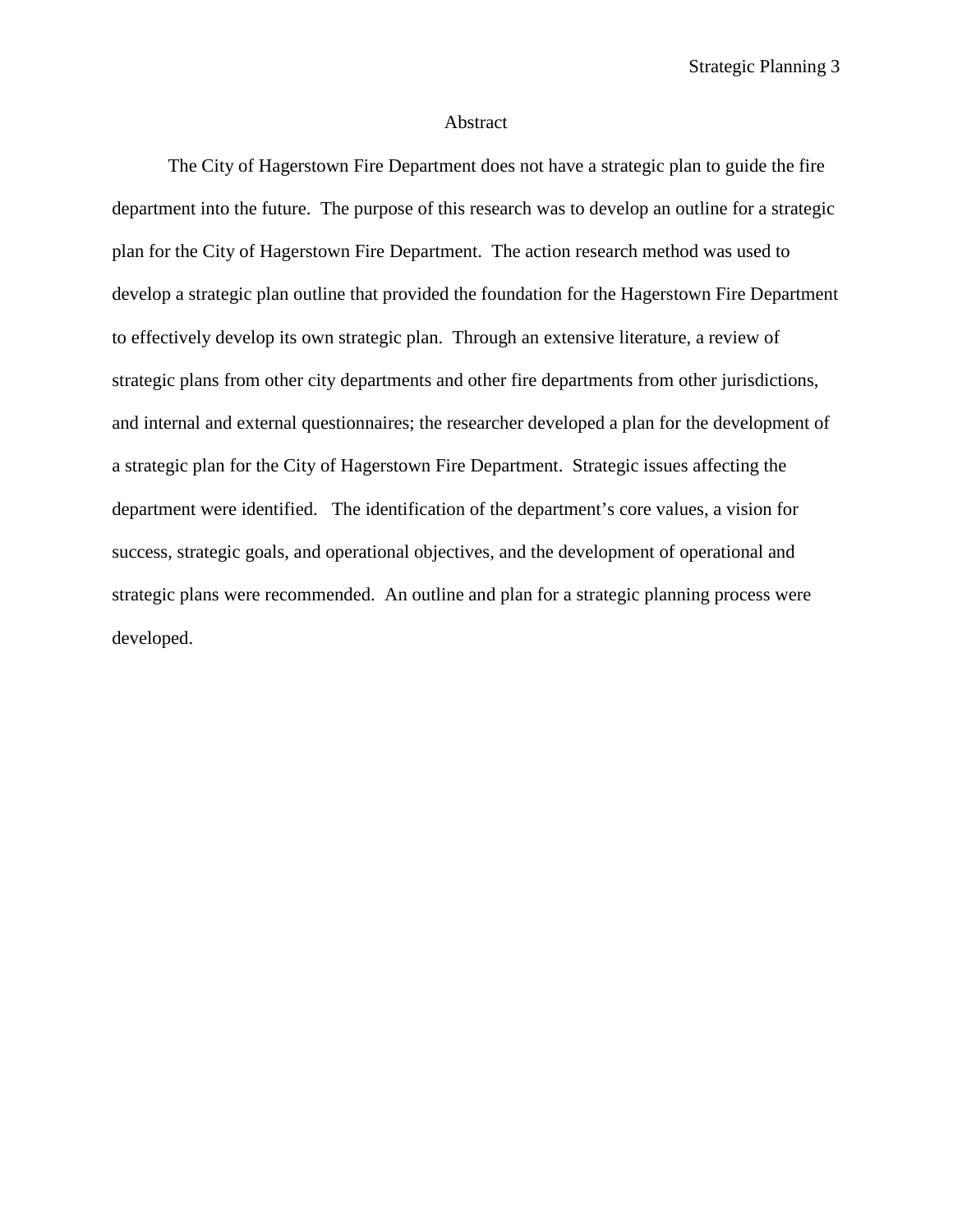# Abstract

The City of Hagerstown Fire Department does not have a strategic plan to guide the fire department into the future. The purpose of this research was to develop an outline for a strategic plan for the City of Hagerstown Fire Department. The action research method was used to develop a strategic plan outline that provided the foundation for the Hagerstown Fire Department to effectively develop its own strategic plan. Through an extensive literature, a review of strategic plans from other city departments and other fire departments from other jurisdictions, and internal and external questionnaires; the researcher developed a plan for the development of a strategic plan for the City of Hagerstown Fire Department. Strategic issues affecting the department were identified. The identification of the department's core values, a vision for success, strategic goals, and operational objectives, and the development of operational and strategic plans were recommended. An outline and plan for a strategic planning process were developed.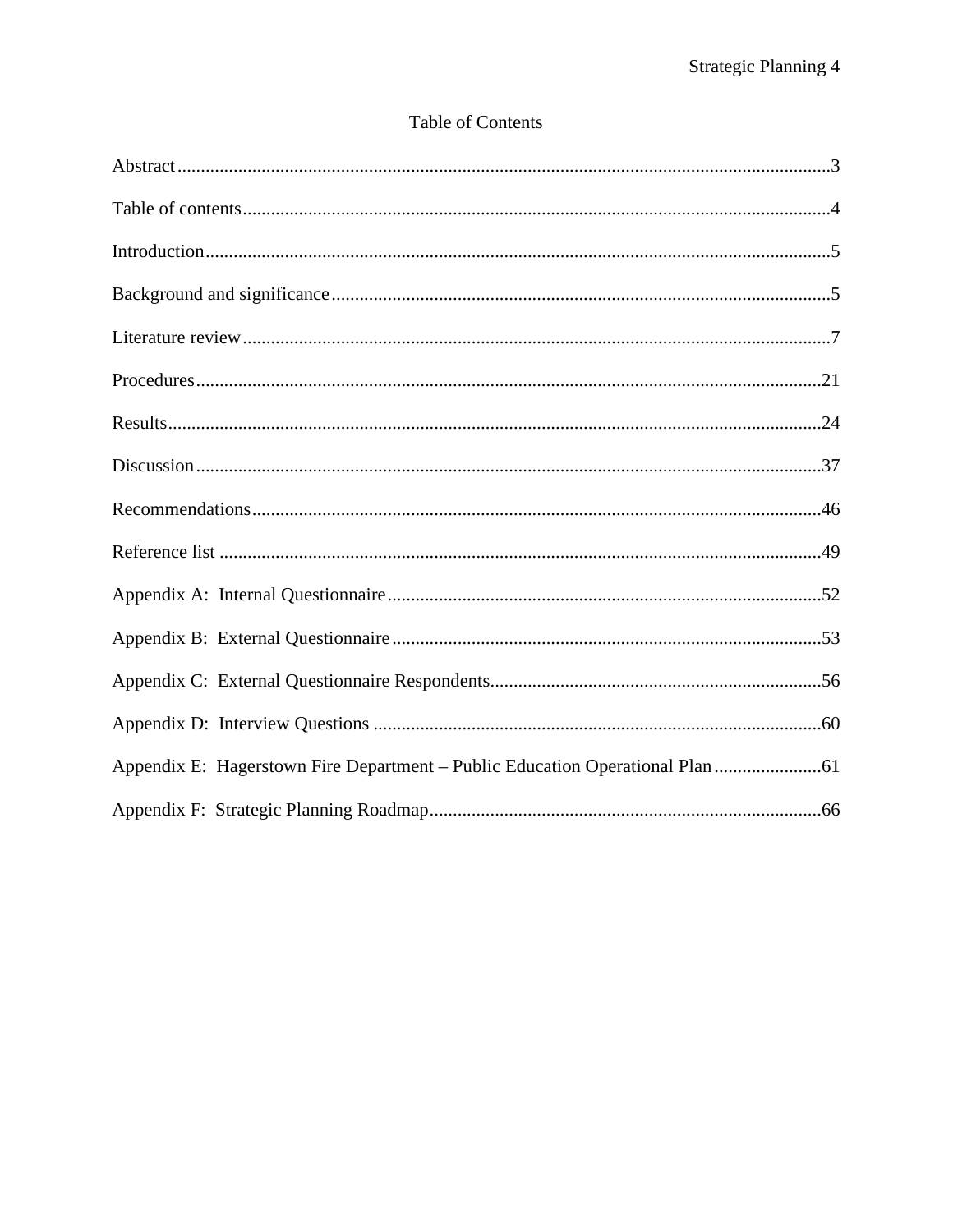# Table of Contents

Abstract....................................................................................................................................3

Table of contents........................................................................................................................4

Introduction................................................................................................................................5

Background and significance....................................................................................................5

Literature review........................................................................................................................7

Procedures................................................................................................................................21

Results.......................................................................................................................................24

Discussion.................................................................................................................................37

Recommendations....................................................................................................................46

Reference list ...........................................................................................................................49

Appendix A: Internal Questionnaire.......................................................................................52

Appendix B: External Questionnaire......................................................................................53

Appendix C: External Questionnaire Respondents..................................................................56

Appendix D: Interview Questions ...........................................................................................60

Appendix E: Hagerstown Fire Department – Public Education Operational Plan....................61

Appendix F: Strategic Planning Roadmap................................................................................66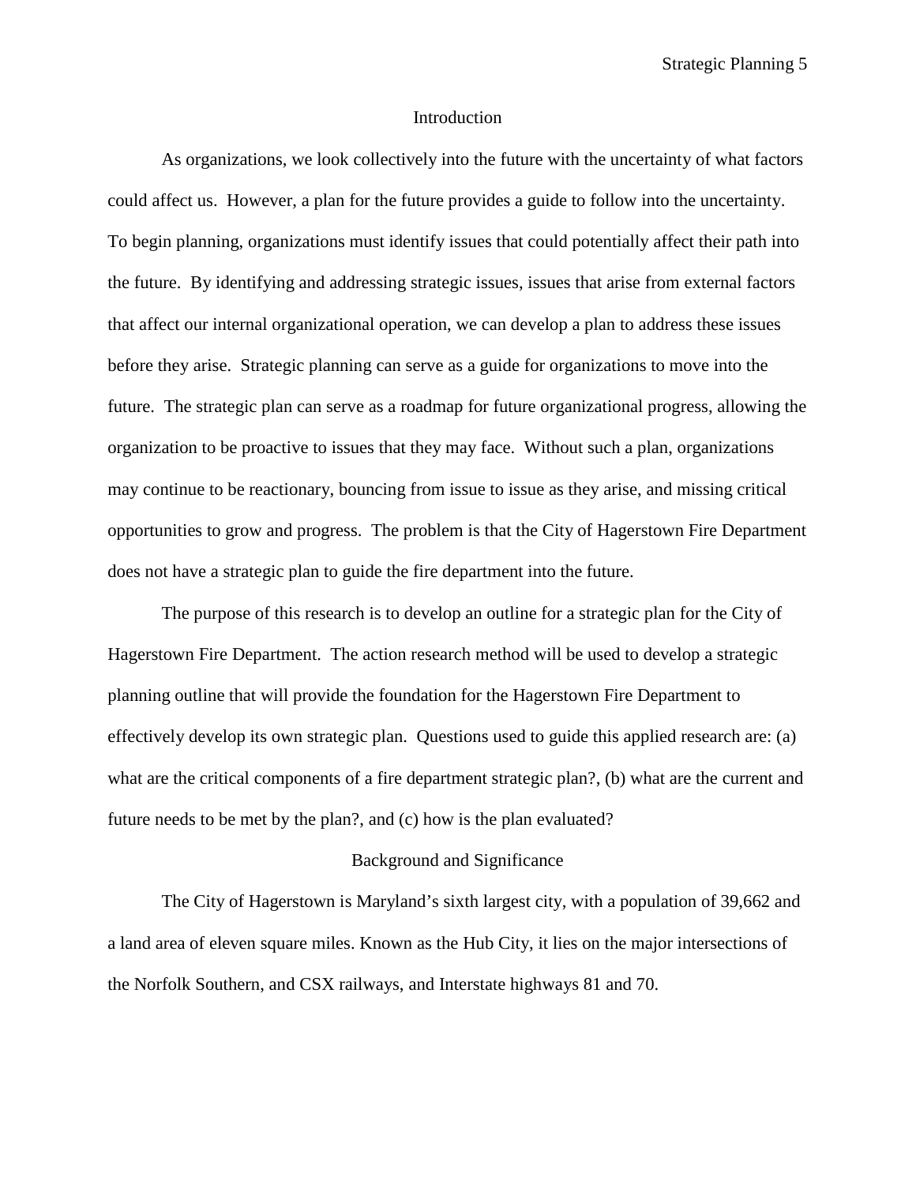## Introduction

As organizations, we look collectively into the future with the uncertainty of what factors could affect us. However, a plan for the future provides a guide to follow into the uncertainty. To begin planning, organizations must identify issues that could potentially affect their path into the future. By identifying and addressing strategic issues, issues that arise from external factors that affect our internal organizational operation, we can develop a plan to address these issues before they arise. Strategic planning can serve as a guide for organizations to move into the future. The strategic plan can serve as a roadmap for future organizational progress, allowing the organization to be proactive to issues that they may face. Without such a plan, organizations may continue to be reactionary, bouncing from issue to issue as they arise, and missing critical opportunities to grow and progress. The problem is that the City of Hagerstown Fire Department does not have a strategic plan to guide the fire department into the future.

The purpose of this research is to develop an outline for a strategic plan for the City of Hagerstown Fire Department. The action research method will be used to develop a strategic planning outline that will provide the foundation for the Hagerstown Fire Department to effectively develop its own strategic plan. Questions used to guide this applied research are: (a) what are the critical components of a fire department strategic plan?, (b) what are the current and future needs to be met by the plan?, and (c) how is the plan evaluated?

## Background and Significance

The City of Hagerstown is Maryland's sixth largest city, with a population of 39,662 and a land area of eleven square miles. Known as the Hub City, it lies on the major intersections of the Norfolk Southern, and CSX railways, and Interstate highways 81 and 70.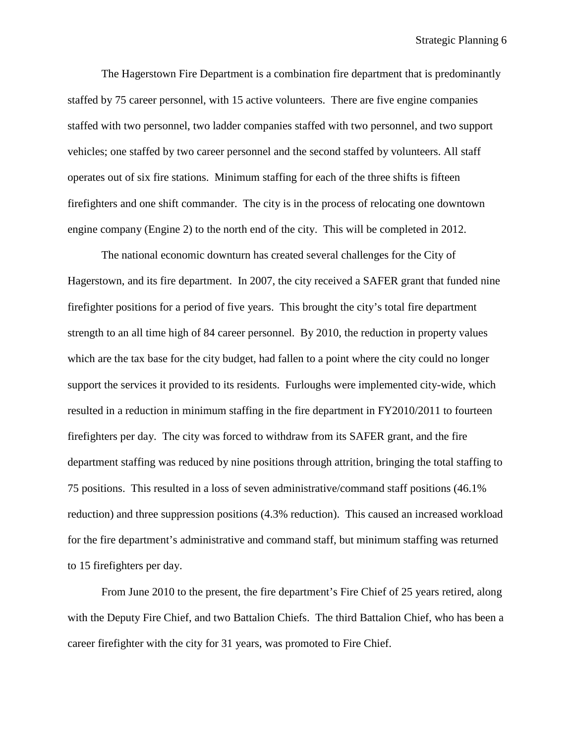The Hagerstown Fire Department is a combination fire department that is predominantly staffed by 75 career personnel, with 15 active volunteers. There are five engine companies staffed with two personnel, two ladder companies staffed with two personnel, and two support vehicles; one staffed by two career personnel and the second staffed by volunteers. All staff operates out of six fire stations. Minimum staffing for each of the three shifts is fifteen firefighters and one shift commander. The city is in the process of relocating one downtown engine company (Engine 2) to the north end of the city. This will be completed in 2012.

The national economic downturn has created several challenges for the City of Hagerstown, and its fire department. In 2007, the city received a SAFER grant that funded nine firefighter positions for a period of five years. This brought the city's total fire department strength to an all time high of 84 career personnel. By 2010, the reduction in property values which are the tax base for the city budget, had fallen to a point where the city could no longer support the services it provided to its residents. Furloughs were implemented city-wide, which resulted in a reduction in minimum staffing in the fire department in FY2010/2011 to fourteen firefighters per day. The city was forced to withdraw from its SAFER grant, and the fire department staffing was reduced by nine positions through attrition, bringing the total staffing to 75 positions. This resulted in a loss of seven administrative/command staff positions (46.1% reduction) and three suppression positions (4.3% reduction). This caused an increased workload for the fire department's administrative and command staff, but minimum staffing was returned to 15 firefighters per day.

From June 2010 to the present, the fire department's Fire Chief of 25 years retired, along with the Deputy Fire Chief, and two Battalion Chiefs. The third Battalion Chief, who has been a career firefighter with the city for 31 years, was promoted to Fire Chief.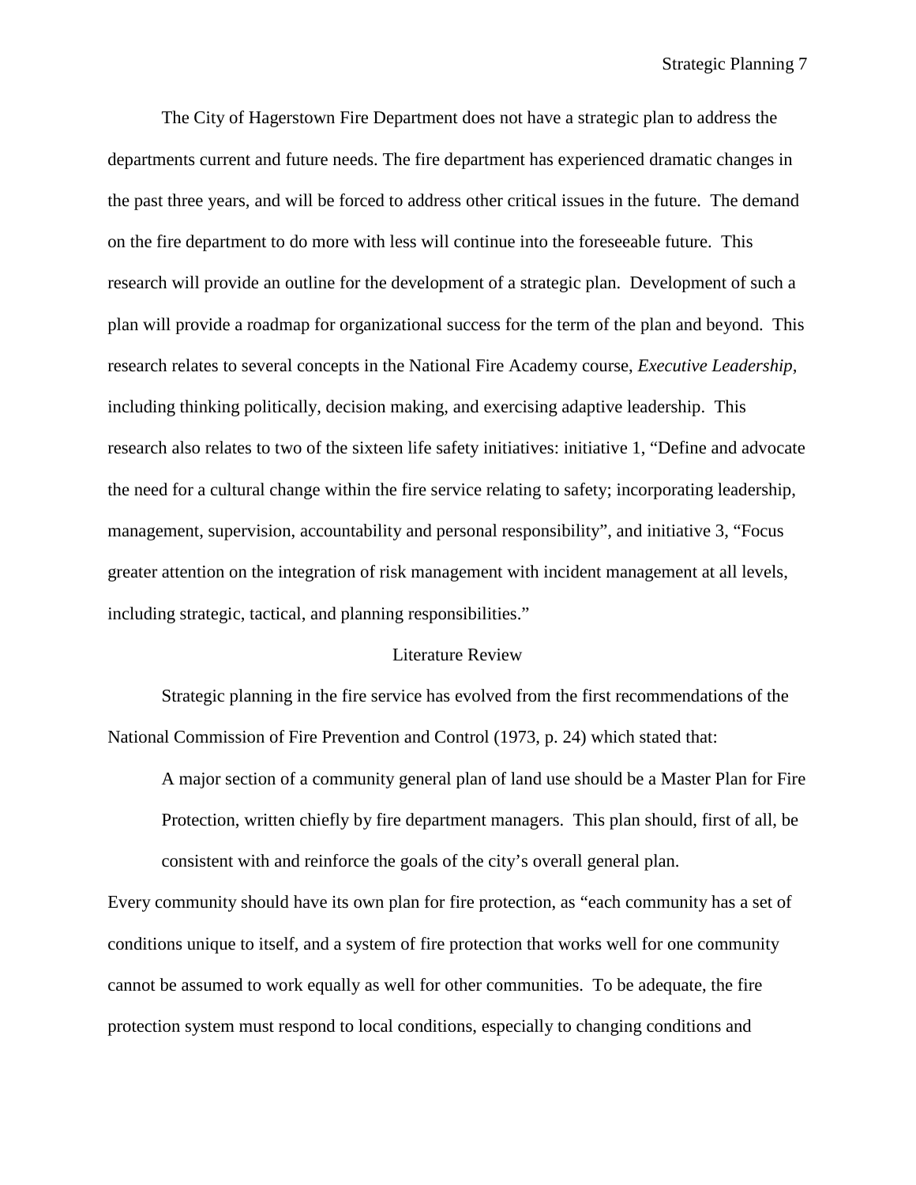The City of Hagerstown Fire Department does not have a strategic plan to address the departments current and future needs. The fire department has experienced dramatic changes in the past three years, and will be forced to address other critical issues in the future. The demand on the fire department to do more with less will continue into the foreseeable future. This research will provide an outline for the development of a strategic plan. Development of such a plan will provide a roadmap for organizational success for the term of the plan and beyond. This research relates to several concepts in the National Fire Academy course, *Executive Leadership,* including thinking politically, decision making, and exercising adaptive leadership. This research also relates to two of the sixteen life safety initiatives: initiative 1, "Define and advocate the need for a cultural change within the fire service relating to safety; incorporating leadership, management, supervision, accountability and personal responsibility", and initiative 3, "Focus greater attention on the integration of risk management with incident management at all levels, including strategic, tactical, and planning responsibilities."

## Literature Review

Strategic planning in the fire service has evolved from the first recommendations of the National Commission of Fire Prevention and Control (1973, p. 24) which stated that:

> A major section of a community general plan of land use should be a Master Plan for Fire Protection, written chiefly by fire department managers. This plan should, first of all, be consistent with and reinforce the goals of the city's overall general plan.

Every community should have its own plan for fire protection, as "each community has a set of conditions unique to itself, and a system of fire protection that works well for one community cannot be assumed to work equally as well for other communities. To be adequate, the fire protection system must respond to local conditions, especially to changing conditions and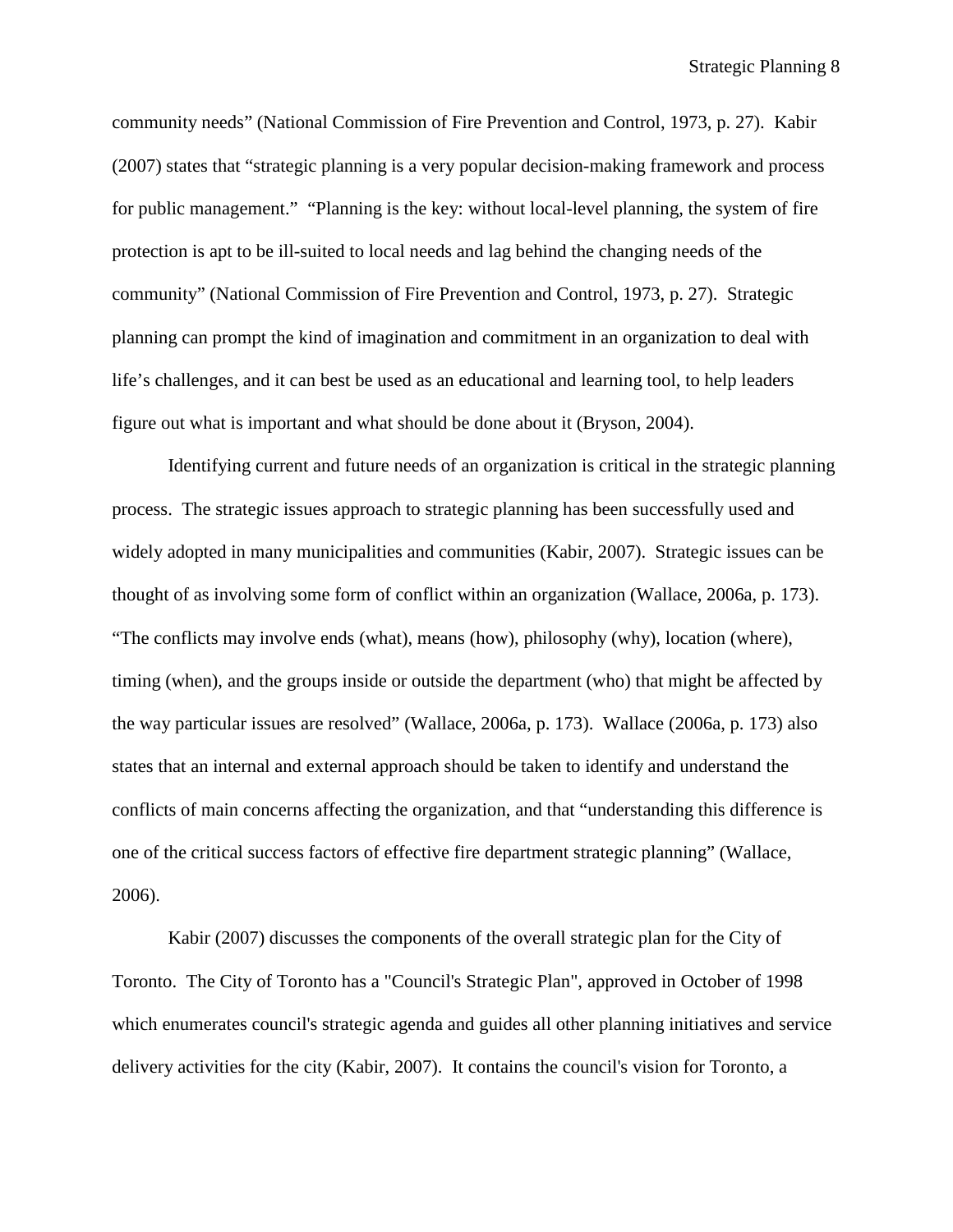community needs" (National Commission of Fire Prevention and Control, 1973, p. 27). Kabir (2007) states that "strategic planning is a very popular decision-making framework and process for public management." "Planning is the key: without local-level planning, the system of fire protection is apt to be ill-suited to local needs and lag behind the changing needs of the community" (National Commission of Fire Prevention and Control, 1973, p. 27). Strategic planning can prompt the kind of imagination and commitment in an organization to deal with life's challenges, and it can best be used as an educational and learning tool, to help leaders figure out what is important and what should be done about it (Bryson, 2004).

Identifying current and future needs of an organization is critical in the strategic planning process. The strategic issues approach to strategic planning has been successfully used and widely adopted in many municipalities and communities (Kabir, 2007). Strategic issues can be thought of as involving some form of conflict within an organization (Wallace, 2006a, p. 173). "The conflicts may involve ends (what), means (how), philosophy (why), location (where), timing (when), and the groups inside or outside the department (who) that might be affected by the way particular issues are resolved" (Wallace, 2006a, p. 173). Wallace (2006a, p. 173) also states that an internal and external approach should be taken to identify and understand the conflicts of main concerns affecting the organization, and that "understanding this difference is one of the critical success factors of effective fire department strategic planning" (Wallace, 2006).

Kabir (2007) discusses the components of the overall strategic plan for the City of Toronto. The City of Toronto has a "Council's Strategic Plan", approved in October of 1998 which enumerates council's strategic agenda and guides all other planning initiatives and service delivery activities for the city (Kabir, 2007). It contains the council's vision for Toronto, a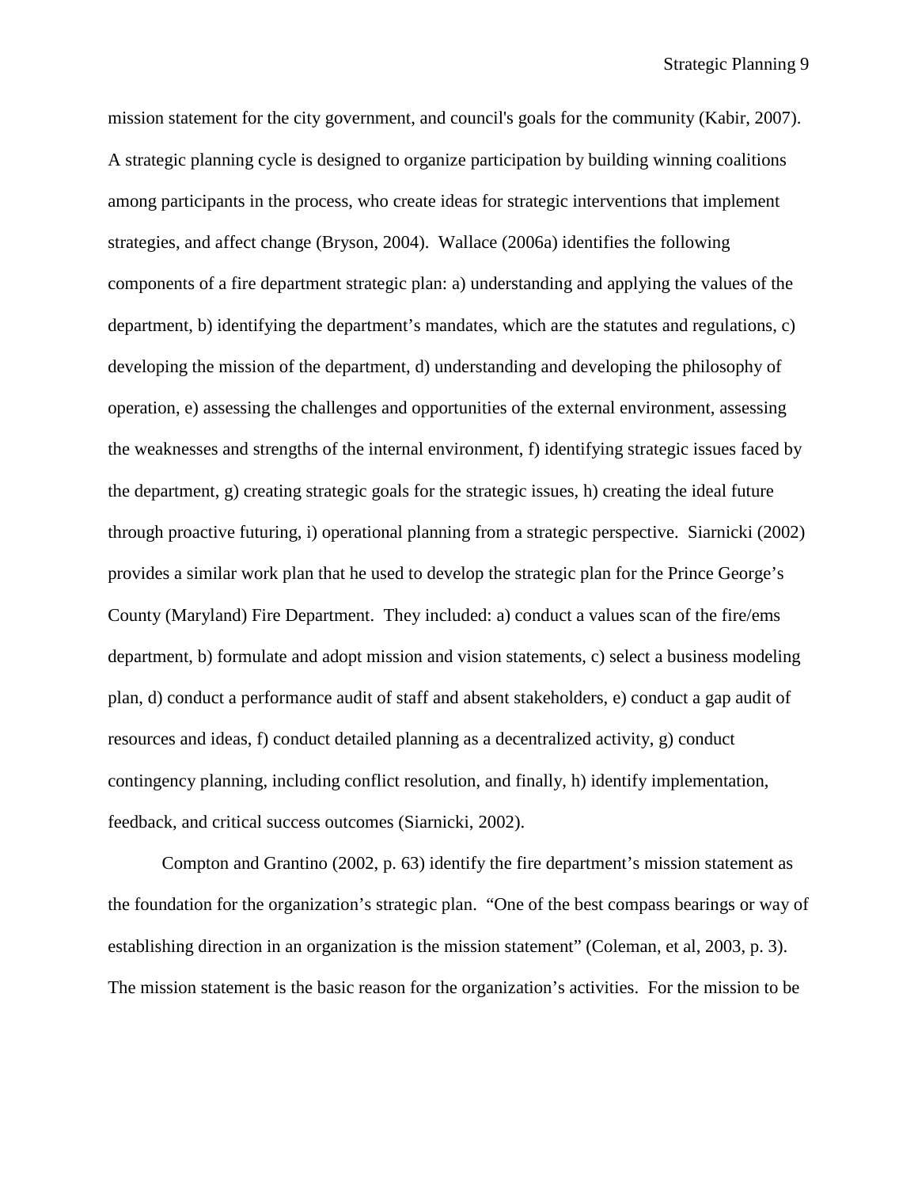mission statement for the city government, and council's goals for the community (Kabir, 2007). A strategic planning cycle is designed to organize participation by building winning coalitions among participants in the process, who create ideas for strategic interventions that implement strategies, and affect change (Bryson, 2004). Wallace (2006a) identifies the following components of a fire department strategic plan: a) understanding and applying the values of the department, b) identifying the department's mandates, which are the statutes and regulations, c) developing the mission of the department, d) understanding and developing the philosophy of operation, e) assessing the challenges and opportunities of the external environment, assessing the weaknesses and strengths of the internal environment, f) identifying strategic issues faced by the department, g) creating strategic goals for the strategic issues, h) creating the ideal future through proactive futuring, i) operational planning from a strategic perspective. Siarnicki (2002) provides a similar work plan that he used to develop the strategic plan for the Prince George's County (Maryland) Fire Department. They included: a) conduct a values scan of the fire/ems department, b) formulate and adopt mission and vision statements, c) select a business modeling plan, d) conduct a performance audit of staff and absent stakeholders, e) conduct a gap audit of resources and ideas, f) conduct detailed planning as a decentralized activity, g) conduct contingency planning, including conflict resolution, and finally, h) identify implementation, feedback, and critical success outcomes (Siarnicki, 2002).

Compton and Grantino (2002, p. 63) identify the fire department's mission statement as the foundation for the organization's strategic plan. "One of the best compass bearings or way of establishing direction in an organization is the mission statement" (Coleman, et al, 2003, p. 3). The mission statement is the basic reason for the organization's activities. For the mission to be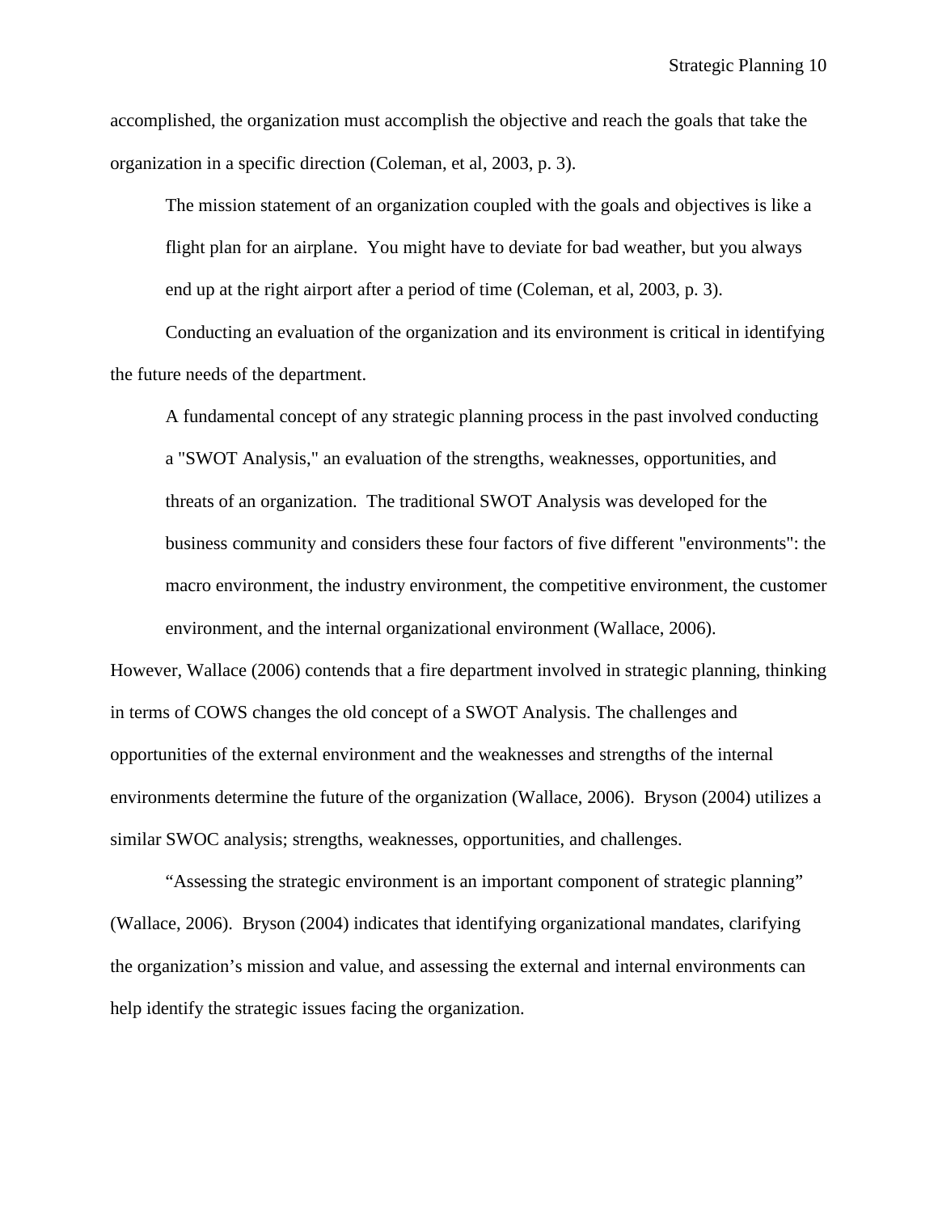accomplished, the organization must accomplish the objective and reach the goals that take the organization in a specific direction (Coleman, et al, 2003, p. 3).

> The mission statement of an organization coupled with the goals and objectives is like a flight plan for an airplane.  You might have to deviate for bad weather, but you always end up at the right airport after a period of time (Coleman, et al, 2003, p. 3).

Conducting an evaluation of the organization and its environment is critical in identifying the future needs of the department.

> A fundamental concept of any strategic planning process in the past involved conducting a "SWOT Analysis," an evaluation of the strengths, weaknesses, opportunities, and threats of an organization.  The traditional SWOT Analysis was developed for the business community and considers these four factors of five different "environments": the macro environment, the industry environment, the competitive environment, the customer environment, and the internal organizational environment (Wallace, 2006).

However, Wallace (2006) contends that a fire department involved in strategic planning, thinking in terms of COWS changes the old concept of a SWOT Analysis. The challenges and opportunities of the external environment and the weaknesses and strengths of the internal environments determine the future of the organization (Wallace, 2006).  Bryson (2004) utilizes a similar SWOC analysis; strengths, weaknesses, opportunities, and challenges.

"Assessing the strategic environment is an important component of strategic planning" (Wallace, 2006).  Bryson (2004) indicates that identifying organizational mandates, clarifying the organization's mission and value, and assessing the external and internal environments can help identify the strategic issues facing the organization.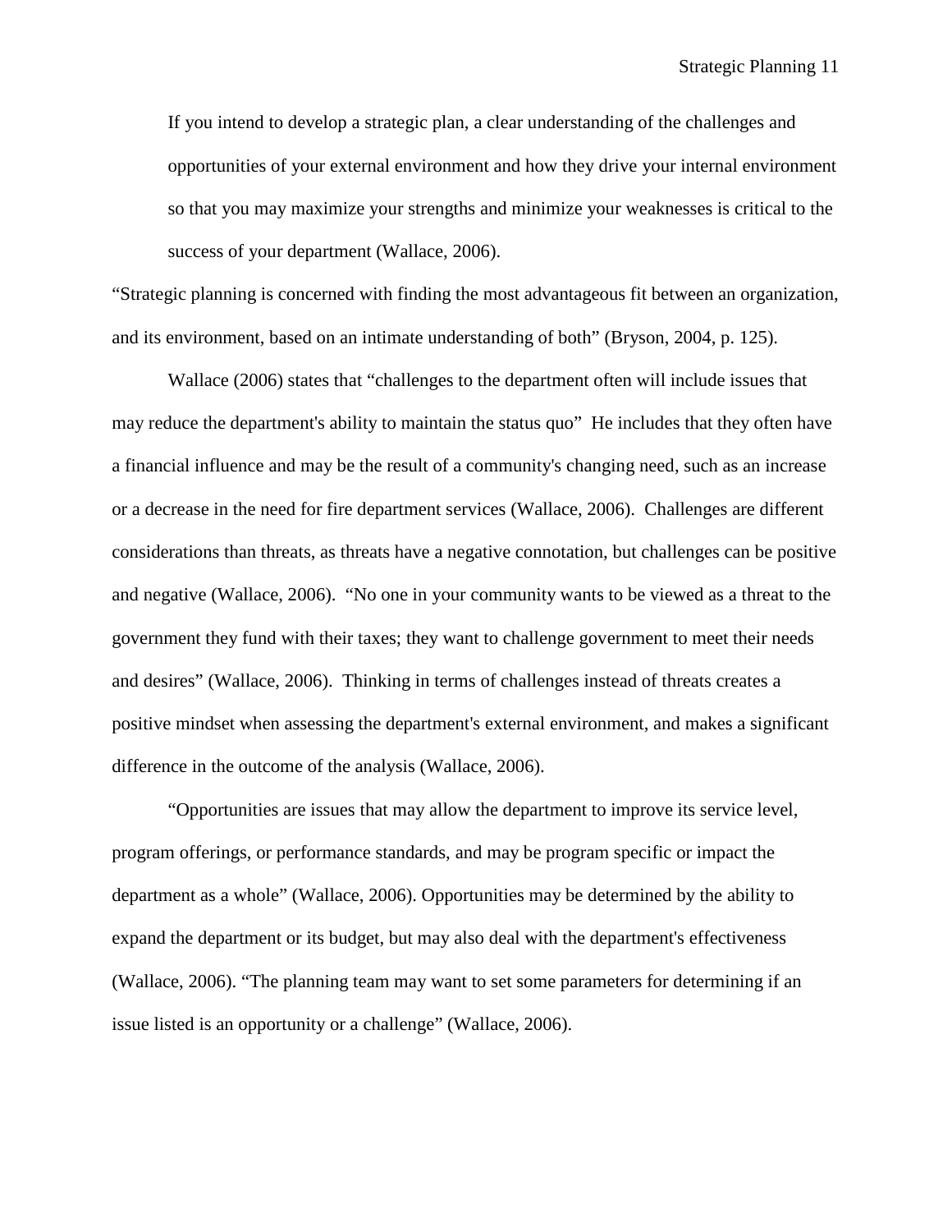> If you intend to develop a strategic plan, a clear understanding of the challenges and opportunities of your external environment and how they drive your internal environment so that you may maximize your strengths and minimize your weaknesses is critical to the success of your department (Wallace, 2006).

“Strategic planning is concerned with finding the most advantageous fit between an organization, and its environment, based on an intimate understanding of both” (Bryson, 2004, p. 125).

Wallace (2006) states that “challenges to the department often will include issues that may reduce the department's ability to maintain the status quo” He includes that they often have a financial influence and may be the result of a community's changing need, such as an increase or a decrease in the need for fire department services (Wallace, 2006). Challenges are different considerations than threats, as threats have a negative connotation, but challenges can be positive and negative (Wallace, 2006). “No one in your community wants to be viewed as a threat to the government they fund with their taxes; they want to challenge government to meet their needs and desires” (Wallace, 2006). Thinking in terms of challenges instead of threats creates a positive mindset when assessing the department's external environment, and makes a significant difference in the outcome of the analysis (Wallace, 2006).

“Opportunities are issues that may allow the department to improve its service level, program offerings, or performance standards, and may be program specific or impact the department as a whole” (Wallace, 2006). Opportunities may be determined by the ability to expand the department or its budget, but may also deal with the department's effectiveness (Wallace, 2006). “The planning team may want to set some parameters for determining if an issue listed is an opportunity or a challenge” (Wallace, 2006).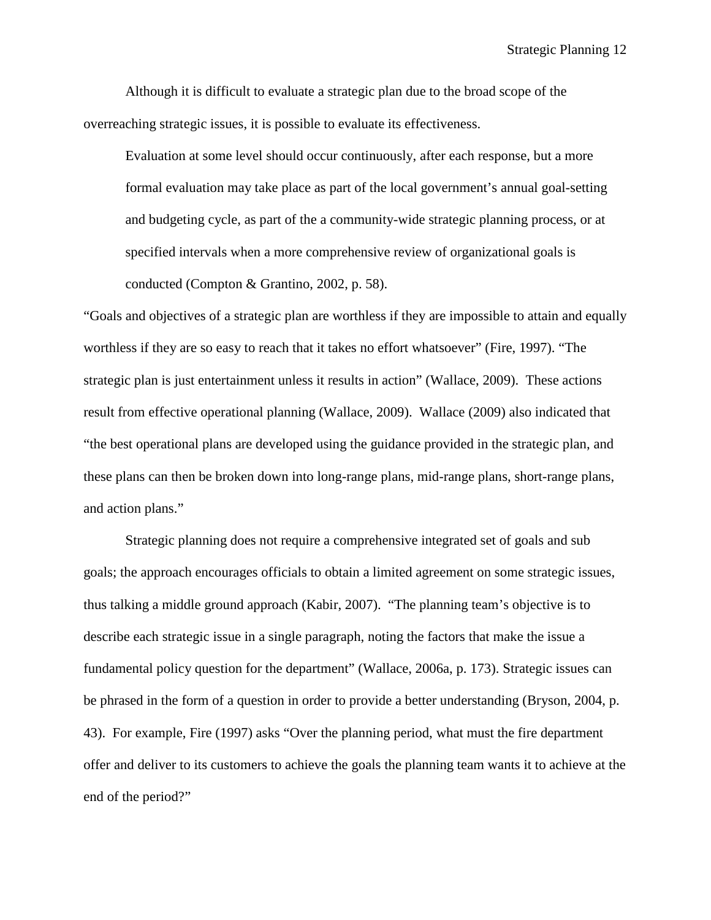Although it is difficult to evaluate a strategic plan due to the broad scope of the overreaching strategic issues, it is possible to evaluate its effectiveness.

> Evaluation at some level should occur continuously, after each response, but a more formal evaluation may take place as part of the local government's annual goal-setting and budgeting cycle, as part of the a community-wide strategic planning process, or at specified intervals when a more comprehensive review of organizational goals is conducted (Compton & Grantino, 2002, p. 58).

"Goals and objectives of a strategic plan are worthless if they are impossible to attain and equally worthless if they are so easy to reach that it takes no effort whatsoever" (Fire, 1997). "The strategic plan is just entertainment unless it results in action" (Wallace, 2009). These actions result from effective operational planning (Wallace, 2009). Wallace (2009) also indicated that "the best operational plans are developed using the guidance provided in the strategic plan, and these plans can then be broken down into long-range plans, mid-range plans, short-range plans, and action plans."

Strategic planning does not require a comprehensive integrated set of goals and sub goals; the approach encourages officials to obtain a limited agreement on some strategic issues, thus talking a middle ground approach (Kabir, 2007). "The planning team's objective is to describe each strategic issue in a single paragraph, noting the factors that make the issue a fundamental policy question for the department" (Wallace, 2006a, p. 173). Strategic issues can be phrased in the form of a question in order to provide a better understanding (Bryson, 2004, p. 43). For example, Fire (1997) asks "Over the planning period, what must the fire department offer and deliver to its customers to achieve the goals the planning team wants it to achieve at the end of the period?"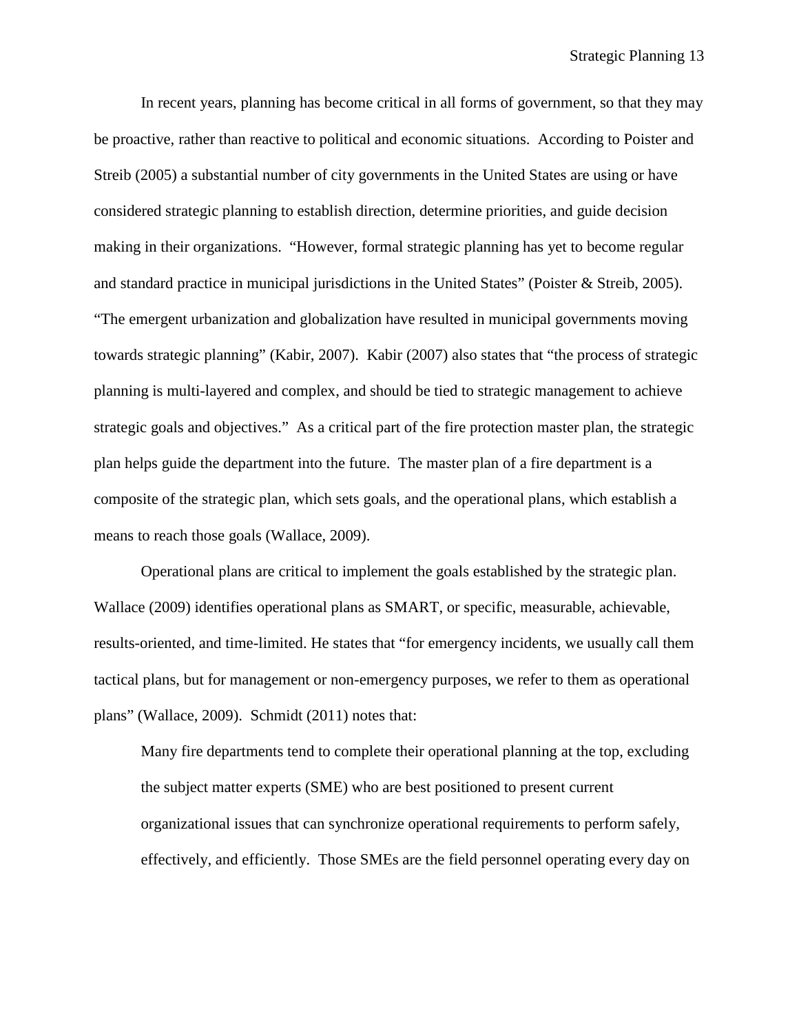In recent years, planning has become critical in all forms of government, so that they may be proactive, rather than reactive to political and economic situations. According to Poister and Streib (2005) a substantial number of city governments in the United States are using or have considered strategic planning to establish direction, determine priorities, and guide decision making in their organizations. "However, formal strategic planning has yet to become regular and standard practice in municipal jurisdictions in the United States" (Poister & Streib, 2005). "The emergent urbanization and globalization have resulted in municipal governments moving towards strategic planning" (Kabir, 2007). Kabir (2007) also states that "the process of strategic planning is multi-layered and complex, and should be tied to strategic management to achieve strategic goals and objectives." As a critical part of the fire protection master plan, the strategic plan helps guide the department into the future. The master plan of a fire department is a composite of the strategic plan, which sets goals, and the operational plans, which establish a means to reach those goals (Wallace, 2009).

Operational plans are critical to implement the goals established by the strategic plan. Wallace (2009) identifies operational plans as SMART, or specific, measurable, achievable, results-oriented, and time-limited. He states that "for emergency incidents, we usually call them tactical plans, but for management or non-emergency purposes, we refer to them as operational plans" (Wallace, 2009). Schmidt (2011) notes that:

> Many fire departments tend to complete their operational planning at the top, excluding the subject matter experts (SME) who are best positioned to present current organizational issues that can synchronize operational requirements to perform safely, effectively, and efficiently. Those SMEs are the field personnel operating every day on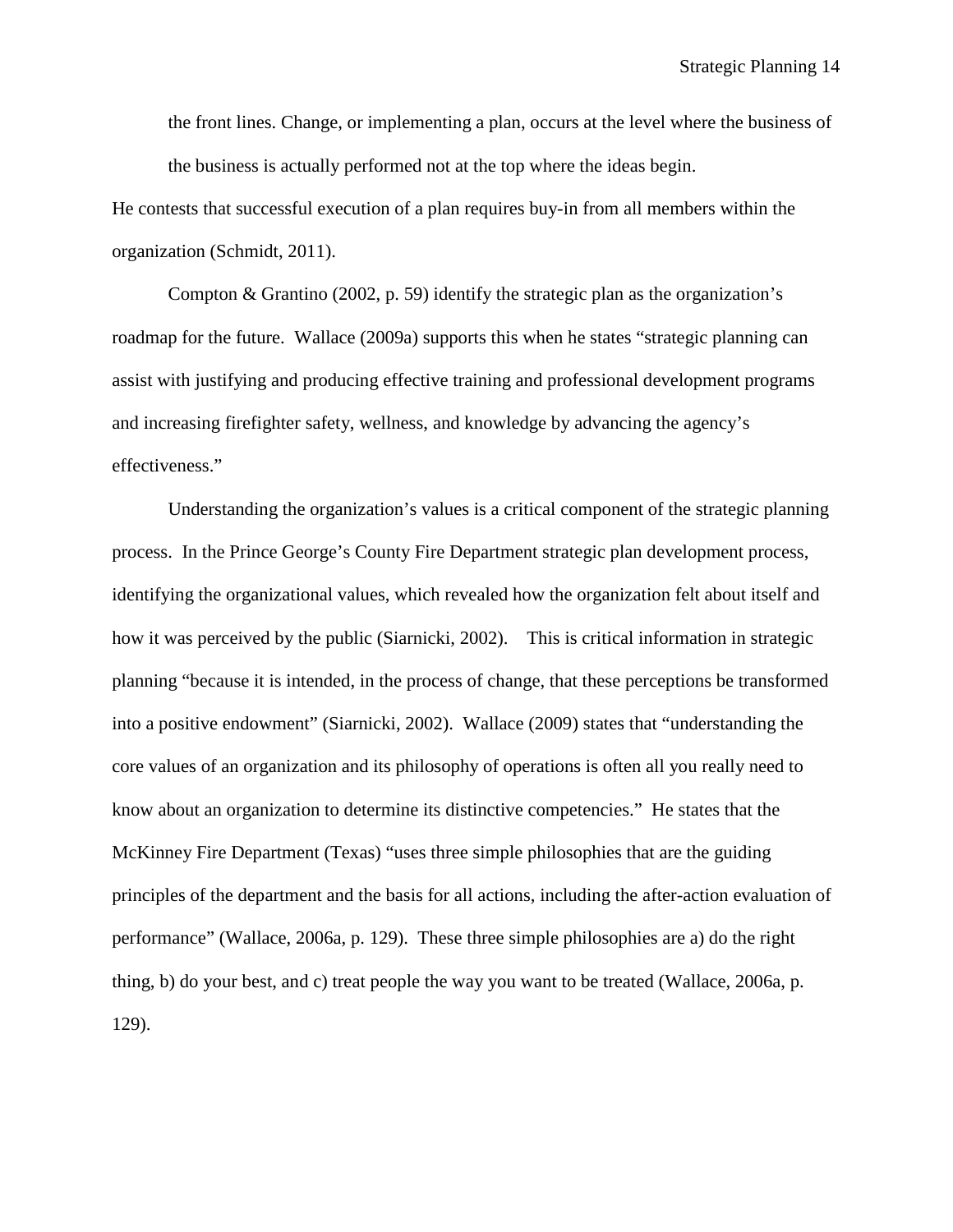> the front lines. Change, or implementing a plan, occurs at the level where the business of the business is actually performed not at the top where the ideas begin.

He contests that successful execution of a plan requires buy-in from all members within the organization (Schmidt, 2011).

Compton & Grantino (2002, p. 59) identify the strategic plan as the organization's roadmap for the future. Wallace (2009a) supports this when he states "strategic planning can assist with justifying and producing effective training and professional development programs and increasing firefighter safety, wellness, and knowledge by advancing the agency's effectiveness."

Understanding the organization's values is a critical component of the strategic planning process. In the Prince George's County Fire Department strategic plan development process, identifying the organizational values, which revealed how the organization felt about itself and how it was perceived by the public (Siarnicki, 2002). This is critical information in strategic planning "because it is intended, in the process of change, that these perceptions be transformed into a positive endowment" (Siarnicki, 2002). Wallace (2009) states that "understanding the core values of an organization and its philosophy of operations is often all you really need to know about an organization to determine its distinctive competencies." He states that the McKinney Fire Department (Texas) "uses three simple philosophies that are the guiding principles of the department and the basis for all actions, including the after-action evaluation of performance" (Wallace, 2006a, p. 129). These three simple philosophies are a) do the right thing, b) do your best, and c) treat people the way you want to be treated (Wallace, 2006a, p. 129).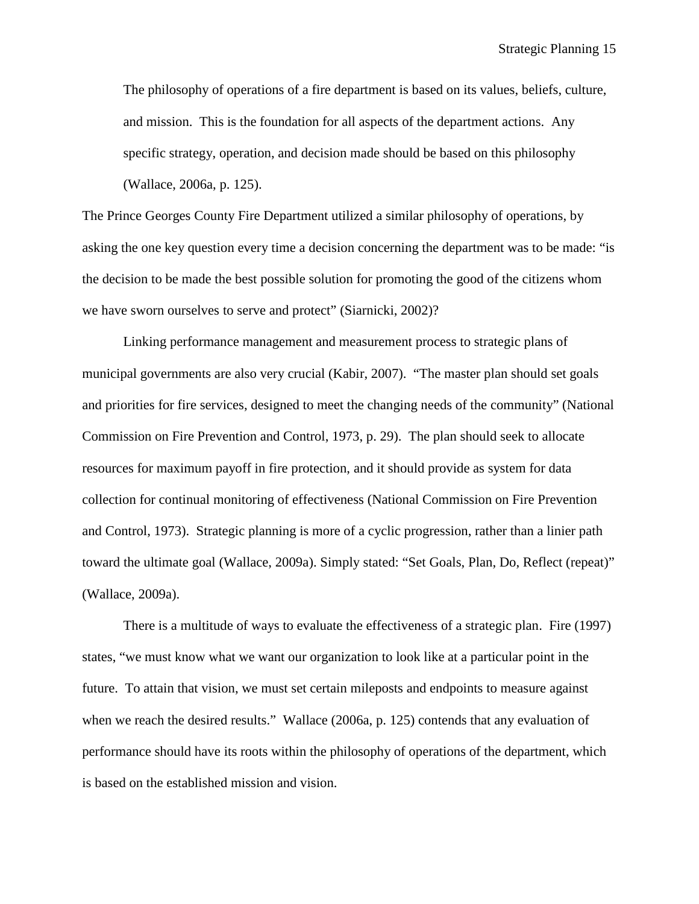> The philosophy of operations of a fire department is based on its values, beliefs, culture, and mission. This is the foundation for all aspects of the department actions. Any specific strategy, operation, and decision made should be based on this philosophy (Wallace, 2006a, p. 125).

The Prince Georges County Fire Department utilized a similar philosophy of operations, by asking the one key question every time a decision concerning the department was to be made: "is the decision to be made the best possible solution for promoting the good of the citizens whom we have sworn ourselves to serve and protect" (Siarnicki, 2002)?

Linking performance management and measurement process to strategic plans of municipal governments are also very crucial (Kabir, 2007). "The master plan should set goals and priorities for fire services, designed to meet the changing needs of the community" (National Commission on Fire Prevention and Control, 1973, p. 29). The plan should seek to allocate resources for maximum payoff in fire protection, and it should provide as system for data collection for continual monitoring of effectiveness (National Commission on Fire Prevention and Control, 1973). Strategic planning is more of a cyclic progression, rather than a linier path toward the ultimate goal (Wallace, 2009a). Simply stated: "Set Goals, Plan, Do, Reflect (repeat)" (Wallace, 2009a).

There is a multitude of ways to evaluate the effectiveness of a strategic plan. Fire (1997) states, "we must know what we want our organization to look like at a particular point in the future. To attain that vision, we must set certain mileposts and endpoints to measure against when we reach the desired results." Wallace (2006a, p. 125) contends that any evaluation of performance should have its roots within the philosophy of operations of the department, which is based on the established mission and vision.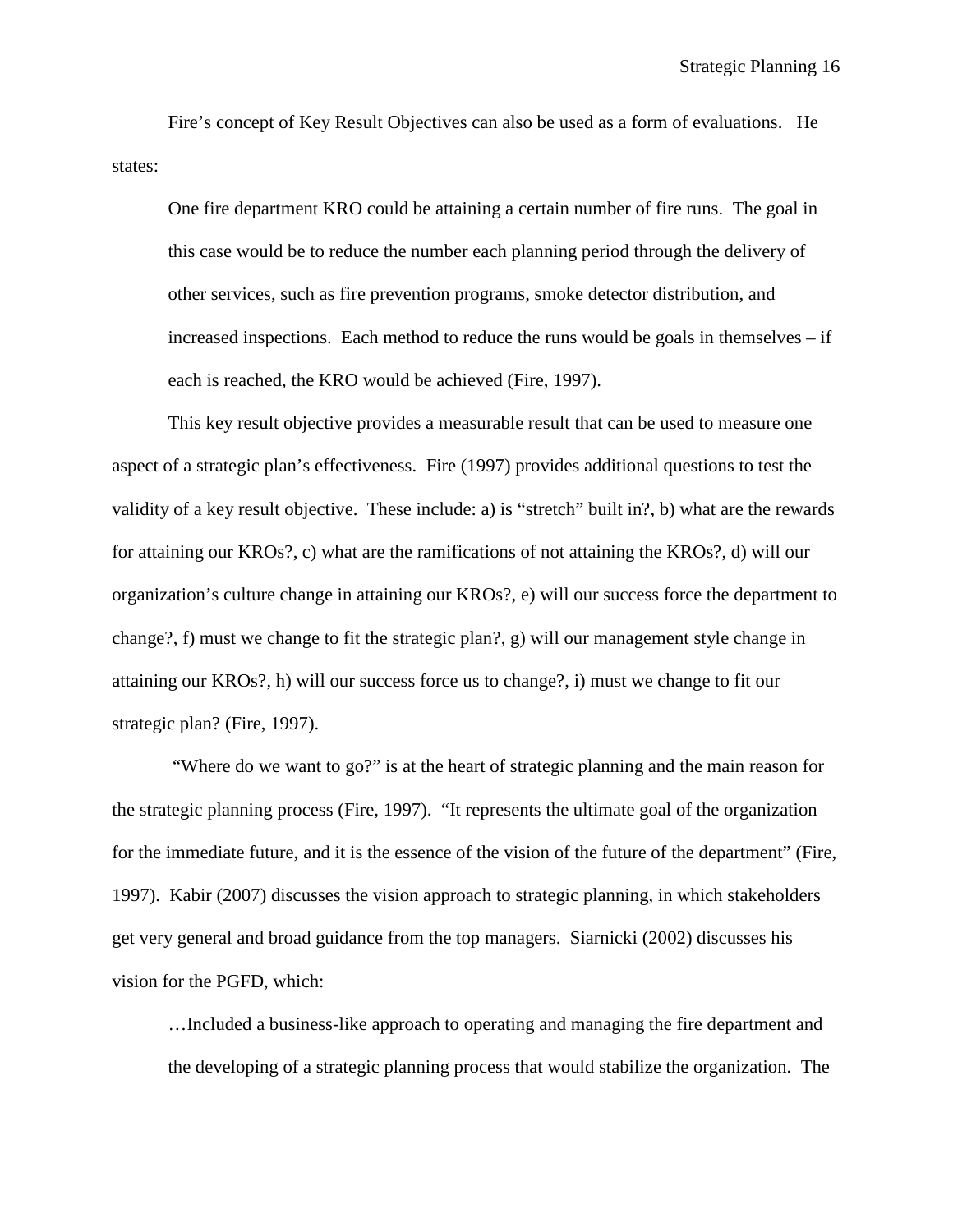Fire's concept of Key Result Objectives can also be used as a form of evaluations. He states:

> One fire department KRO could be attaining a certain number of fire runs. The goal in this case would be to reduce the number each planning period through the delivery of other services, such as fire prevention programs, smoke detector distribution, and increased inspections. Each method to reduce the runs would be goals in themselves – if each is reached, the KRO would be achieved (Fire, 1997).

This key result objective provides a measurable result that can be used to measure one aspect of a strategic plan's effectiveness. Fire (1997) provides additional questions to test the validity of a key result objective. These include: a) is "stretch" built in?, b) what are the rewards for attaining our KROs?, c) what are the ramifications of not attaining the KROs?, d) will our organization's culture change in attaining our KROs?, e) will our success force the department to change?, f) must we change to fit the strategic plan?, g) will our management style change in attaining our KROs?, h) will our success force us to change?, i) must we change to fit our strategic plan? (Fire, 1997).

"Where do we want to go?" is at the heart of strategic planning and the main reason for the strategic planning process (Fire, 1997). "It represents the ultimate goal of the organization for the immediate future, and it is the essence of the vision of the future of the department" (Fire, 1997). Kabir (2007) discusses the vision approach to strategic planning, in which stakeholders get very general and broad guidance from the top managers. Siarnicki (2002) discusses his vision for the PGFD, which:

> …Included a business-like approach to operating and managing the fire department and the developing of a strategic planning process that would stabilize the organization. The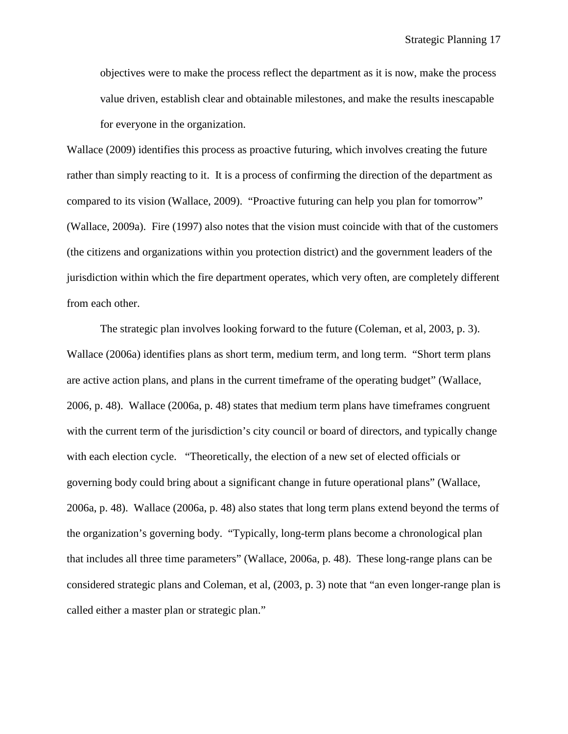> objectives were to make the process reflect the department as it is now, make the process value driven, establish clear and obtainable milestones, and make the results inescapable for everyone in the organization.

Wallace (2009) identifies this process as proactive futuring, which involves creating the future rather than simply reacting to it. It is a process of confirming the direction of the department as compared to its vision (Wallace, 2009). "Proactive futuring can help you plan for tomorrow" (Wallace, 2009a). Fire (1997) also notes that the vision must coincide with that of the customers (the citizens and organizations within you protection district) and the government leaders of the jurisdiction within which the fire department operates, which very often, are completely different from each other.

The strategic plan involves looking forward to the future (Coleman, et al, 2003, p. 3). Wallace (2006a) identifies plans as short term, medium term, and long term. "Short term plans are active action plans, and plans in the current timeframe of the operating budget" (Wallace, 2006, p. 48). Wallace (2006a, p. 48) states that medium term plans have timeframes congruent with the current term of the jurisdiction's city council or board of directors, and typically change with each election cycle. "Theoretically, the election of a new set of elected officials or governing body could bring about a significant change in future operational plans" (Wallace, 2006a, p. 48). Wallace (2006a, p. 48) also states that long term plans extend beyond the terms of the organization's governing body. "Typically, long-term plans become a chronological plan that includes all three time parameters" (Wallace, 2006a, p. 48). These long-range plans can be considered strategic plans and Coleman, et al, (2003, p. 3) note that "an even longer-range plan is called either a master plan or strategic plan."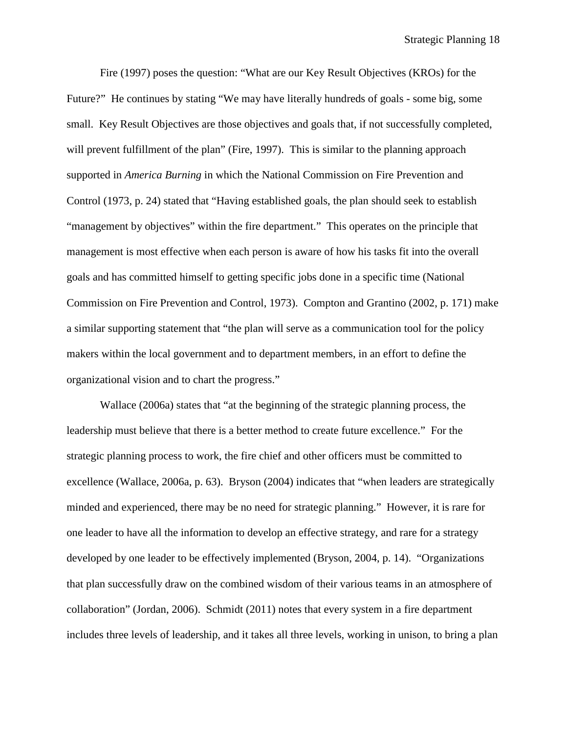Fire (1997) poses the question: "What are our Key Result Objectives (KROs) for the Future?" He continues by stating "We may have literally hundreds of goals - some big, some small. Key Result Objectives are those objectives and goals that, if not successfully completed, will prevent fulfillment of the plan" (Fire, 1997). This is similar to the planning approach supported in *America Burning* in which the National Commission on Fire Prevention and Control (1973, p. 24) stated that "Having established goals, the plan should seek to establish "management by objectives" within the fire department." This operates on the principle that management is most effective when each person is aware of how his tasks fit into the overall goals and has committed himself to getting specific jobs done in a specific time (National Commission on Fire Prevention and Control, 1973). Compton and Grantino (2002, p. 171) make a similar supporting statement that "the plan will serve as a communication tool for the policy makers within the local government and to department members, in an effort to define the organizational vision and to chart the progress."

Wallace (2006a) states that "at the beginning of the strategic planning process, the leadership must believe that there is a better method to create future excellence." For the strategic planning process to work, the fire chief and other officers must be committed to excellence (Wallace, 2006a, p. 63). Bryson (2004) indicates that "when leaders are strategically minded and experienced, there may be no need for strategic planning." However, it is rare for one leader to have all the information to develop an effective strategy, and rare for a strategy developed by one leader to be effectively implemented (Bryson, 2004, p. 14). "Organizations that plan successfully draw on the combined wisdom of their various teams in an atmosphere of collaboration" (Jordan, 2006). Schmidt (2011) notes that every system in a fire department includes three levels of leadership, and it takes all three levels, working in unison, to bring a plan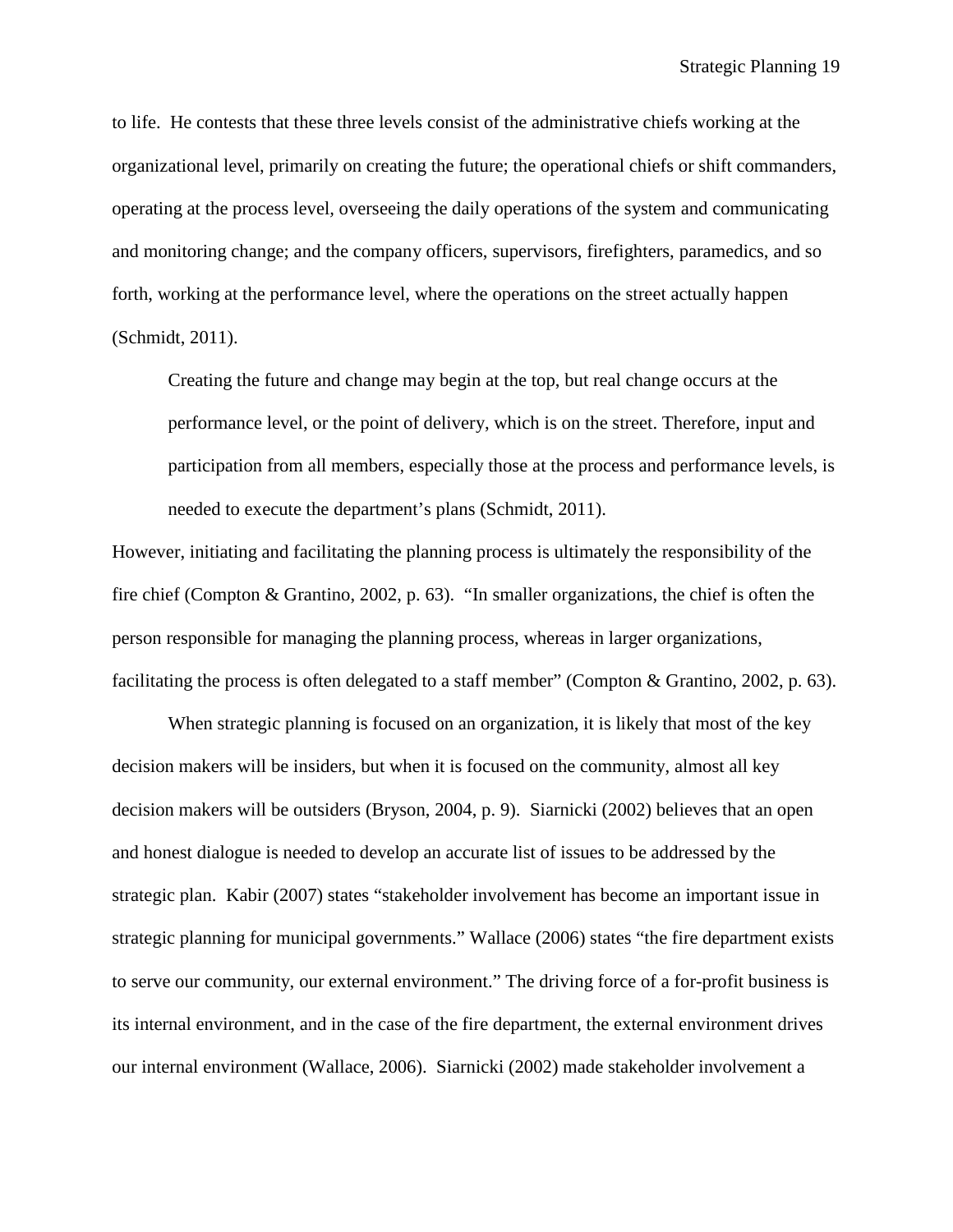to life. He contests that these three levels consist of the administrative chiefs working at the organizational level, primarily on creating the future; the operational chiefs or shift commanders, operating at the process level, overseeing the daily operations of the system and communicating and monitoring change; and the company officers, supervisors, firefighters, paramedics, and so forth, working at the performance level, where the operations on the street actually happen (Schmidt, 2011).

> Creating the future and change may begin at the top, but real change occurs at the performance level, or the point of delivery, which is on the street. Therefore, input and participation from all members, especially those at the process and performance levels, is needed to execute the department's plans (Schmidt, 2011).

However, initiating and facilitating the planning process is ultimately the responsibility of the fire chief (Compton & Grantino, 2002, p. 63). "In smaller organizations, the chief is often the person responsible for managing the planning process, whereas in larger organizations, facilitating the process is often delegated to a staff member" (Compton & Grantino, 2002, p. 63).

When strategic planning is focused on an organization, it is likely that most of the key decision makers will be insiders, but when it is focused on the community, almost all key decision makers will be outsiders (Bryson, 2004, p. 9). Siarnicki (2002) believes that an open and honest dialogue is needed to develop an accurate list of issues to be addressed by the strategic plan. Kabir (2007) states "stakeholder involvement has become an important issue in strategic planning for municipal governments." Wallace (2006) states "the fire department exists to serve our community, our external environment." The driving force of a for-profit business is its internal environment, and in the case of the fire department, the external environment drives our internal environment (Wallace, 2006). Siarnicki (2002) made stakeholder involvement a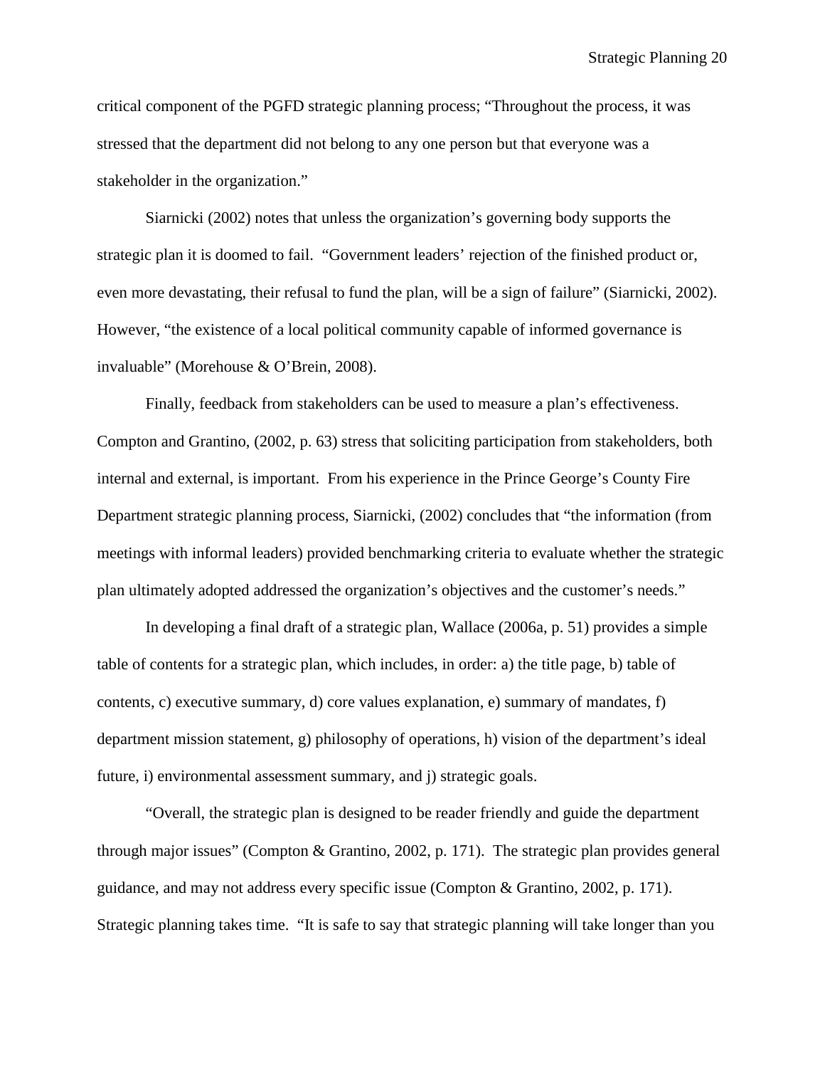critical component of the PGFD strategic planning process; "Throughout the process, it was stressed that the department did not belong to any one person but that everyone was a stakeholder in the organization."

Siarnicki (2002) notes that unless the organization's governing body supports the strategic plan it is doomed to fail. "Government leaders' rejection of the finished product or, even more devastating, their refusal to fund the plan, will be a sign of failure" (Siarnicki, 2002). However, "the existence of a local political community capable of informed governance is invaluable" (Morehouse & O'Brein, 2008).

Finally, feedback from stakeholders can be used to measure a plan's effectiveness. Compton and Grantino, (2002, p. 63) stress that soliciting participation from stakeholders, both internal and external, is important. From his experience in the Prince George's County Fire Department strategic planning process, Siarnicki, (2002) concludes that "the information (from meetings with informal leaders) provided benchmarking criteria to evaluate whether the strategic plan ultimately adopted addressed the organization's objectives and the customer's needs."

In developing a final draft of a strategic plan, Wallace (2006a, p. 51) provides a simple table of contents for a strategic plan, which includes, in order: a) the title page, b) table of contents, c) executive summary, d) core values explanation, e) summary of mandates, f) department mission statement, g) philosophy of operations, h) vision of the department's ideal future, i) environmental assessment summary, and j) strategic goals.

"Overall, the strategic plan is designed to be reader friendly and guide the department through major issues" (Compton & Grantino, 2002, p. 171). The strategic plan provides general guidance, and may not address every specific issue (Compton & Grantino, 2002, p. 171). Strategic planning takes time. "It is safe to say that strategic planning will take longer than you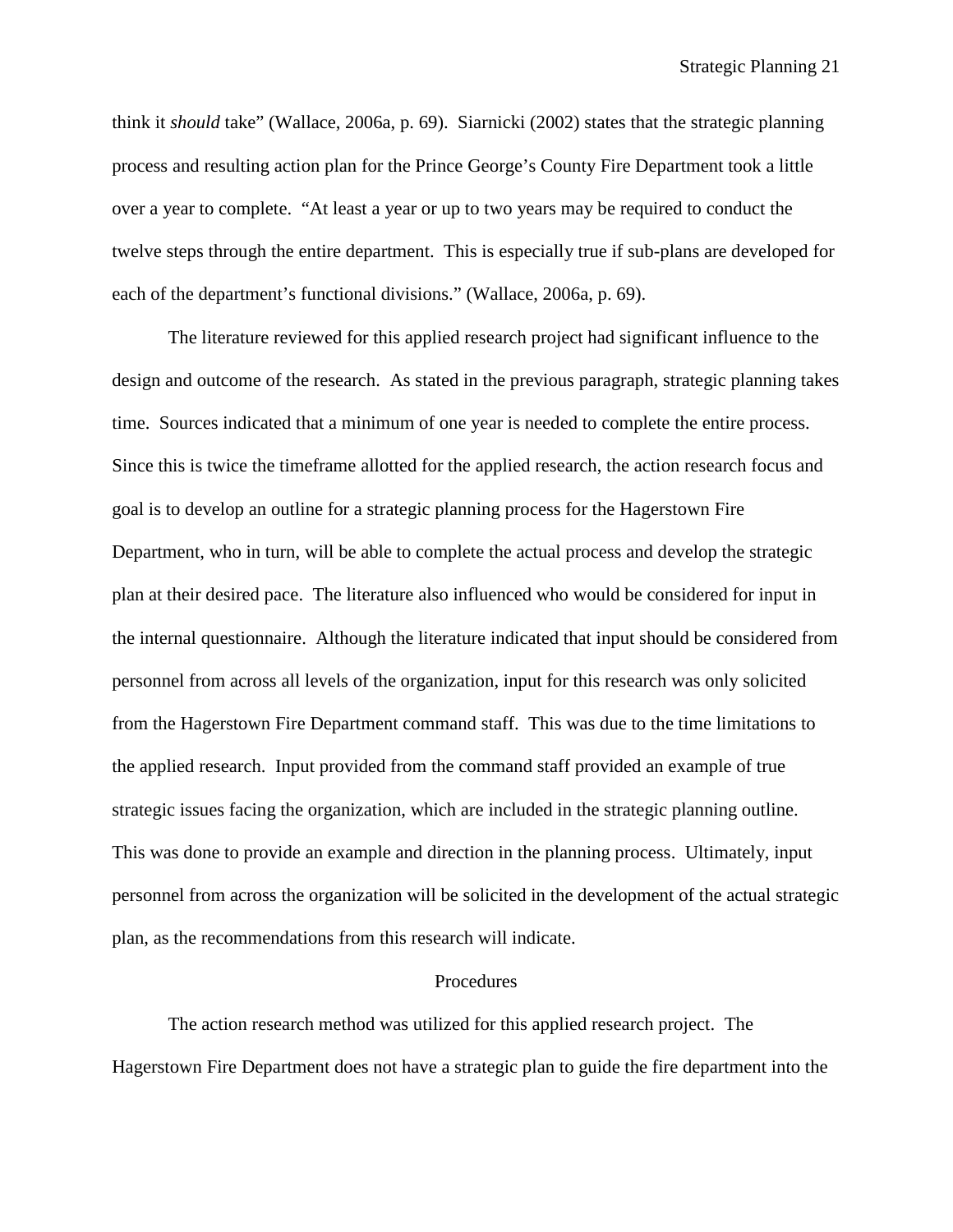think it *should* take" (Wallace, 2006a, p. 69). Siarnicki (2002) states that the strategic planning process and resulting action plan for the Prince George's County Fire Department took a little over a year to complete. "At least a year or up to two years may be required to conduct the twelve steps through the entire department. This is especially true if sub-plans are developed for each of the department's functional divisions." (Wallace, 2006a, p. 69).

The literature reviewed for this applied research project had significant influence to the design and outcome of the research. As stated in the previous paragraph, strategic planning takes time. Sources indicated that a minimum of one year is needed to complete the entire process. Since this is twice the timeframe allotted for the applied research, the action research focus and goal is to develop an outline for a strategic planning process for the Hagerstown Fire Department, who in turn, will be able to complete the actual process and develop the strategic plan at their desired pace. The literature also influenced who would be considered for input in the internal questionnaire. Although the literature indicated that input should be considered from personnel from across all levels of the organization, input for this research was only solicited from the Hagerstown Fire Department command staff. This was due to the time limitations to the applied research. Input provided from the command staff provided an example of true strategic issues facing the organization, which are included in the strategic planning outline. This was done to provide an example and direction in the planning process. Ultimately, input personnel from across the organization will be solicited in the development of the actual strategic plan, as the recommendations from this research will indicate.

## Procedures

The action research method was utilized for this applied research project. The Hagerstown Fire Department does not have a strategic plan to guide the fire department into the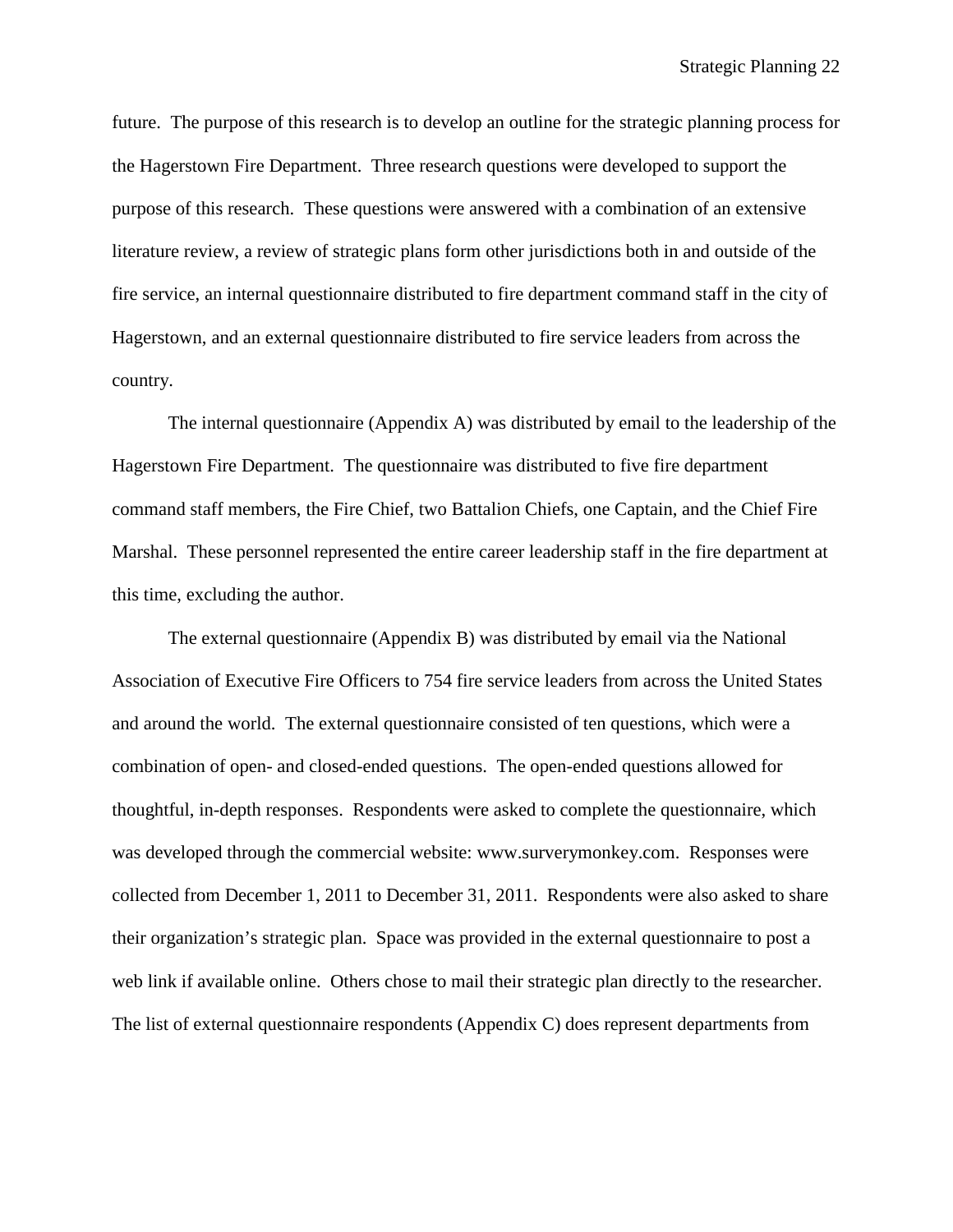future. The purpose of this research is to develop an outline for the strategic planning process for the Hagerstown Fire Department. Three research questions were developed to support the purpose of this research. These questions were answered with a combination of an extensive literature review, a review of strategic plans form other jurisdictions both in and outside of the fire service, an internal questionnaire distributed to fire department command staff in the city of Hagerstown, and an external questionnaire distributed to fire service leaders from across the country.

The internal questionnaire (Appendix A) was distributed by email to the leadership of the Hagerstown Fire Department. The questionnaire was distributed to five fire department command staff members, the Fire Chief, two Battalion Chiefs, one Captain, and the Chief Fire Marshal. These personnel represented the entire career leadership staff in the fire department at this time, excluding the author.

The external questionnaire (Appendix B) was distributed by email via the National Association of Executive Fire Officers to 754 fire service leaders from across the United States and around the world. The external questionnaire consisted of ten questions, which were a combination of open- and closed-ended questions. The open-ended questions allowed for thoughtful, in-depth responses. Respondents were asked to complete the questionnaire, which was developed through the commercial website: www.surverymonkey.com. Responses were collected from December 1, 2011 to December 31, 2011. Respondents were also asked to share their organization's strategic plan. Space was provided in the external questionnaire to post a web link if available online. Others chose to mail their strategic plan directly to the researcher. The list of external questionnaire respondents (Appendix C) does represent departments from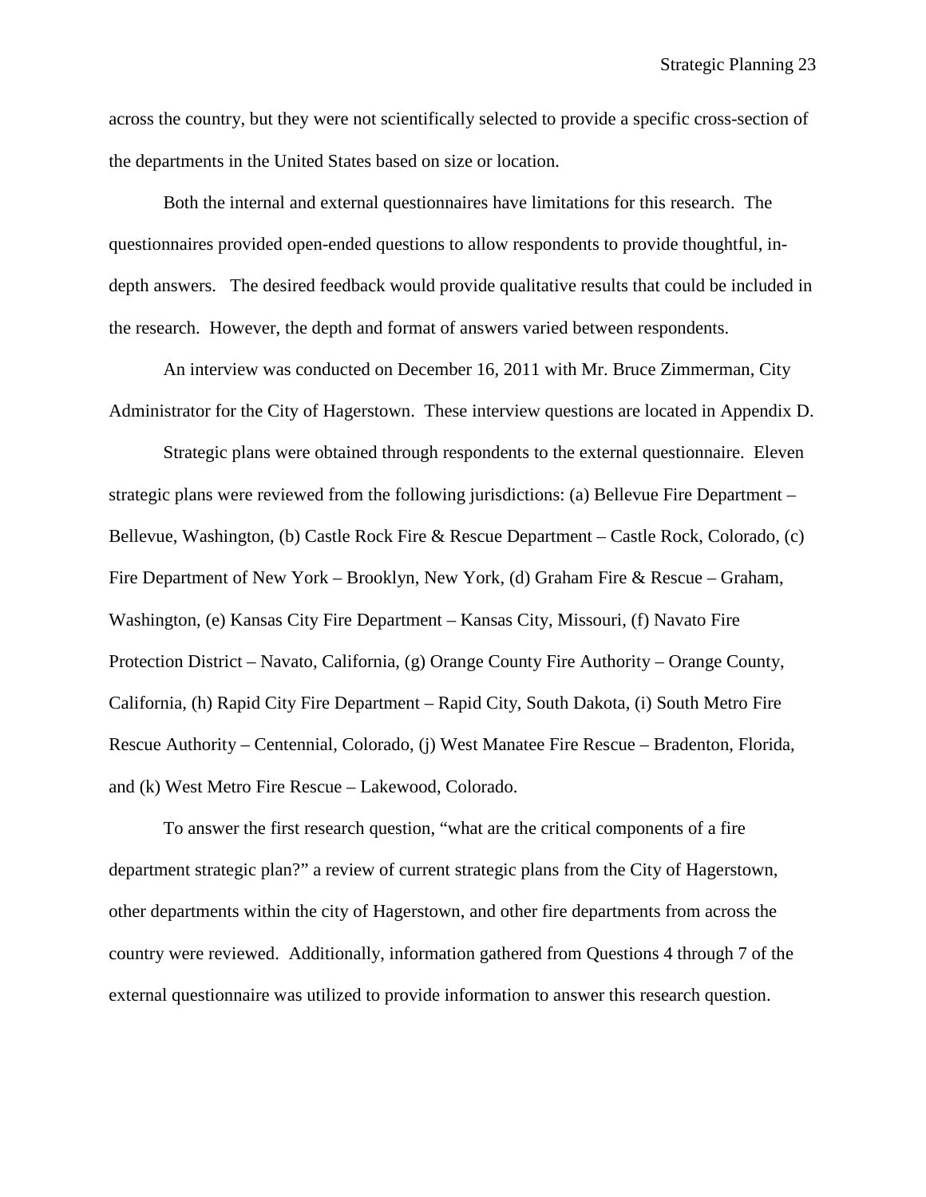across the country, but they were not scientifically selected to provide a specific cross-section of the departments in the United States based on size or location.

Both the internal and external questionnaires have limitations for this research. The questionnaires provided open-ended questions to allow respondents to provide thoughtful, in-depth answers. The desired feedback would provide qualitative results that could be included in the research. However, the depth and format of answers varied between respondents.

An interview was conducted on December 16, 2011 with Mr. Bruce Zimmerman, City Administrator for the City of Hagerstown. These interview questions are located in Appendix D.

Strategic plans were obtained through respondents to the external questionnaire. Eleven strategic plans were reviewed from the following jurisdictions: (a) Bellevue Fire Department – Bellevue, Washington, (b) Castle Rock Fire & Rescue Department – Castle Rock, Colorado, (c) Fire Department of New York – Brooklyn, New York, (d) Graham Fire & Rescue – Graham, Washington, (e) Kansas City Fire Department – Kansas City, Missouri, (f) Navato Fire Protection District – Navato, California, (g) Orange County Fire Authority – Orange County, California, (h) Rapid City Fire Department – Rapid City, South Dakota, (i) South Metro Fire Rescue Authority – Centennial, Colorado, (j) West Manatee Fire Rescue – Bradenton, Florida, and (k) West Metro Fire Rescue – Lakewood, Colorado.

To answer the first research question, "what are the critical components of a fire department strategic plan?" a review of current strategic plans from the City of Hagerstown, other departments within the city of Hagerstown, and other fire departments from across the country were reviewed. Additionally, information gathered from Questions 4 through 7 of the external questionnaire was utilized to provide information to answer this research question.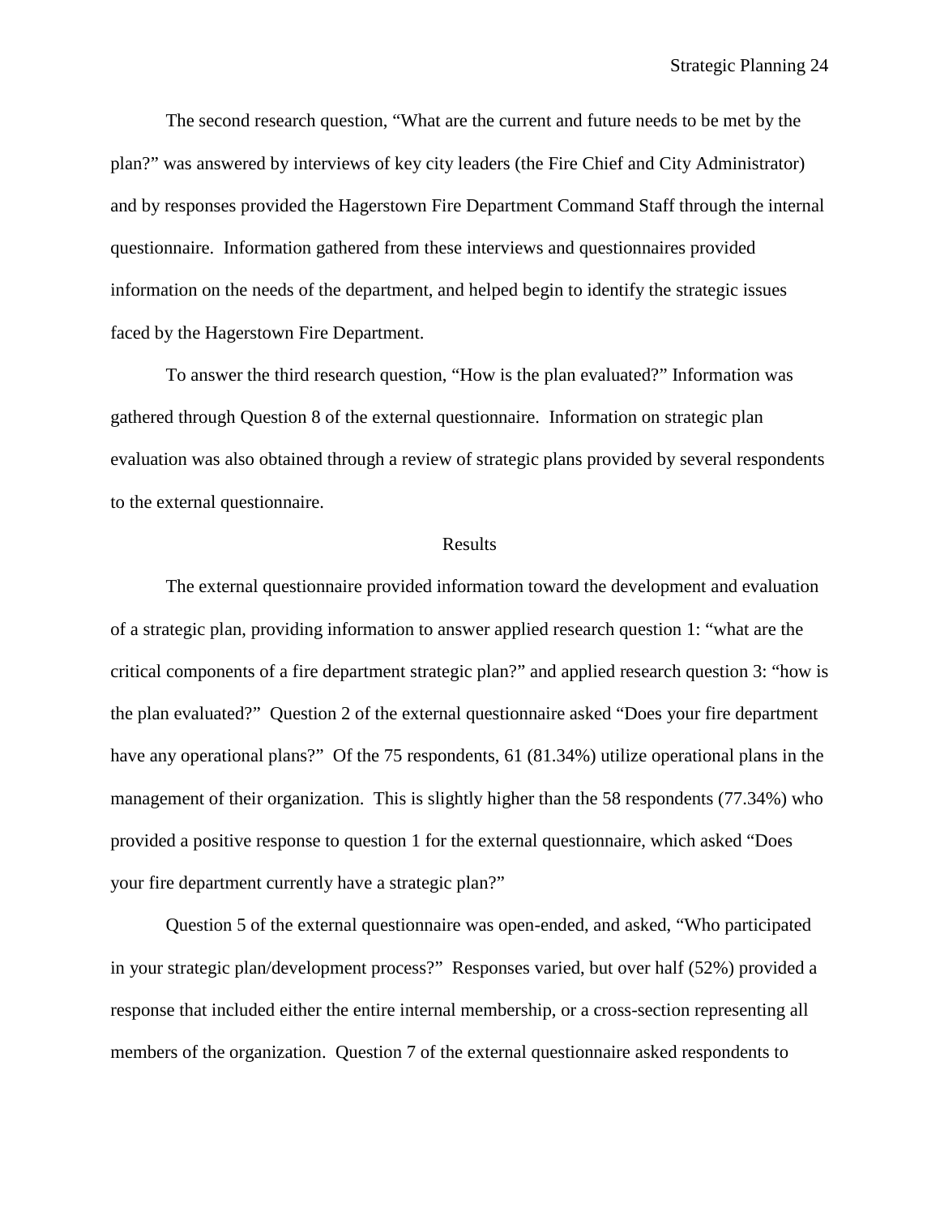The second research question, “What are the current and future needs to be met by the plan?” was answered by interviews of key city leaders (the Fire Chief and City Administrator) and by responses provided the Hagerstown Fire Department Command Staff through the internal questionnaire. Information gathered from these interviews and questionnaires provided information on the needs of the department, and helped begin to identify the strategic issues faced by the Hagerstown Fire Department.

To answer the third research question, “How is the plan evaluated?” Information was gathered through Question 8 of the external questionnaire. Information on strategic plan evaluation was also obtained through a review of strategic plans provided by several respondents to the external questionnaire.

## Results

The external questionnaire provided information toward the development and evaluation of a strategic plan, providing information to answer applied research question 1: “what are the critical components of a fire department strategic plan?” and applied research question 3: “how is the plan evaluated?” Question 2 of the external questionnaire asked “Does your fire department have any operational plans?” Of the 75 respondents, 61 (81.34%) utilize operational plans in the management of their organization. This is slightly higher than the 58 respondents (77.34%) who provided a positive response to question 1 for the external questionnaire, which asked “Does your fire department currently have a strategic plan?”

Question 5 of the external questionnaire was open-ended, and asked, “Who participated in your strategic plan/development process?” Responses varied, but over half (52%) provided a response that included either the entire internal membership, or a cross-section representing all members of the organization. Question 7 of the external questionnaire asked respondents to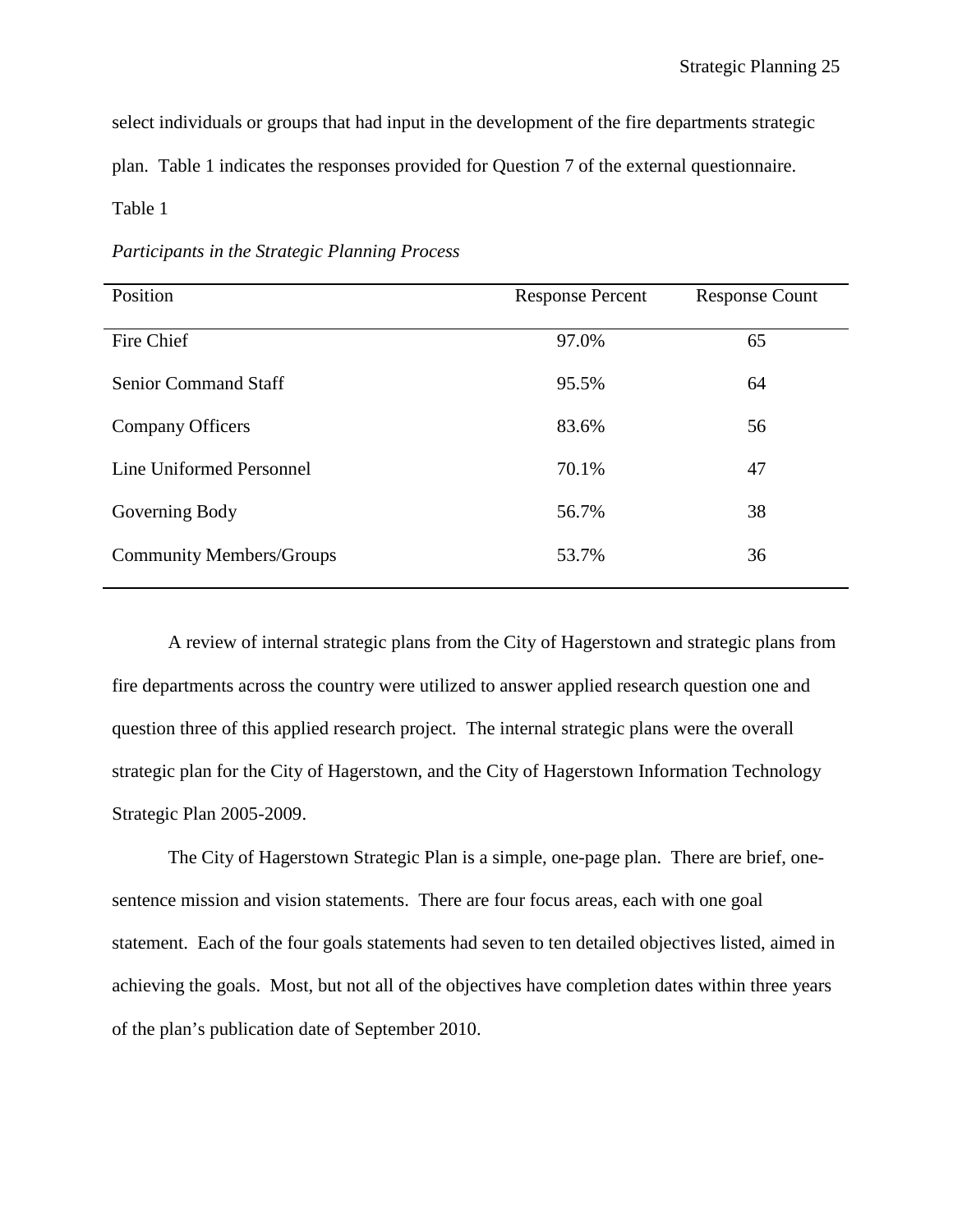select individuals or groups that had input in the development of the fire departments strategic plan. Table 1 indicates the responses provided for Question 7 of the external questionnaire.

Table 1

*Participants in the Strategic Planning Process*

| Position | Response Percent | Response Count |
|---|---|---|
| Fire Chief | 97.0% | 65 |
| Senior Command Staff | 95.5% | 64 |
| Company Officers | 83.6% | 56 |
| Line Uniformed Personnel | 70.1% | 47 |
| Governing Body | 56.7% | 38 |
| Community Members/Groups | 53.7% | 36 |

A review of internal strategic plans from the City of Hagerstown and strategic plans from fire departments across the country were utilized to answer applied research question one and question three of this applied research project. The internal strategic plans were the overall strategic plan for the City of Hagerstown, and the City of Hagerstown Information Technology Strategic Plan 2005-2009.

The City of Hagerstown Strategic Plan is a simple, one-page plan. There are brief, one-sentence mission and vision statements. There are four focus areas, each with one goal statement. Each of the four goals statements had seven to ten detailed objectives listed, aimed in achieving the goals. Most, but not all of the objectives have completion dates within three years of the plan's publication date of September 2010.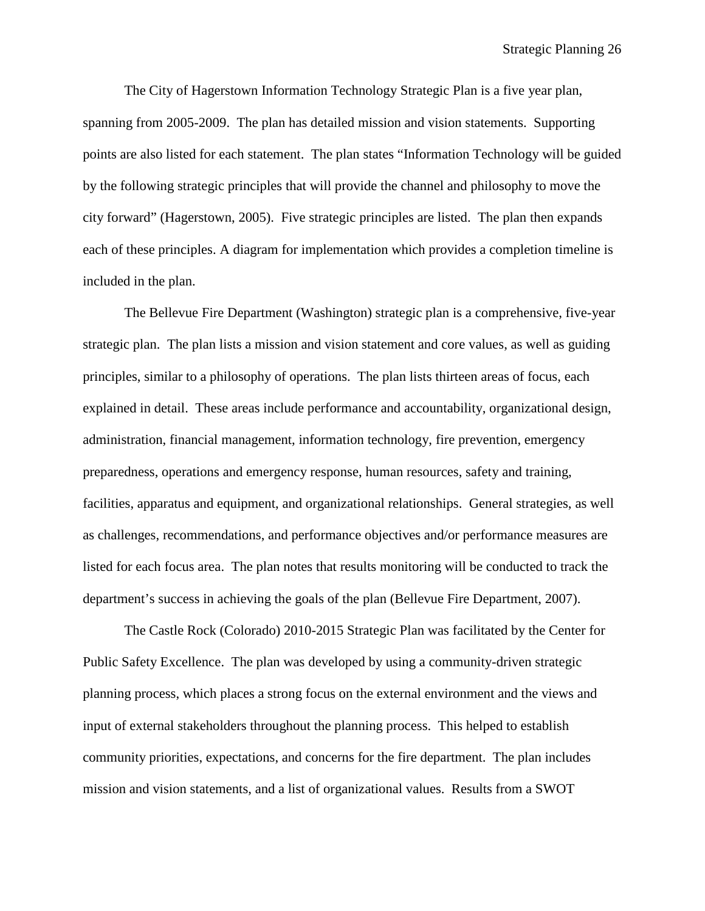The City of Hagerstown Information Technology Strategic Plan is a five year plan, spanning from 2005-2009. The plan has detailed mission and vision statements. Supporting points are also listed for each statement. The plan states "Information Technology will be guided by the following strategic principles that will provide the channel and philosophy to move the city forward" (Hagerstown, 2005). Five strategic principles are listed. The plan then expands each of these principles. A diagram for implementation which provides a completion timeline is included in the plan.

The Bellevue Fire Department (Washington) strategic plan is a comprehensive, five-year strategic plan. The plan lists a mission and vision statement and core values, as well as guiding principles, similar to a philosophy of operations. The plan lists thirteen areas of focus, each explained in detail. These areas include performance and accountability, organizational design, administration, financial management, information technology, fire prevention, emergency preparedness, operations and emergency response, human resources, safety and training, facilities, apparatus and equipment, and organizational relationships. General strategies, as well as challenges, recommendations, and performance objectives and/or performance measures are listed for each focus area. The plan notes that results monitoring will be conducted to track the department's success in achieving the goals of the plan (Bellevue Fire Department, 2007).

The Castle Rock (Colorado) 2010-2015 Strategic Plan was facilitated by the Center for Public Safety Excellence. The plan was developed by using a community-driven strategic planning process, which places a strong focus on the external environment and the views and input of external stakeholders throughout the planning process. This helped to establish community priorities, expectations, and concerns for the fire department. The plan includes mission and vision statements, and a list of organizational values. Results from a SWOT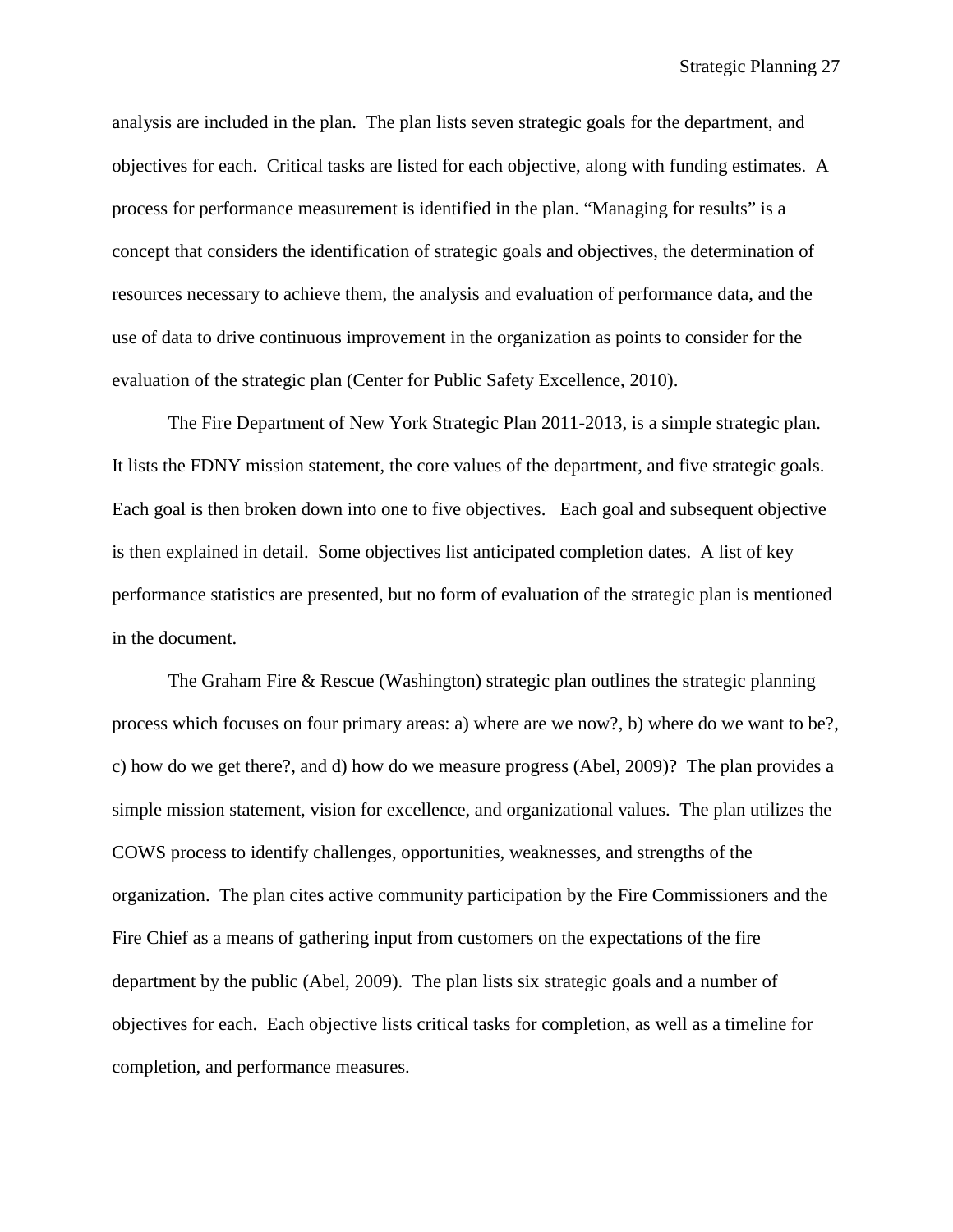analysis are included in the plan. The plan lists seven strategic goals for the department, and objectives for each. Critical tasks are listed for each objective, along with funding estimates. A process for performance measurement is identified in the plan. "Managing for results" is a concept that considers the identification of strategic goals and objectives, the determination of resources necessary to achieve them, the analysis and evaluation of performance data, and the use of data to drive continuous improvement in the organization as points to consider for the evaluation of the strategic plan (Center for Public Safety Excellence, 2010).

The Fire Department of New York Strategic Plan 2011-2013, is a simple strategic plan. It lists the FDNY mission statement, the core values of the department, and five strategic goals. Each goal is then broken down into one to five objectives. Each goal and subsequent objective is then explained in detail. Some objectives list anticipated completion dates. A list of key performance statistics are presented, but no form of evaluation of the strategic plan is mentioned in the document.

The Graham Fire & Rescue (Washington) strategic plan outlines the strategic planning process which focuses on four primary areas: a) where are we now?, b) where do we want to be?, c) how do we get there?, and d) how do we measure progress (Abel, 2009)? The plan provides a simple mission statement, vision for excellence, and organizational values. The plan utilizes the COWS process to identify challenges, opportunities, weaknesses, and strengths of the organization. The plan cites active community participation by the Fire Commissioners and the Fire Chief as a means of gathering input from customers on the expectations of the fire department by the public (Abel, 2009). The plan lists six strategic goals and a number of objectives for each. Each objective lists critical tasks for completion, as well as a timeline for completion, and performance measures.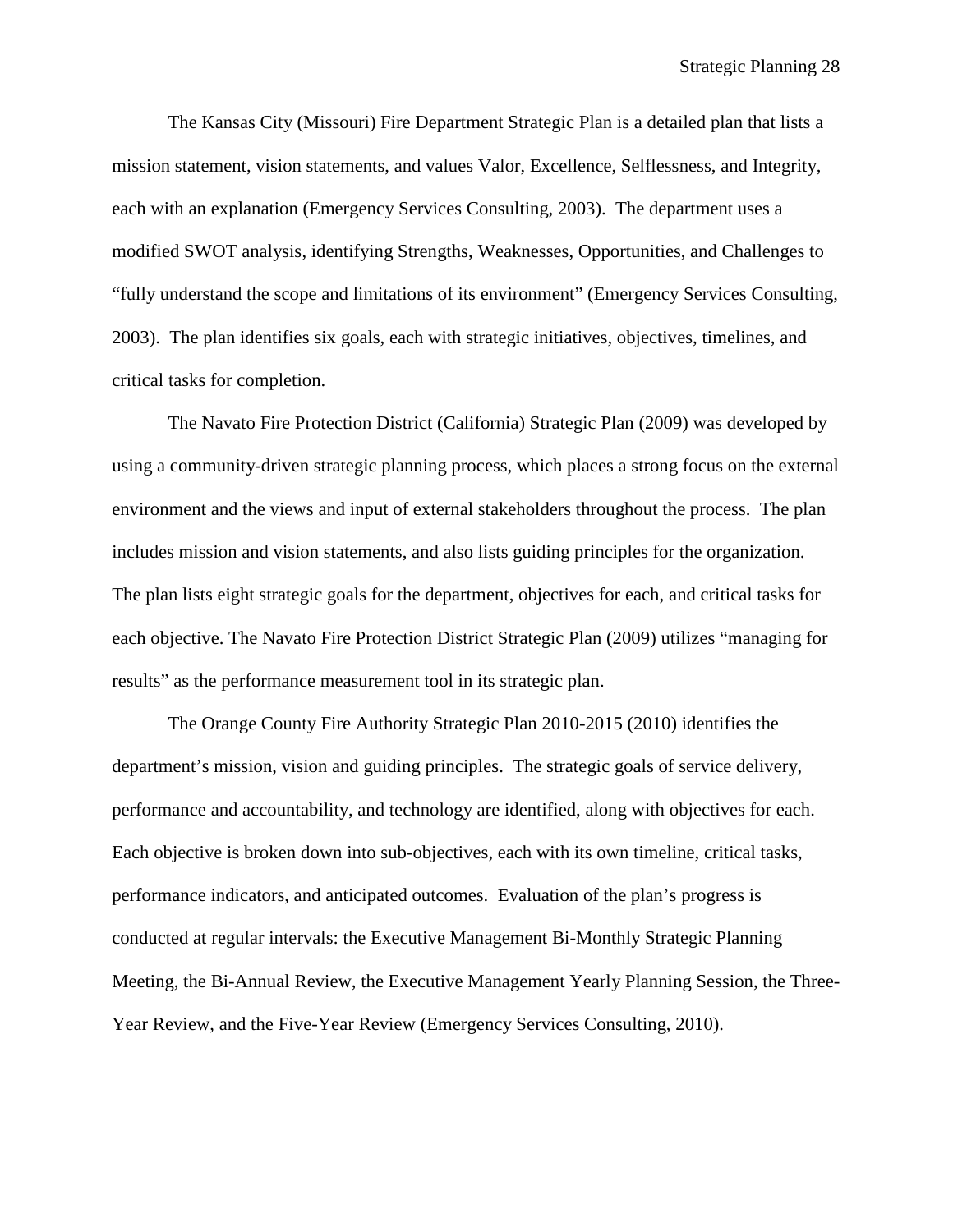The Kansas City (Missouri) Fire Department Strategic Plan is a detailed plan that lists a mission statement, vision statements, and values Valor, Excellence, Selflessness, and Integrity, each with an explanation (Emergency Services Consulting, 2003). The department uses a modified SWOT analysis, identifying Strengths, Weaknesses, Opportunities, and Challenges to "fully understand the scope and limitations of its environment" (Emergency Services Consulting, 2003). The plan identifies six goals, each with strategic initiatives, objectives, timelines, and critical tasks for completion.

The Navato Fire Protection District (California) Strategic Plan (2009) was developed by using a community-driven strategic planning process, which places a strong focus on the external environment and the views and input of external stakeholders throughout the process. The plan includes mission and vision statements, and also lists guiding principles for the organization. The plan lists eight strategic goals for the department, objectives for each, and critical tasks for each objective. The Navato Fire Protection District Strategic Plan (2009) utilizes "managing for results" as the performance measurement tool in its strategic plan.

The Orange County Fire Authority Strategic Plan 2010-2015 (2010) identifies the department's mission, vision and guiding principles. The strategic goals of service delivery, performance and accountability, and technology are identified, along with objectives for each. Each objective is broken down into sub-objectives, each with its own timeline, critical tasks, performance indicators, and anticipated outcomes. Evaluation of the plan's progress is conducted at regular intervals: the Executive Management Bi-Monthly Strategic Planning Meeting, the Bi-Annual Review, the Executive Management Yearly Planning Session, the Three-Year Review, and the Five-Year Review (Emergency Services Consulting, 2010).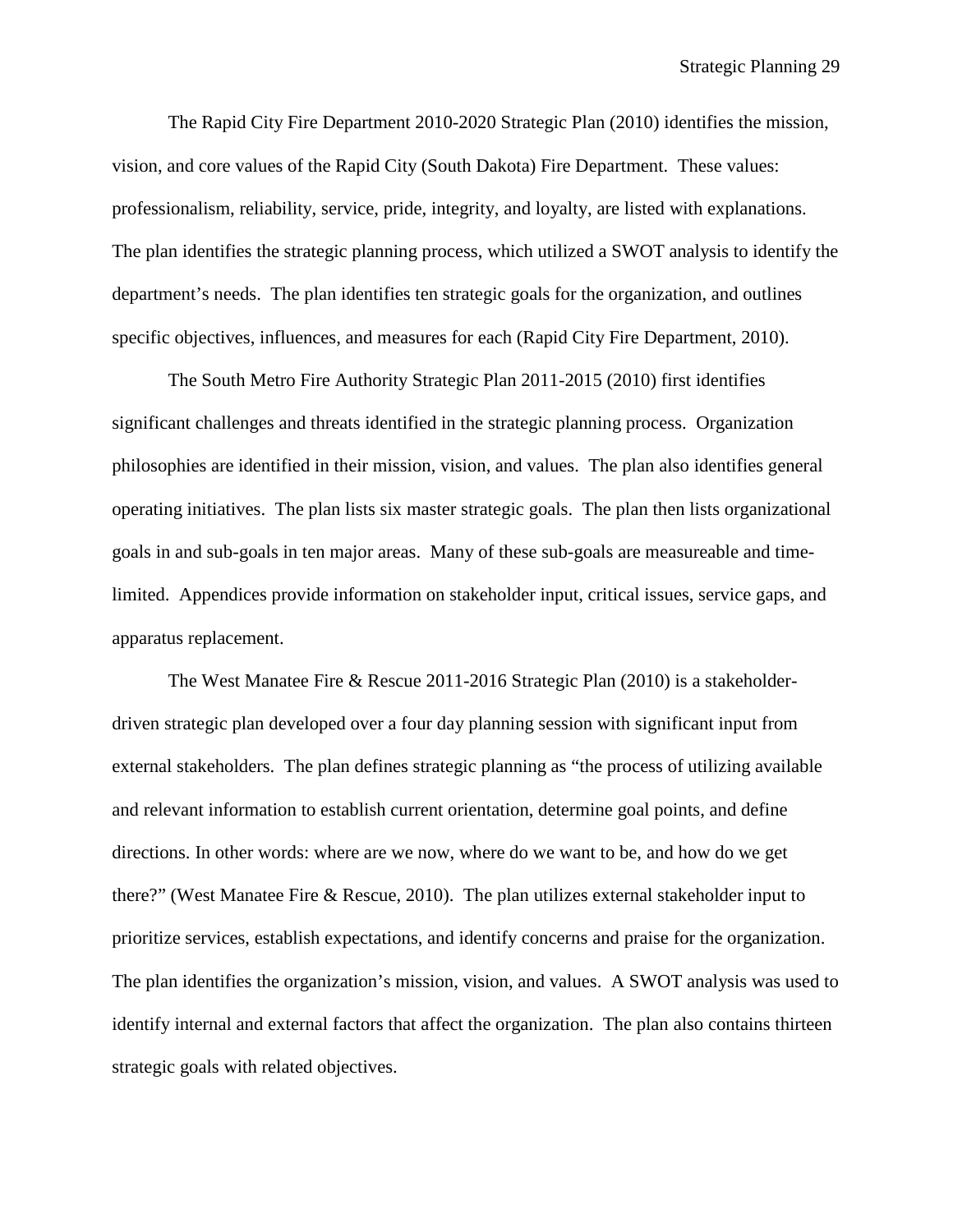The Rapid City Fire Department 2010-2020 Strategic Plan (2010) identifies the mission, vision, and core values of the Rapid City (South Dakota) Fire Department. These values: professionalism, reliability, service, pride, integrity, and loyalty, are listed with explanations. The plan identifies the strategic planning process, which utilized a SWOT analysis to identify the department's needs. The plan identifies ten strategic goals for the organization, and outlines specific objectives, influences, and measures for each (Rapid City Fire Department, 2010).

The South Metro Fire Authority Strategic Plan 2011-2015 (2010) first identifies significant challenges and threats identified in the strategic planning process. Organization philosophies are identified in their mission, vision, and values. The plan also identifies general operating initiatives. The plan lists six master strategic goals. The plan then lists organizational goals in and sub-goals in ten major areas. Many of these sub-goals are measureable and time-limited. Appendices provide information on stakeholder input, critical issues, service gaps, and apparatus replacement.

The West Manatee Fire & Rescue 2011-2016 Strategic Plan (2010) is a stakeholder-driven strategic plan developed over a four day planning session with significant input from external stakeholders. The plan defines strategic planning as "the process of utilizing available and relevant information to establish current orientation, determine goal points, and define directions. In other words: where are we now, where do we want to be, and how do we get there?" (West Manatee Fire & Rescue, 2010). The plan utilizes external stakeholder input to prioritize services, establish expectations, and identify concerns and praise for the organization. The plan identifies the organization's mission, vision, and values. A SWOT analysis was used to identify internal and external factors that affect the organization. The plan also contains thirteen strategic goals with related objectives.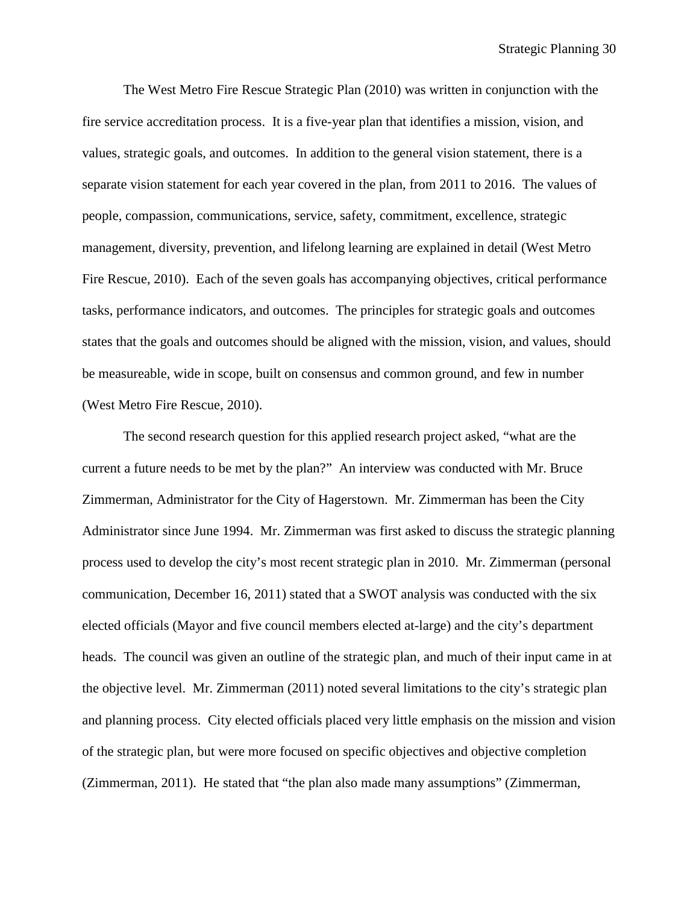The West Metro Fire Rescue Strategic Plan (2010) was written in conjunction with the fire service accreditation process. It is a five-year plan that identifies a mission, vision, and values, strategic goals, and outcomes. In addition to the general vision statement, there is a separate vision statement for each year covered in the plan, from 2011 to 2016. The values of people, compassion, communications, service, safety, commitment, excellence, strategic management, diversity, prevention, and lifelong learning are explained in detail (West Metro Fire Rescue, 2010). Each of the seven goals has accompanying objectives, critical performance tasks, performance indicators, and outcomes. The principles for strategic goals and outcomes states that the goals and outcomes should be aligned with the mission, vision, and values, should be measureable, wide in scope, built on consensus and common ground, and few in number (West Metro Fire Rescue, 2010).

The second research question for this applied research project asked, "what are the current a future needs to be met by the plan?" An interview was conducted with Mr. Bruce Zimmerman, Administrator for the City of Hagerstown. Mr. Zimmerman has been the City Administrator since June 1994. Mr. Zimmerman was first asked to discuss the strategic planning process used to develop the city's most recent strategic plan in 2010. Mr. Zimmerman (personal communication, December 16, 2011) stated that a SWOT analysis was conducted with the six elected officials (Mayor and five council members elected at-large) and the city's department heads. The council was given an outline of the strategic plan, and much of their input came in at the objective level. Mr. Zimmerman (2011) noted several limitations to the city's strategic plan and planning process. City elected officials placed very little emphasis on the mission and vision of the strategic plan, but were more focused on specific objectives and objective completion (Zimmerman, 2011). He stated that "the plan also made many assumptions" (Zimmerman,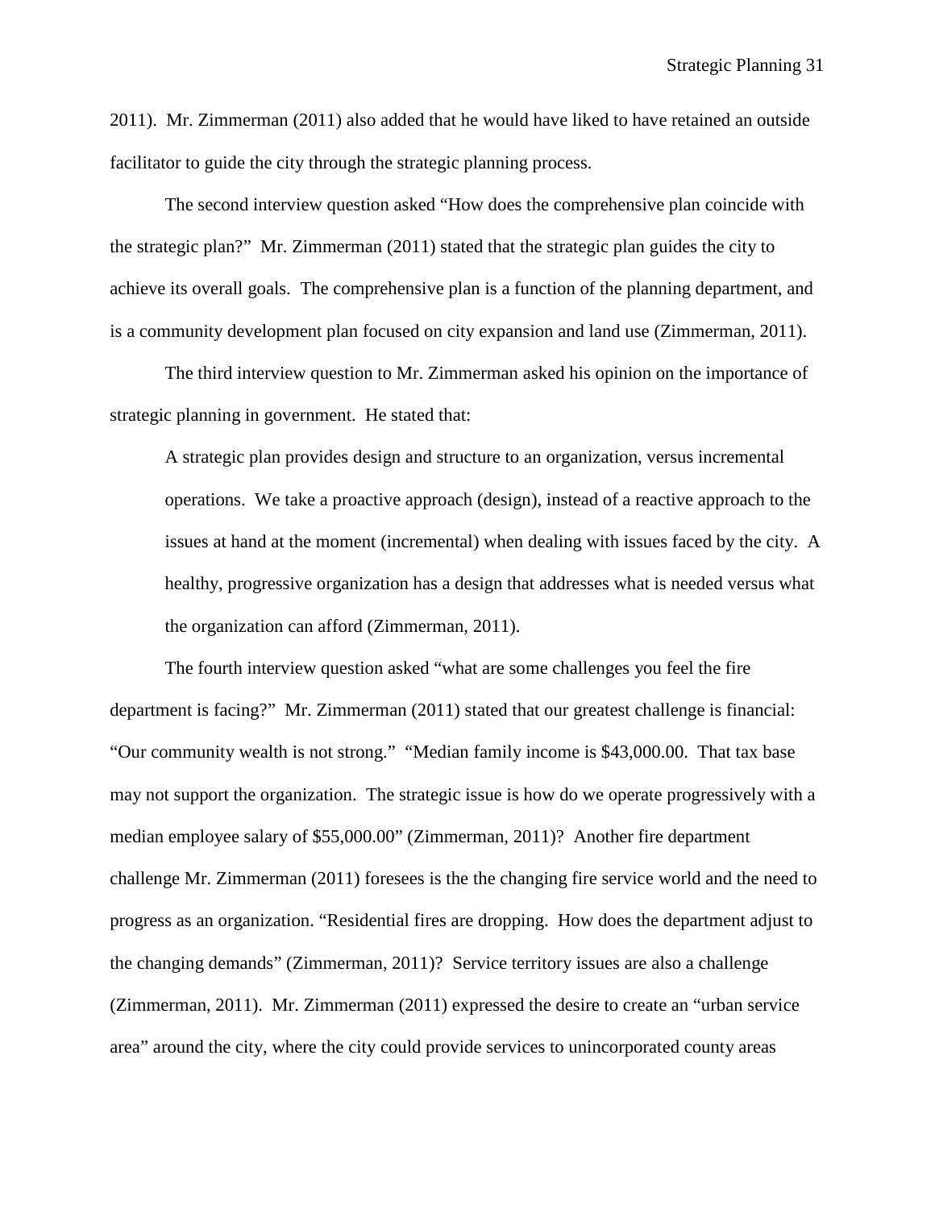2011). Mr. Zimmerman (2011) also added that he would have liked to have retained an outside facilitator to guide the city through the strategic planning process.

The second interview question asked "How does the comprehensive plan coincide with the strategic plan?" Mr. Zimmerman (2011) stated that the strategic plan guides the city to achieve its overall goals. The comprehensive plan is a function of the planning department, and is a community development plan focused on city expansion and land use (Zimmerman, 2011).

The third interview question to Mr. Zimmerman asked his opinion on the importance of strategic planning in government. He stated that:

> A strategic plan provides design and structure to an organization, versus incremental operations. We take a proactive approach (design), instead of a reactive approach to the issues at hand at the moment (incremental) when dealing with issues faced by the city. A healthy, progressive organization has a design that addresses what is needed versus what the organization can afford (Zimmerman, 2011).

The fourth interview question asked "what are some challenges you feel the fire department is facing?" Mr. Zimmerman (2011) stated that our greatest challenge is financial: "Our community wealth is not strong." "Median family income is $43,000.00. That tax base may not support the organization. The strategic issue is how do we operate progressively with a median employee salary of $55,000.00" (Zimmerman, 2011)? Another fire department challenge Mr. Zimmerman (2011) foresees is the the changing fire service world and the need to progress as an organization. "Residential fires are dropping. How does the department adjust to the changing demands" (Zimmerman, 2011)? Service territory issues are also a challenge (Zimmerman, 2011). Mr. Zimmerman (2011) expressed the desire to create an "urban service area" around the city, where the city could provide services to unincorporated county areas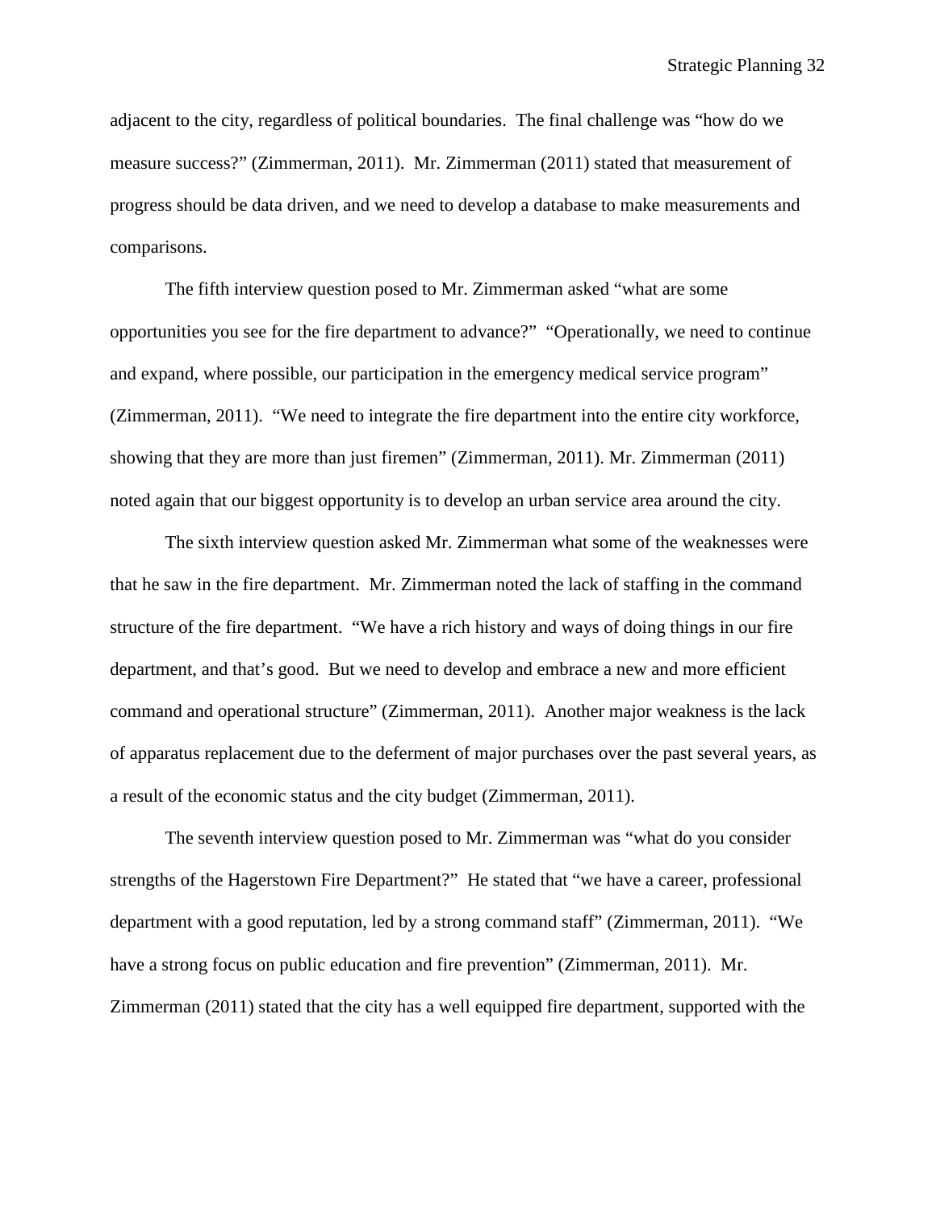adjacent to the city, regardless of political boundaries. The final challenge was "how do we measure success?" (Zimmerman, 2011). Mr. Zimmerman (2011) stated that measurement of progress should be data driven, and we need to develop a database to make measurements and comparisons.

The fifth interview question posed to Mr. Zimmerman asked "what are some opportunities you see for the fire department to advance?" "Operationally, we need to continue and expand, where possible, our participation in the emergency medical service program" (Zimmerman, 2011). "We need to integrate the fire department into the entire city workforce, showing that they are more than just firemen" (Zimmerman, 2011). Mr. Zimmerman (2011) noted again that our biggest opportunity is to develop an urban service area around the city.

The sixth interview question asked Mr. Zimmerman what some of the weaknesses were that he saw in the fire department. Mr. Zimmerman noted the lack of staffing in the command structure of the fire department. "We have a rich history and ways of doing things in our fire department, and that's good. But we need to develop and embrace a new and more efficient command and operational structure" (Zimmerman, 2011). Another major weakness is the lack of apparatus replacement due to the deferment of major purchases over the past several years, as a result of the economic status and the city budget (Zimmerman, 2011).

The seventh interview question posed to Mr. Zimmerman was "what do you consider strengths of the Hagerstown Fire Department?" He stated that "we have a career, professional department with a good reputation, led by a strong command staff" (Zimmerman, 2011). "We have a strong focus on public education and fire prevention" (Zimmerman, 2011). Mr. Zimmerman (2011) stated that the city has a well equipped fire department, supported with the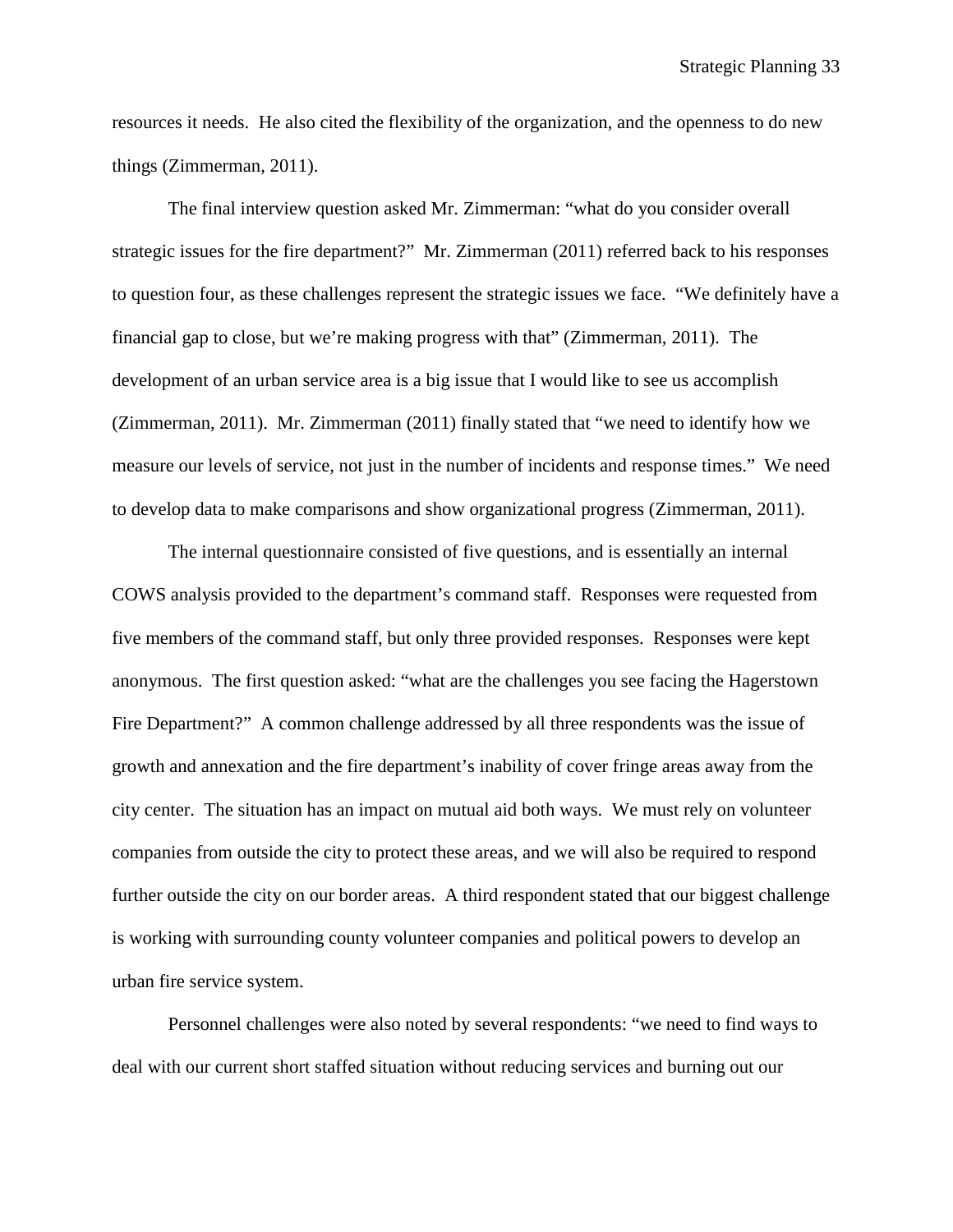resources it needs. He also cited the flexibility of the organization, and the openness to do new things (Zimmerman, 2011).

The final interview question asked Mr. Zimmerman: "what do you consider overall strategic issues for the fire department?" Mr. Zimmerman (2011) referred back to his responses to question four, as these challenges represent the strategic issues we face. "We definitely have a financial gap to close, but we're making progress with that" (Zimmerman, 2011). The development of an urban service area is a big issue that I would like to see us accomplish (Zimmerman, 2011). Mr. Zimmerman (2011) finally stated that "we need to identify how we measure our levels of service, not just in the number of incidents and response times." We need to develop data to make comparisons and show organizational progress (Zimmerman, 2011).

The internal questionnaire consisted of five questions, and is essentially an internal COWS analysis provided to the department's command staff. Responses were requested from five members of the command staff, but only three provided responses. Responses were kept anonymous. The first question asked: "what are the challenges you see facing the Hagerstown Fire Department?" A common challenge addressed by all three respondents was the issue of growth and annexation and the fire department's inability of cover fringe areas away from the city center. The situation has an impact on mutual aid both ways. We must rely on volunteer companies from outside the city to protect these areas, and we will also be required to respond further outside the city on our border areas. A third respondent stated that our biggest challenge is working with surrounding county volunteer companies and political powers to develop an urban fire service system.

Personnel challenges were also noted by several respondents: "we need to find ways to deal with our current short staffed situation without reducing services and burning out our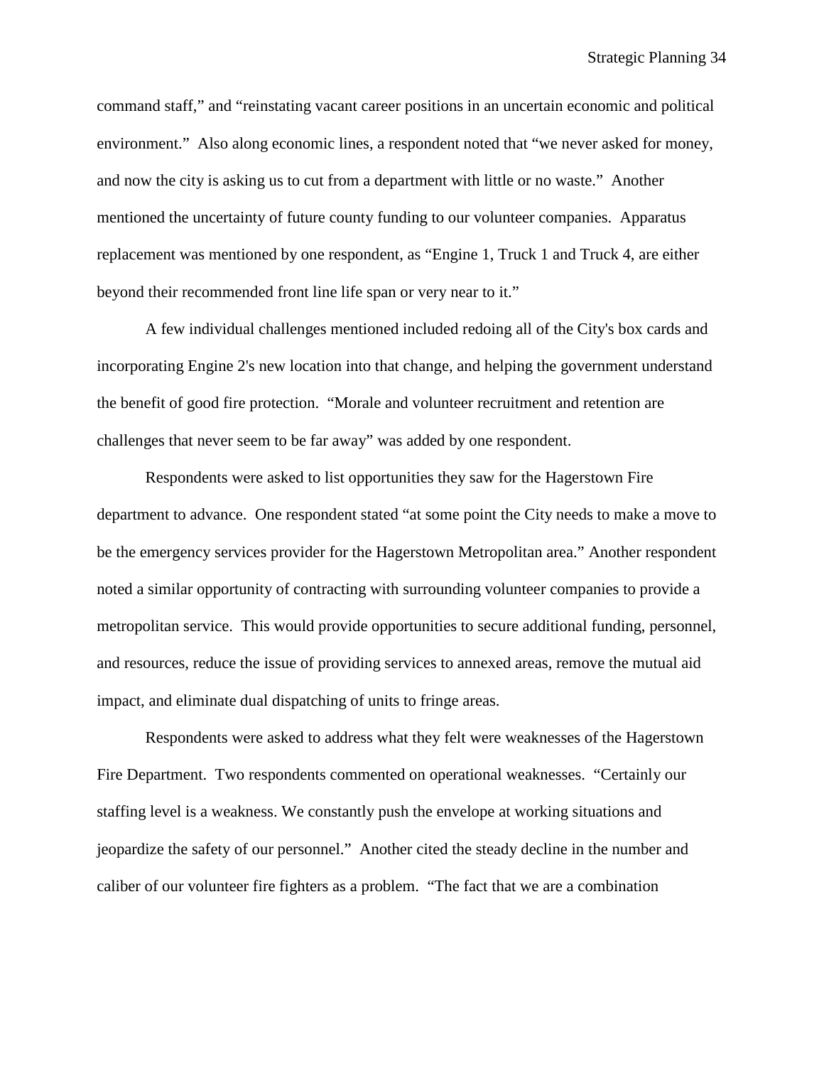command staff," and "reinstating vacant career positions in an uncertain economic and political environment." Also along economic lines, a respondent noted that "we never asked for money, and now the city is asking us to cut from a department with little or no waste." Another mentioned the uncertainty of future county funding to our volunteer companies. Apparatus replacement was mentioned by one respondent, as "Engine 1, Truck 1 and Truck 4, are either beyond their recommended front line life span or very near to it."

A few individual challenges mentioned included redoing all of the City's box cards and incorporating Engine 2's new location into that change, and helping the government understand the benefit of good fire protection. "Morale and volunteer recruitment and retention are challenges that never seem to be far away" was added by one respondent.

Respondents were asked to list opportunities they saw for the Hagerstown Fire department to advance. One respondent stated "at some point the City needs to make a move to be the emergency services provider for the Hagerstown Metropolitan area." Another respondent noted a similar opportunity of contracting with surrounding volunteer companies to provide a metropolitan service. This would provide opportunities to secure additional funding, personnel, and resources, reduce the issue of providing services to annexed areas, remove the mutual aid impact, and eliminate dual dispatching of units to fringe areas.

Respondents were asked to address what they felt were weaknesses of the Hagerstown Fire Department. Two respondents commented on operational weaknesses. "Certainly our staffing level is a weakness. We constantly push the envelope at working situations and jeopardize the safety of our personnel." Another cited the steady decline in the number and caliber of our volunteer fire fighters as a problem. "The fact that we are a combination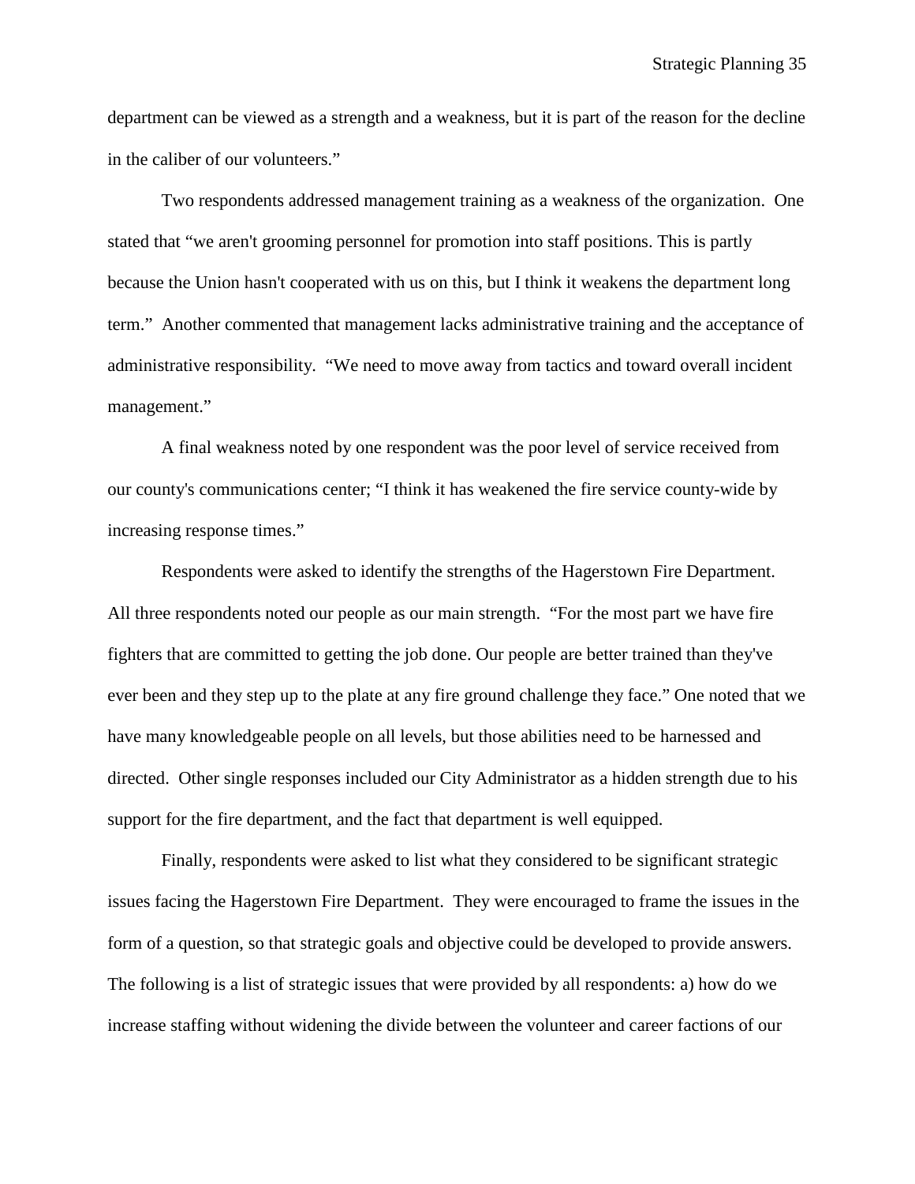department can be viewed as a strength and a weakness, but it is part of the reason for the decline in the caliber of our volunteers."

Two respondents addressed management training as a weakness of the organization. One stated that "we aren't grooming personnel for promotion into staff positions. This is partly because the Union hasn't cooperated with us on this, but I think it weakens the department long term." Another commented that management lacks administrative training and the acceptance of administrative responsibility. "We need to move away from tactics and toward overall incident management."

A final weakness noted by one respondent was the poor level of service received from our county's communications center; "I think it has weakened the fire service county-wide by increasing response times."

Respondents were asked to identify the strengths of the Hagerstown Fire Department. All three respondents noted our people as our main strength. "For the most part we have fire fighters that are committed to getting the job done. Our people are better trained than they've ever been and they step up to the plate at any fire ground challenge they face." One noted that we have many knowledgeable people on all levels, but those abilities need to be harnessed and directed. Other single responses included our City Administrator as a hidden strength due to his support for the fire department, and the fact that department is well equipped.

Finally, respondents were asked to list what they considered to be significant strategic issues facing the Hagerstown Fire Department. They were encouraged to frame the issues in the form of a question, so that strategic goals and objective could be developed to provide answers. The following is a list of strategic issues that were provided by all respondents: a) how do we increase staffing without widening the divide between the volunteer and career factions of our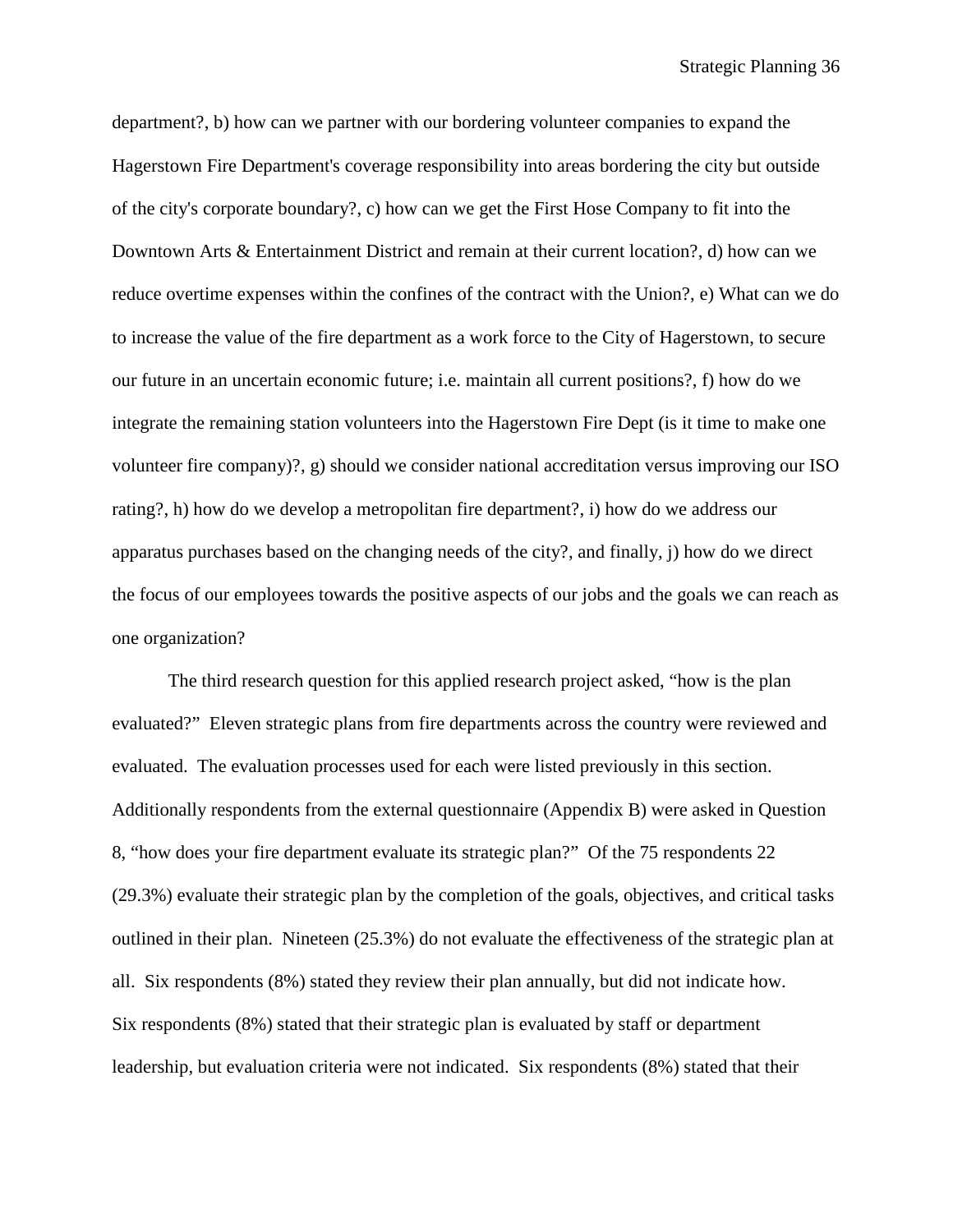department?, b) how can we partner with our bordering volunteer companies to expand the Hagerstown Fire Department's coverage responsibility into areas bordering the city but outside of the city's corporate boundary?, c) how can we get the First Hose Company to fit into the Downtown Arts & Entertainment District and remain at their current location?, d) how can we reduce overtime expenses within the confines of the contract with the Union?, e) What can we do to increase the value of the fire department as a work force to the City of Hagerstown, to secure our future in an uncertain economic future; i.e. maintain all current positions?, f) how do we integrate the remaining station volunteers into the Hagerstown Fire Dept (is it time to make one volunteer fire company)?, g) should we consider national accreditation versus improving our ISO rating?, h) how do we develop a metropolitan fire department?, i) how do we address our apparatus purchases based on the changing needs of the city?, and finally, j) how do we direct the focus of our employees towards the positive aspects of our jobs and the goals we can reach as one organization?

The third research question for this applied research project asked, "how is the plan evaluated?" Eleven strategic plans from fire departments across the country were reviewed and evaluated. The evaluation processes used for each were listed previously in this section. Additionally respondents from the external questionnaire (Appendix B) were asked in Question 8, "how does your fire department evaluate its strategic plan?" Of the 75 respondents 22 (29.3%) evaluate their strategic plan by the completion of the goals, objectives, and critical tasks outlined in their plan. Nineteen (25.3%) do not evaluate the effectiveness of the strategic plan at all. Six respondents (8%) stated they review their plan annually, but did not indicate how. Six respondents (8%) stated that their strategic plan is evaluated by staff or department leadership, but evaluation criteria were not indicated. Six respondents (8%) stated that their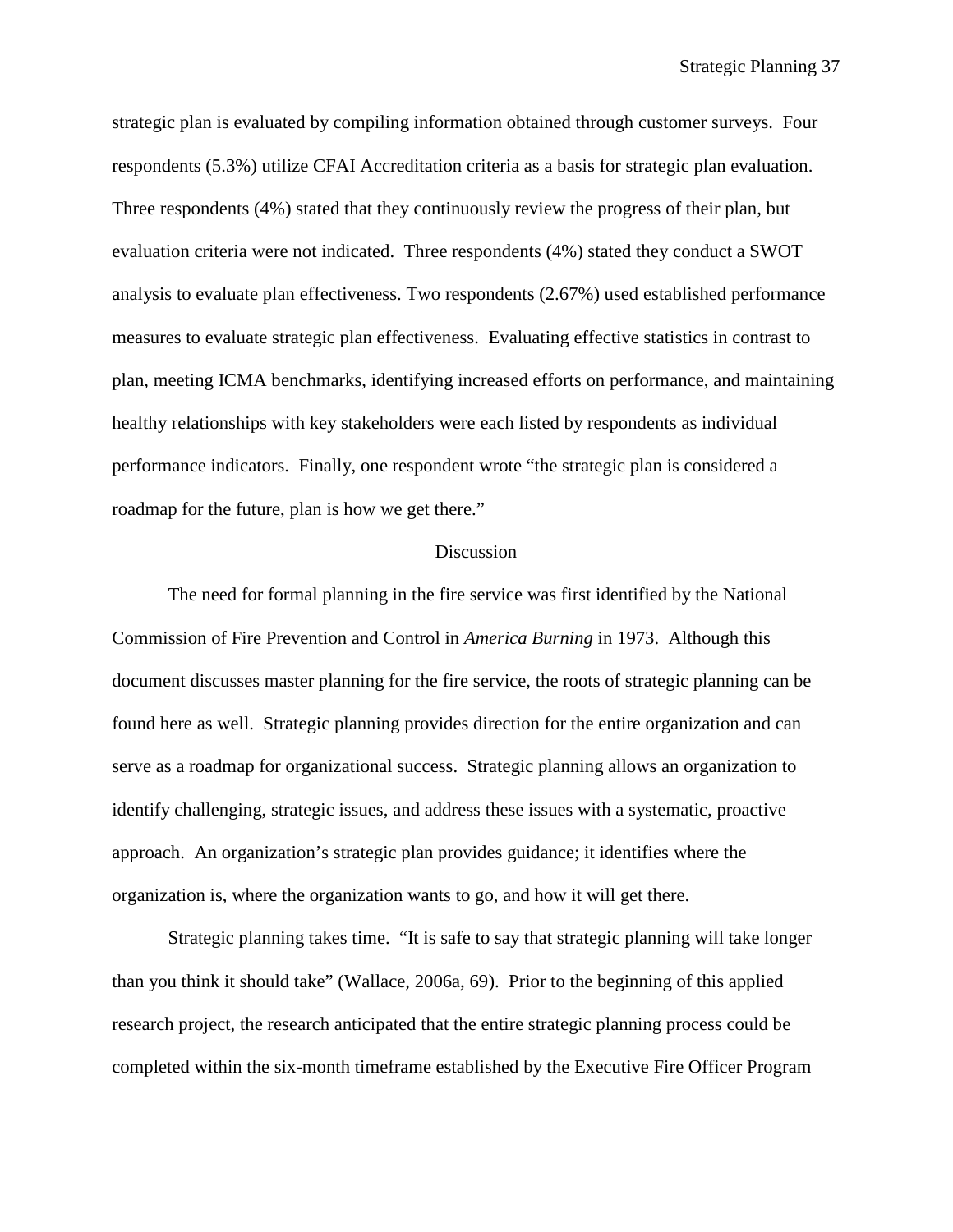strategic plan is evaluated by compiling information obtained through customer surveys. Four respondents (5.3%) utilize CFAI Accreditation criteria as a basis for strategic plan evaluation. Three respondents (4%) stated that they continuously review the progress of their plan, but evaluation criteria were not indicated. Three respondents (4%) stated they conduct a SWOT analysis to evaluate plan effectiveness. Two respondents (2.67%) used established performance measures to evaluate strategic plan effectiveness. Evaluating effective statistics in contrast to plan, meeting ICMA benchmarks, identifying increased efforts on performance, and maintaining healthy relationships with key stakeholders were each listed by respondents as individual performance indicators. Finally, one respondent wrote "the strategic plan is considered a roadmap for the future, plan is how we get there."

## Discussion

The need for formal planning in the fire service was first identified by the National Commission of Fire Prevention and Control in *America Burning* in 1973. Although this document discusses master planning for the fire service, the roots of strategic planning can be found here as well. Strategic planning provides direction for the entire organization and can serve as a roadmap for organizational success. Strategic planning allows an organization to identify challenging, strategic issues, and address these issues with a systematic, proactive approach. An organization's strategic plan provides guidance; it identifies where the organization is, where the organization wants to go, and how it will get there.

Strategic planning takes time. "It is safe to say that strategic planning will take longer than you think it should take" (Wallace, 2006a, 69). Prior to the beginning of this applied research project, the research anticipated that the entire strategic planning process could be completed within the six-month timeframe established by the Executive Fire Officer Program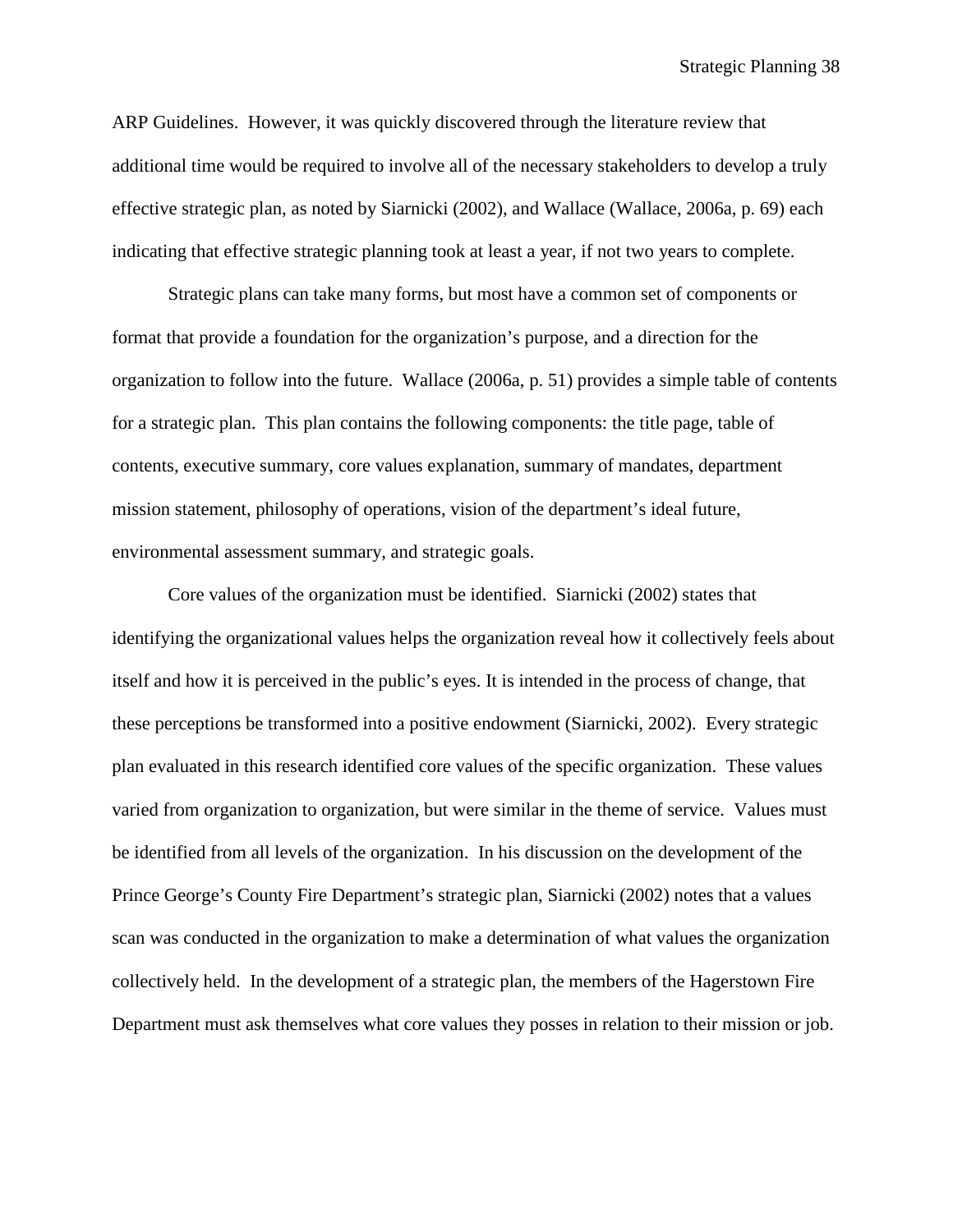ARP Guidelines. However, it was quickly discovered through the literature review that additional time would be required to involve all of the necessary stakeholders to develop a truly effective strategic plan, as noted by Siarnicki (2002), and Wallace (Wallace, 2006a, p. 69) each indicating that effective strategic planning took at least a year, if not two years to complete.

Strategic plans can take many forms, but most have a common set of components or format that provide a foundation for the organization's purpose, and a direction for the organization to follow into the future. Wallace (2006a, p. 51) provides a simple table of contents for a strategic plan. This plan contains the following components: the title page, table of contents, executive summary, core values explanation, summary of mandates, department mission statement, philosophy of operations, vision of the department's ideal future, environmental assessment summary, and strategic goals.

Core values of the organization must be identified. Siarnicki (2002) states that identifying the organizational values helps the organization reveal how it collectively feels about itself and how it is perceived in the public's eyes. It is intended in the process of change, that these perceptions be transformed into a positive endowment (Siarnicki, 2002). Every strategic plan evaluated in this research identified core values of the specific organization. These values varied from organization to organization, but were similar in the theme of service. Values must be identified from all levels of the organization. In his discussion on the development of the Prince George's County Fire Department's strategic plan, Siarnicki (2002) notes that a values scan was conducted in the organization to make a determination of what values the organization collectively held. In the development of a strategic plan, the members of the Hagerstown Fire Department must ask themselves what core values they posses in relation to their mission or job.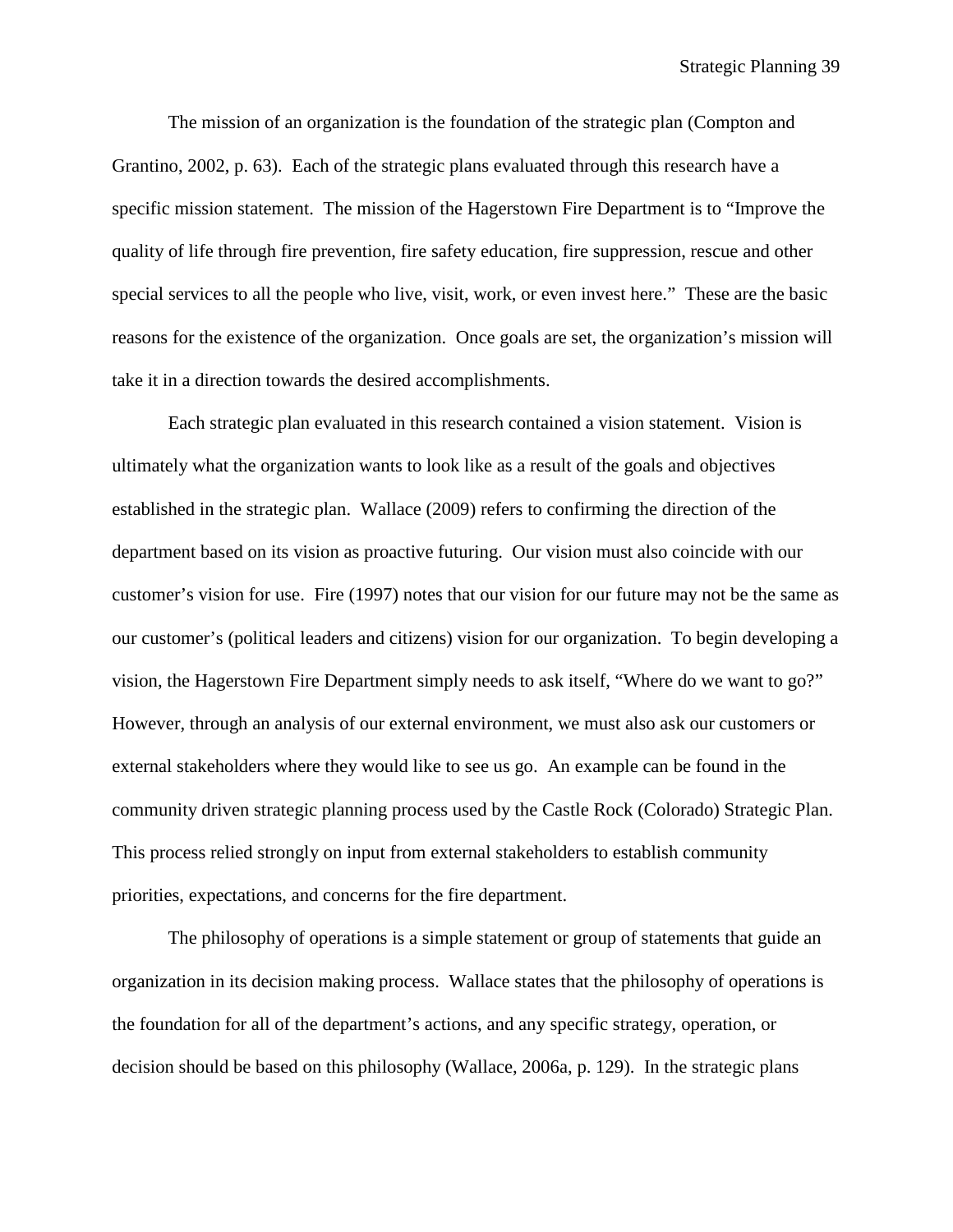The mission of an organization is the foundation of the strategic plan (Compton and Grantino, 2002, p. 63). Each of the strategic plans evaluated through this research have a specific mission statement. The mission of the Hagerstown Fire Department is to "Improve the quality of life through fire prevention, fire safety education, fire suppression, rescue and other special services to all the people who live, visit, work, or even invest here." These are the basic reasons for the existence of the organization. Once goals are set, the organization's mission will take it in a direction towards the desired accomplishments.

Each strategic plan evaluated in this research contained a vision statement. Vision is ultimately what the organization wants to look like as a result of the goals and objectives established in the strategic plan. Wallace (2009) refers to confirming the direction of the department based on its vision as proactive futuring. Our vision must also coincide with our customer's vision for use. Fire (1997) notes that our vision for our future may not be the same as our customer's (political leaders and citizens) vision for our organization. To begin developing a vision, the Hagerstown Fire Department simply needs to ask itself, "Where do we want to go?" However, through an analysis of our external environment, we must also ask our customers or external stakeholders where they would like to see us go. An example can be found in the community driven strategic planning process used by the Castle Rock (Colorado) Strategic Plan. This process relied strongly on input from external stakeholders to establish community priorities, expectations, and concerns for the fire department.

The philosophy of operations is a simple statement or group of statements that guide an organization in its decision making process. Wallace states that the philosophy of operations is the foundation for all of the department's actions, and any specific strategy, operation, or decision should be based on this philosophy (Wallace, 2006a, p. 129). In the strategic plans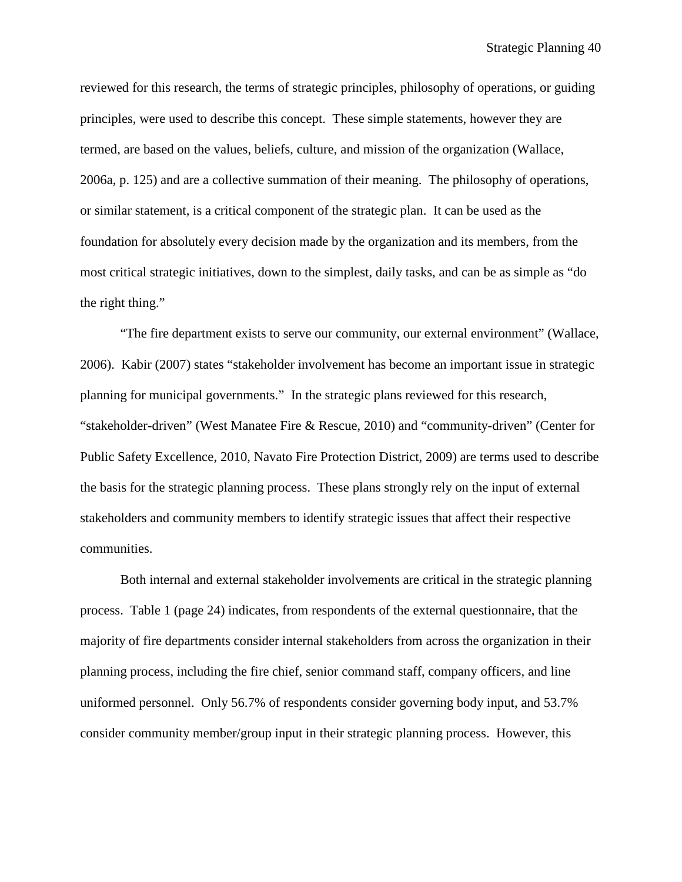reviewed for this research, the terms of strategic principles, philosophy of operations, or guiding principles, were used to describe this concept. These simple statements, however they are termed, are based on the values, beliefs, culture, and mission of the organization (Wallace, 2006a, p. 125) and are a collective summation of their meaning. The philosophy of operations, or similar statement, is a critical component of the strategic plan. It can be used as the foundation for absolutely every decision made by the organization and its members, from the most critical strategic initiatives, down to the simplest, daily tasks, and can be as simple as "do the right thing."

"The fire department exists to serve our community, our external environment" (Wallace, 2006). Kabir (2007) states "stakeholder involvement has become an important issue in strategic planning for municipal governments." In the strategic plans reviewed for this research, "stakeholder-driven" (West Manatee Fire & Rescue, 2010) and "community-driven" (Center for Public Safety Excellence, 2010, Navato Fire Protection District, 2009) are terms used to describe the basis for the strategic planning process. These plans strongly rely on the input of external stakeholders and community members to identify strategic issues that affect their respective communities.

Both internal and external stakeholder involvements are critical in the strategic planning process. Table 1 (page 24) indicates, from respondents of the external questionnaire, that the majority of fire departments consider internal stakeholders from across the organization in their planning process, including the fire chief, senior command staff, company officers, and line uniformed personnel. Only 56.7% of respondents consider governing body input, and 53.7% consider community member/group input in their strategic planning process. However, this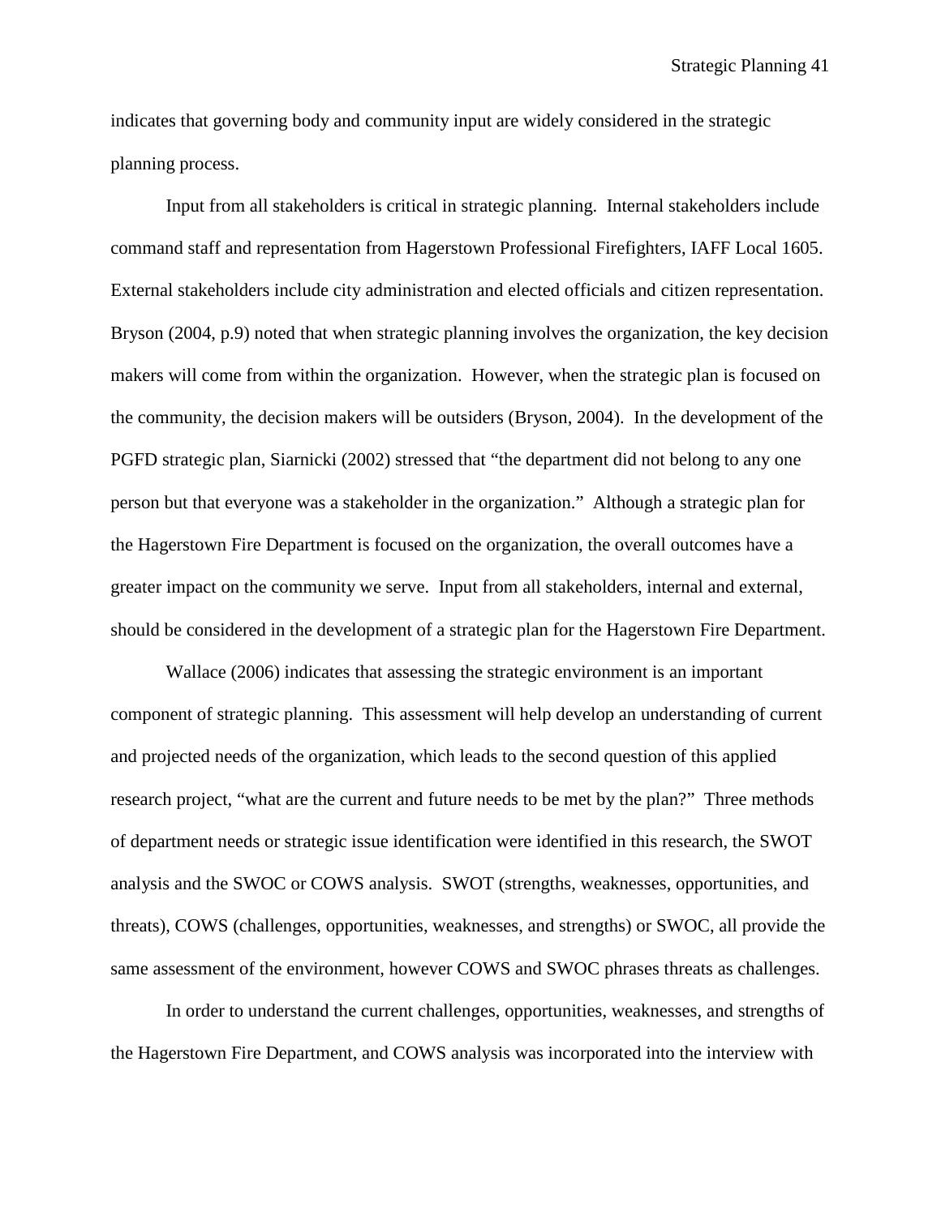indicates that governing body and community input are widely considered in the strategic planning process.

Input from all stakeholders is critical in strategic planning. Internal stakeholders include command staff and representation from Hagerstown Professional Firefighters, IAFF Local 1605. External stakeholders include city administration and elected officials and citizen representation. Bryson (2004, p.9) noted that when strategic planning involves the organization, the key decision makers will come from within the organization. However, when the strategic plan is focused on the community, the decision makers will be outsiders (Bryson, 2004). In the development of the PGFD strategic plan, Siarnicki (2002) stressed that "the department did not belong to any one person but that everyone was a stakeholder in the organization." Although a strategic plan for the Hagerstown Fire Department is focused on the organization, the overall outcomes have a greater impact on the community we serve. Input from all stakeholders, internal and external, should be considered in the development of a strategic plan for the Hagerstown Fire Department.

Wallace (2006) indicates that assessing the strategic environment is an important component of strategic planning. This assessment will help develop an understanding of current and projected needs of the organization, which leads to the second question of this applied research project, "what are the current and future needs to be met by the plan?" Three methods of department needs or strategic issue identification were identified in this research, the SWOT analysis and the SWOC or COWS analysis. SWOT (strengths, weaknesses, opportunities, and threats), COWS (challenges, opportunities, weaknesses, and strengths) or SWOC, all provide the same assessment of the environment, however COWS and SWOC phrases threats as challenges.

In order to understand the current challenges, opportunities, weaknesses, and strengths of the Hagerstown Fire Department, and COWS analysis was incorporated into the interview with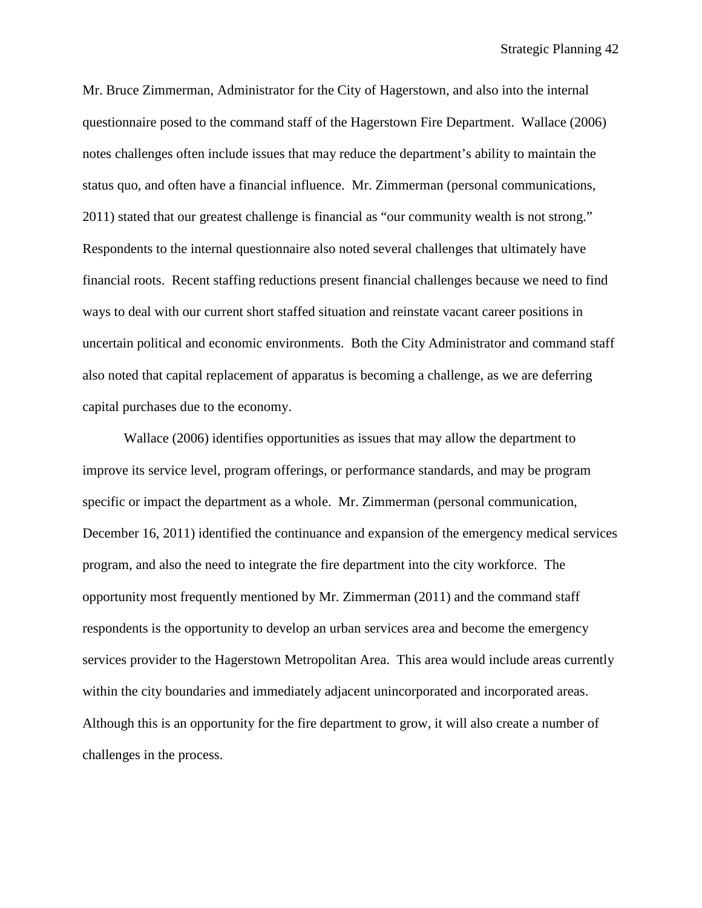Mr. Bruce Zimmerman, Administrator for the City of Hagerstown, and also into the internal questionnaire posed to the command staff of the Hagerstown Fire Department. Wallace (2006) notes challenges often include issues that may reduce the department's ability to maintain the status quo, and often have a financial influence. Mr. Zimmerman (personal communications, 2011) stated that our greatest challenge is financial as "our community wealth is not strong." Respondents to the internal questionnaire also noted several challenges that ultimately have financial roots. Recent staffing reductions present financial challenges because we need to find ways to deal with our current short staffed situation and reinstate vacant career positions in uncertain political and economic environments. Both the City Administrator and command staff also noted that capital replacement of apparatus is becoming a challenge, as we are deferring capital purchases due to the economy.

Wallace (2006) identifies opportunities as issues that may allow the department to improve its service level, program offerings, or performance standards, and may be program specific or impact the department as a whole. Mr. Zimmerman (personal communication, December 16, 2011) identified the continuance and expansion of the emergency medical services program, and also the need to integrate the fire department into the city workforce. The opportunity most frequently mentioned by Mr. Zimmerman (2011) and the command staff respondents is the opportunity to develop an urban services area and become the emergency services provider to the Hagerstown Metropolitan Area. This area would include areas currently within the city boundaries and immediately adjacent unincorporated and incorporated areas. Although this is an opportunity for the fire department to grow, it will also create a number of challenges in the process.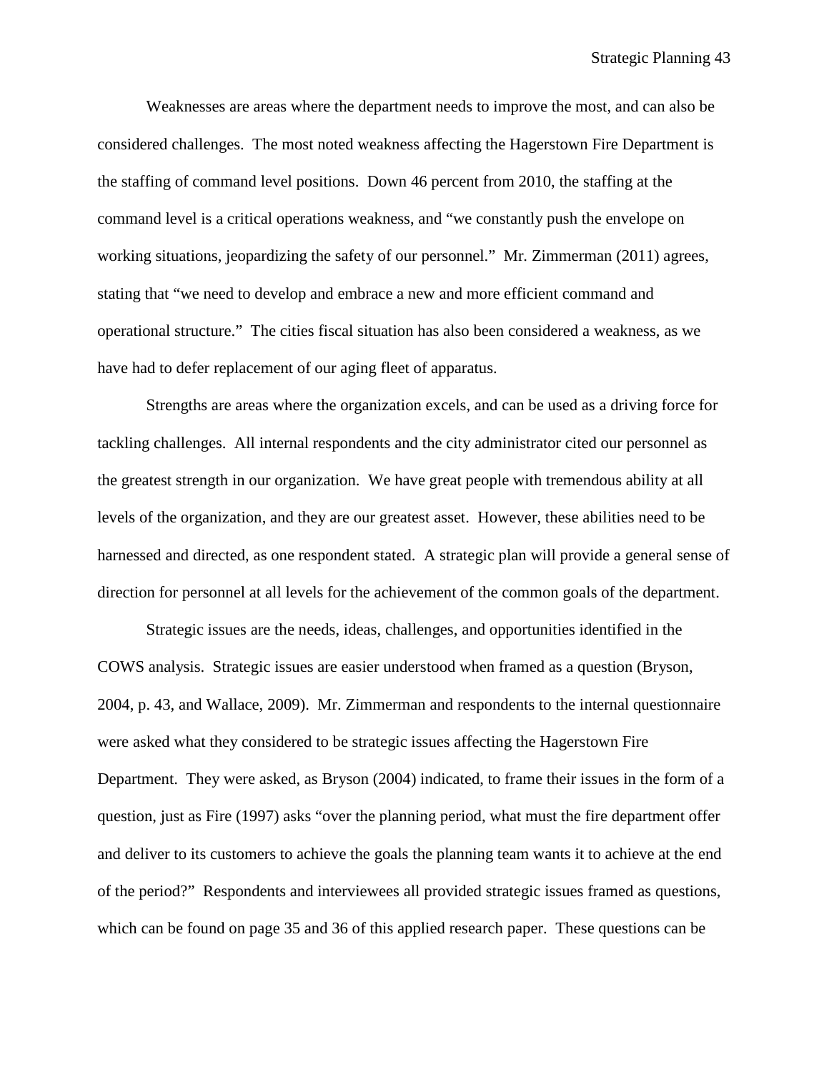Weaknesses are areas where the department needs to improve the most, and can also be considered challenges. The most noted weakness affecting the Hagerstown Fire Department is the staffing of command level positions. Down 46 percent from 2010, the staffing at the command level is a critical operations weakness, and "we constantly push the envelope on working situations, jeopardizing the safety of our personnel." Mr. Zimmerman (2011) agrees, stating that "we need to develop and embrace a new and more efficient command and operational structure." The cities fiscal situation has also been considered a weakness, as we have had to defer replacement of our aging fleet of apparatus.

Strengths are areas where the organization excels, and can be used as a driving force for tackling challenges. All internal respondents and the city administrator cited our personnel as the greatest strength in our organization. We have great people with tremendous ability at all levels of the organization, and they are our greatest asset. However, these abilities need to be harnessed and directed, as one respondent stated. A strategic plan will provide a general sense of direction for personnel at all levels for the achievement of the common goals of the department.

Strategic issues are the needs, ideas, challenges, and opportunities identified in the COWS analysis. Strategic issues are easier understood when framed as a question (Bryson, 2004, p. 43, and Wallace, 2009). Mr. Zimmerman and respondents to the internal questionnaire were asked what they considered to be strategic issues affecting the Hagerstown Fire Department. They were asked, as Bryson (2004) indicated, to frame their issues in the form of a question, just as Fire (1997) asks "over the planning period, what must the fire department offer and deliver to its customers to achieve the goals the planning team wants it to achieve at the end of the period?" Respondents and interviewees all provided strategic issues framed as questions, which can be found on page 35 and 36 of this applied research paper. These questions can be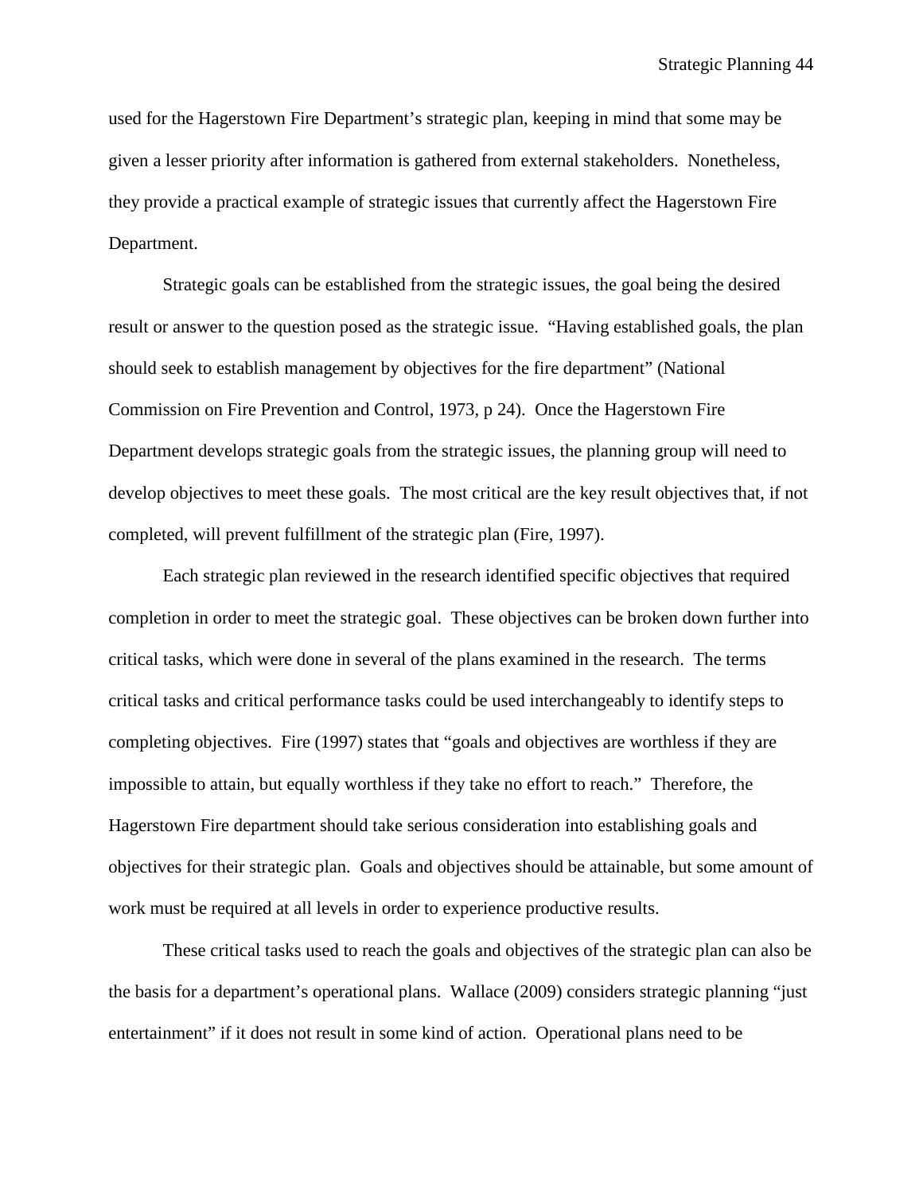used for the Hagerstown Fire Department's strategic plan, keeping in mind that some may be given a lesser priority after information is gathered from external stakeholders. Nonetheless, they provide a practical example of strategic issues that currently affect the Hagerstown Fire Department.

Strategic goals can be established from the strategic issues, the goal being the desired result or answer to the question posed as the strategic issue. "Having established goals, the plan should seek to establish management by objectives for the fire department" (National Commission on Fire Prevention and Control, 1973, p 24). Once the Hagerstown Fire Department develops strategic goals from the strategic issues, the planning group will need to develop objectives to meet these goals. The most critical are the key result objectives that, if not completed, will prevent fulfillment of the strategic plan (Fire, 1997).

Each strategic plan reviewed in the research identified specific objectives that required completion in order to meet the strategic goal. These objectives can be broken down further into critical tasks, which were done in several of the plans examined in the research. The terms critical tasks and critical performance tasks could be used interchangeably to identify steps to completing objectives. Fire (1997) states that "goals and objectives are worthless if they are impossible to attain, but equally worthless if they take no effort to reach." Therefore, the Hagerstown Fire department should take serious consideration into establishing goals and objectives for their strategic plan. Goals and objectives should be attainable, but some amount of work must be required at all levels in order to experience productive results.

These critical tasks used to reach the goals and objectives of the strategic plan can also be the basis for a department's operational plans. Wallace (2009) considers strategic planning "just entertainment" if it does not result in some kind of action. Operational plans need to be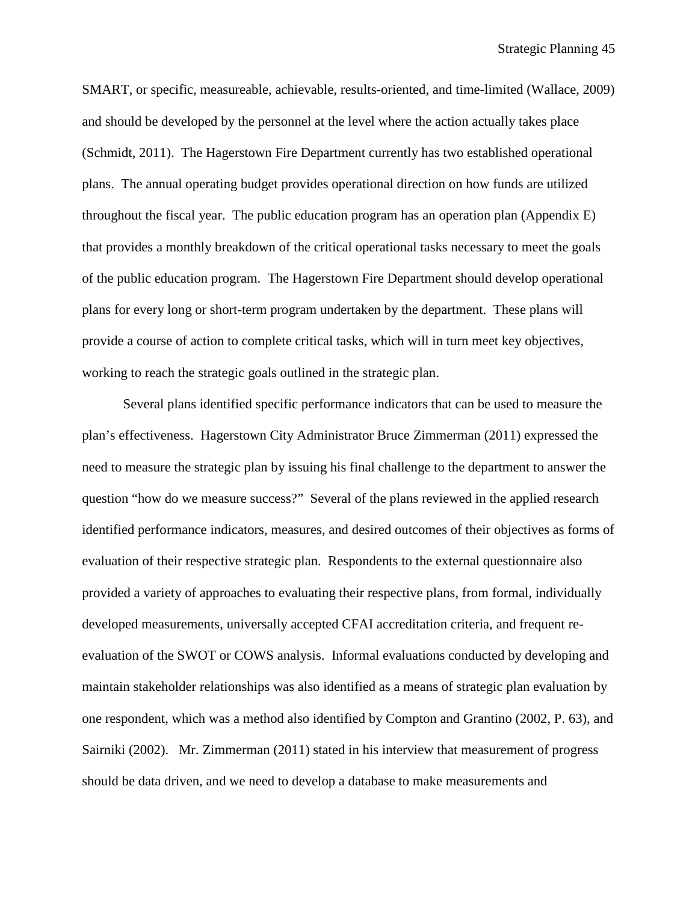SMART, or specific, measureable, achievable, results-oriented, and time-limited (Wallace, 2009) and should be developed by the personnel at the level where the action actually takes place (Schmidt, 2011). The Hagerstown Fire Department currently has two established operational plans. The annual operating budget provides operational direction on how funds are utilized throughout the fiscal year. The public education program has an operation plan (Appendix E) that provides a monthly breakdown of the critical operational tasks necessary to meet the goals of the public education program. The Hagerstown Fire Department should develop operational plans for every long or short-term program undertaken by the department. These plans will provide a course of action to complete critical tasks, which will in turn meet key objectives, working to reach the strategic goals outlined in the strategic plan.

Several plans identified specific performance indicators that can be used to measure the plan's effectiveness. Hagerstown City Administrator Bruce Zimmerman (2011) expressed the need to measure the strategic plan by issuing his final challenge to the department to answer the question "how do we measure success?" Several of the plans reviewed in the applied research identified performance indicators, measures, and desired outcomes of their objectives as forms of evaluation of their respective strategic plan. Respondents to the external questionnaire also provided a variety of approaches to evaluating their respective plans, from formal, individually developed measurements, universally accepted CFAI accreditation criteria, and frequent re-evaluation of the SWOT or COWS analysis. Informal evaluations conducted by developing and maintain stakeholder relationships was also identified as a means of strategic plan evaluation by one respondent, which was a method also identified by Compton and Grantino (2002, P. 63), and Sairniki (2002). Mr. Zimmerman (2011) stated in his interview that measurement of progress should be data driven, and we need to develop a database to make measurements and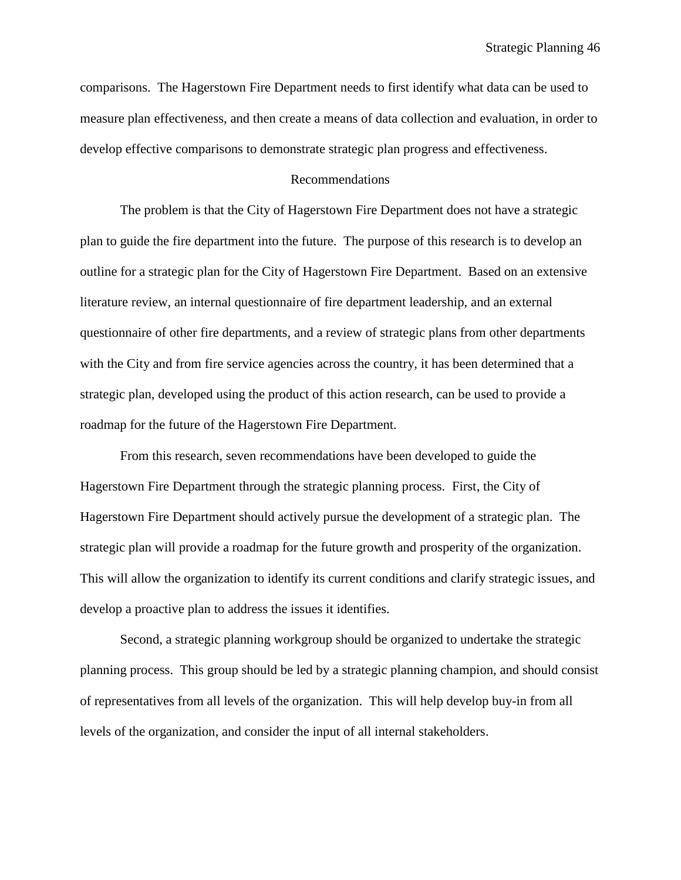comparisons. The Hagerstown Fire Department needs to first identify what data can be used to measure plan effectiveness, and then create a means of data collection and evaluation, in order to develop effective comparisons to demonstrate strategic plan progress and effectiveness.

## Recommendations

The problem is that the City of Hagerstown Fire Department does not have a strategic plan to guide the fire department into the future. The purpose of this research is to develop an outline for a strategic plan for the City of Hagerstown Fire Department. Based on an extensive literature review, an internal questionnaire of fire department leadership, and an external questionnaire of other fire departments, and a review of strategic plans from other departments with the City and from fire service agencies across the country, it has been determined that a strategic plan, developed using the product of this action research, can be used to provide a roadmap for the future of the Hagerstown Fire Department.

From this research, seven recommendations have been developed to guide the Hagerstown Fire Department through the strategic planning process. First, the City of Hagerstown Fire Department should actively pursue the development of a strategic plan. The strategic plan will provide a roadmap for the future growth and prosperity of the organization. This will allow the organization to identify its current conditions and clarify strategic issues, and develop a proactive plan to address the issues it identifies.

Second, a strategic planning workgroup should be organized to undertake the strategic planning process. This group should be led by a strategic planning champion, and should consist of representatives from all levels of the organization. This will help develop buy-in from all levels of the organization, and consider the input of all internal stakeholders.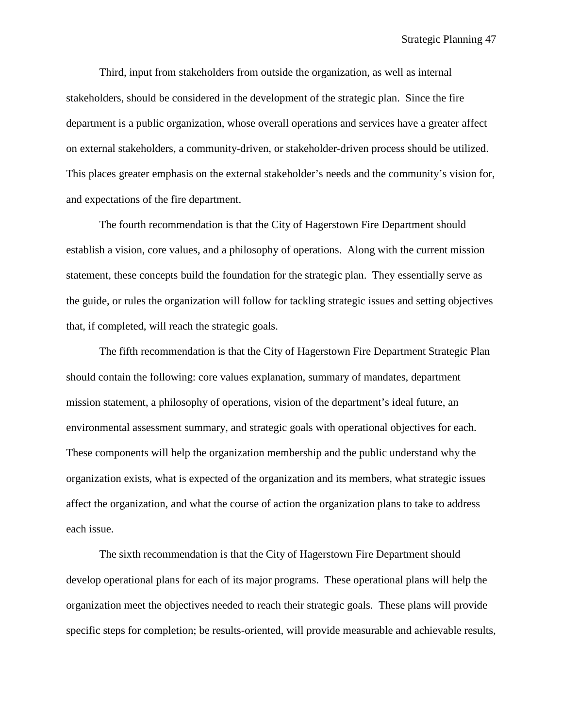Third, input from stakeholders from outside the organization, as well as internal stakeholders, should be considered in the development of the strategic plan. Since the fire department is a public organization, whose overall operations and services have a greater affect on external stakeholders, a community-driven, or stakeholder-driven process should be utilized. This places greater emphasis on the external stakeholder's needs and the community's vision for, and expectations of the fire department.

The fourth recommendation is that the City of Hagerstown Fire Department should establish a vision, core values, and a philosophy of operations. Along with the current mission statement, these concepts build the foundation for the strategic plan. They essentially serve as the guide, or rules the organization will follow for tackling strategic issues and setting objectives that, if completed, will reach the strategic goals.

The fifth recommendation is that the City of Hagerstown Fire Department Strategic Plan should contain the following: core values explanation, summary of mandates, department mission statement, a philosophy of operations, vision of the department's ideal future, an environmental assessment summary, and strategic goals with operational objectives for each. These components will help the organization membership and the public understand why the organization exists, what is expected of the organization and its members, what strategic issues affect the organization, and what the course of action the organization plans to take to address each issue.

The sixth recommendation is that the City of Hagerstown Fire Department should develop operational plans for each of its major programs. These operational plans will help the organization meet the objectives needed to reach their strategic goals. These plans will provide specific steps for completion; be results-oriented, will provide measurable and achievable results,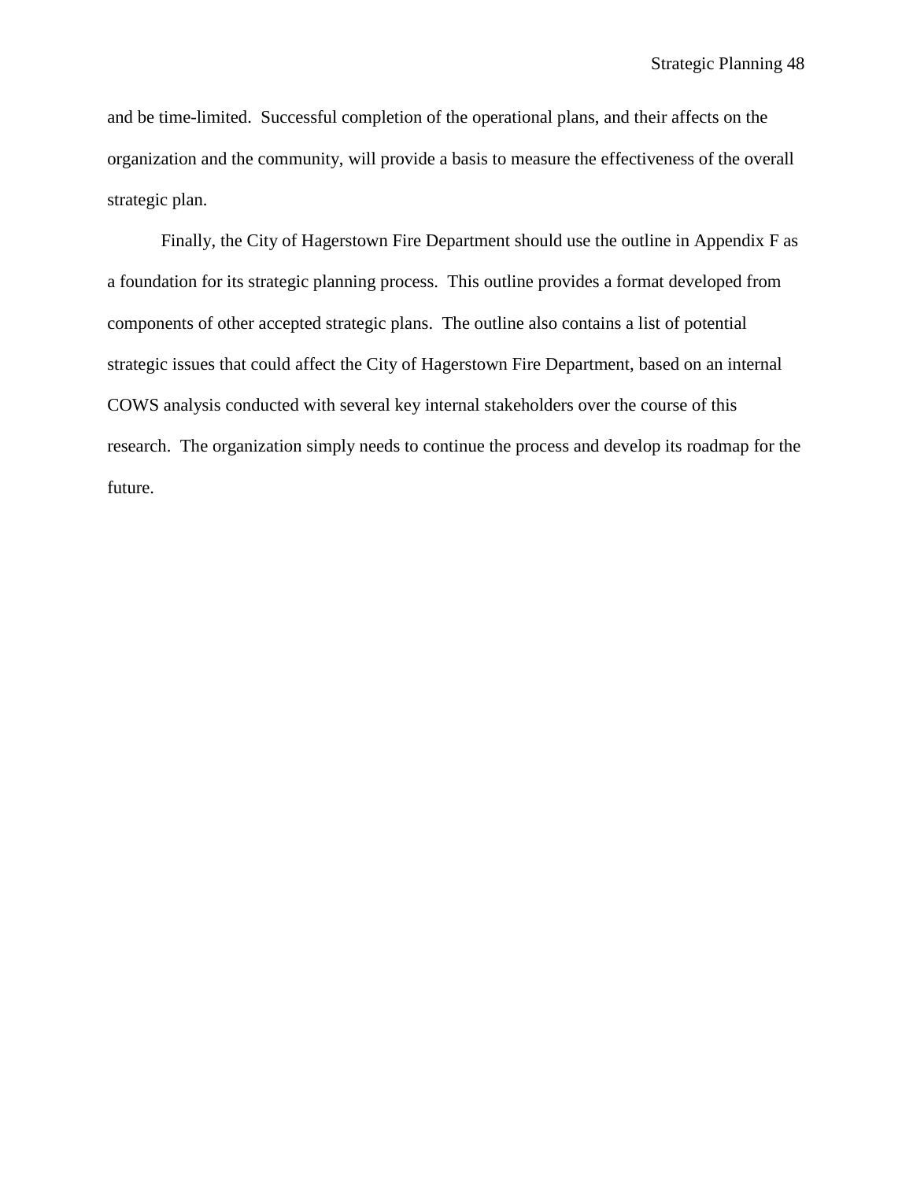and be time-limited. Successful completion of the operational plans, and their affects on the organization and the community, will provide a basis to measure the effectiveness of the overall strategic plan.

Finally, the City of Hagerstown Fire Department should use the outline in Appendix F as a foundation for its strategic planning process. This outline provides a format developed from components of other accepted strategic plans. The outline also contains a list of potential strategic issues that could affect the City of Hagerstown Fire Department, based on an internal COWS analysis conducted with several key internal stakeholders over the course of this research. The organization simply needs to continue the process and develop its roadmap for the future.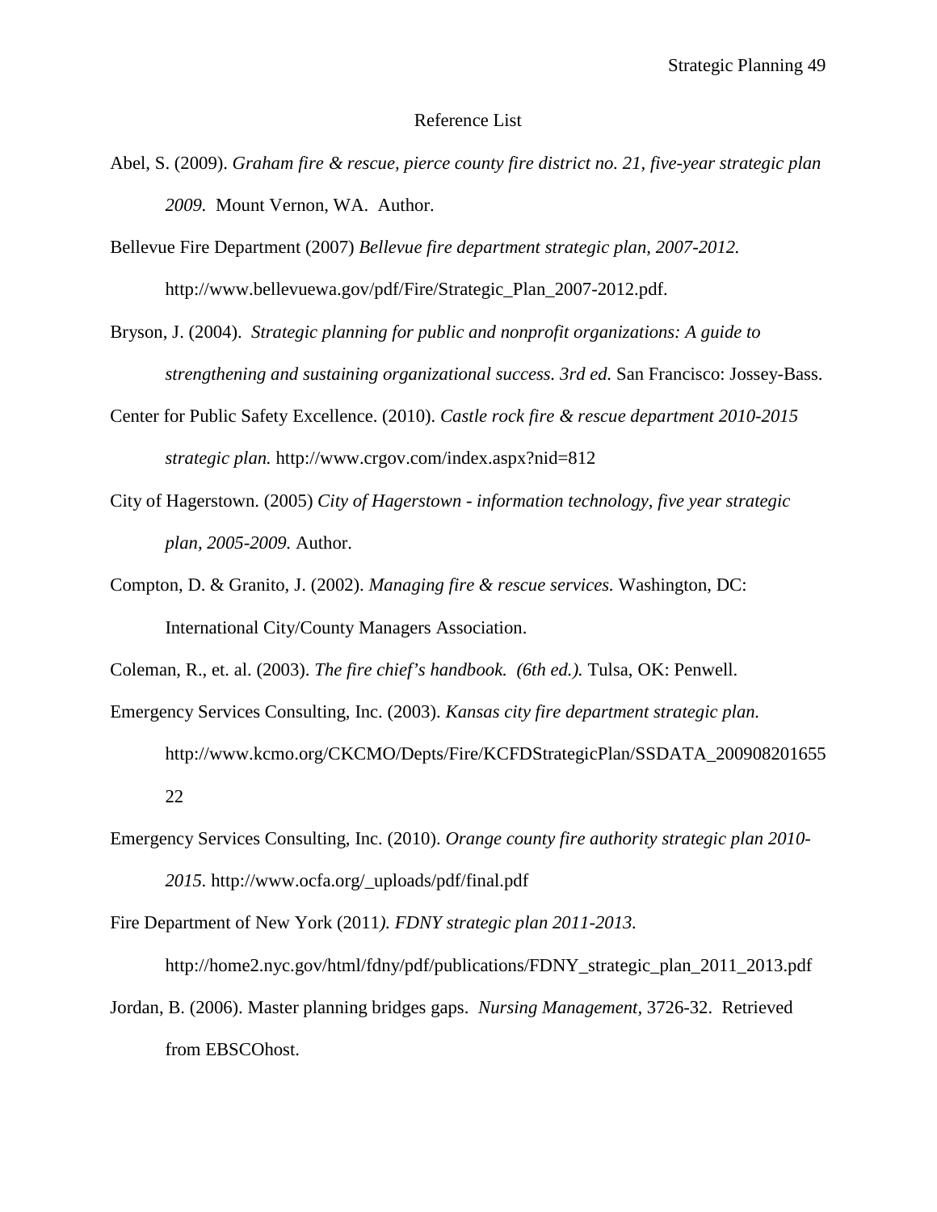## Reference List

Abel, S. (2009). *Graham fire & rescue, pierce county fire district no. 21, five-year strategic plan 2009.* Mount Vernon, WA. Author.

Bellevue Fire Department (2007) *Bellevue fire department strategic plan, 2007-2012.* http://www.bellevuewa.gov/pdf/Fire/Strategic_Plan_2007-2012.pdf.

Bryson, J. (2004). *Strategic planning for public and nonprofit organizations: A guide to strengthening and sustaining organizational success. 3rd ed.* San Francisco: Jossey-Bass.

Center for Public Safety Excellence. (2010). *Castle rock fire & rescue department 2010-2015 strategic plan.* http://www.crgov.com/index.aspx?nid=812

City of Hagerstown. (2005) *City of Hagerstown - information technology, five year strategic plan, 2005-2009.* Author.

Compton, D. & Granito, J. (2002). *Managing fire & rescue services.* Washington, DC: International City/County Managers Association.

Coleman, R., et. al. (2003). *The fire chief's handbook. (6th ed.).* Tulsa, OK: Penwell.

Emergency Services Consulting, Inc. (2003). *Kansas city fire department strategic plan.* http://www.kcmo.org/CKCMO/Depts/Fire/KCFDStrategicPlan/SSDATA_20090820165522

Emergency Services Consulting, Inc. (2010). *Orange county fire authority strategic plan 2010-2015.* http://www.ocfa.org/_uploads/pdf/final.pdf

Fire Department of New York (2011*). FDNY strategic plan 2011-2013.* http://home2.nyc.gov/html/fdny/pdf/publications/FDNY_strategic_plan_2011_2013.pdf

Jordan, B. (2006). Master planning bridges gaps. *Nursing Management,* 3726-32. Retrieved from EBSCOhost.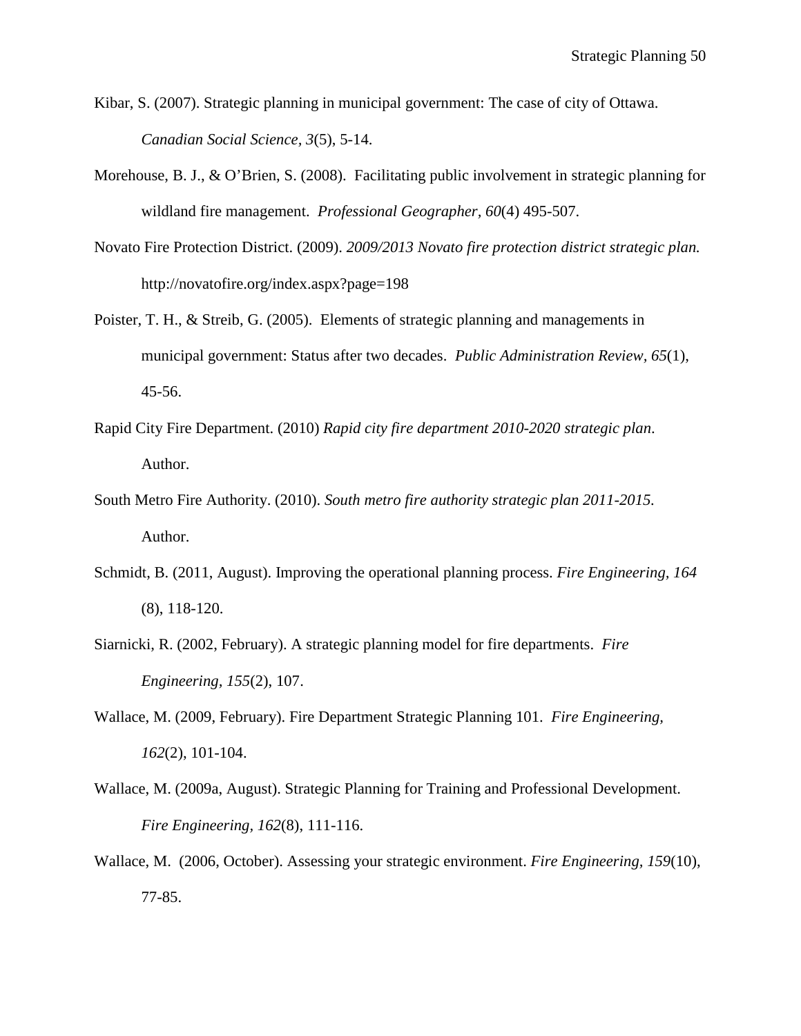Kibar, S. (2007). Strategic planning in municipal government: The case of city of Ottawa. *Canadian Social Science, 3*(5), 5-14.

Morehouse, B. J., & O'Brien, S. (2008). Facilitating public involvement in strategic planning for wildland fire management. *Professional Geographer, 60*(4) 495-507.

Novato Fire Protection District. (2009). *2009/2013 Novato fire protection district strategic plan.* http://novatofire.org/index.aspx?page=198

Poister, T. H., & Streib, G. (2005). Elements of strategic planning and managements in municipal government: Status after two decades. *Public Administration Review, 65*(1), 45-56.

Rapid City Fire Department. (2010) *Rapid city fire department 2010-2020 strategic plan*. Author.

South Metro Fire Authority. (2010). *South metro fire authority strategic plan 2011-2015*. Author.

Schmidt, B. (2011, August). Improving the operational planning process. *Fire Engineering, 164* (8), 118-120.

Siarnicki, R. (2002, February). A strategic planning model for fire departments. *Fire Engineering, 155*(2), 107.

Wallace, M. (2009, February). Fire Department Strategic Planning 101. *Fire Engineering, 162*(2), 101-104.

Wallace, M. (2009a, August). Strategic Planning for Training and Professional Development. *Fire Engineering, 162*(8), 111-116.

Wallace, M. (2006, October). Assessing your strategic environment. *Fire Engineering, 159*(10), 77-85.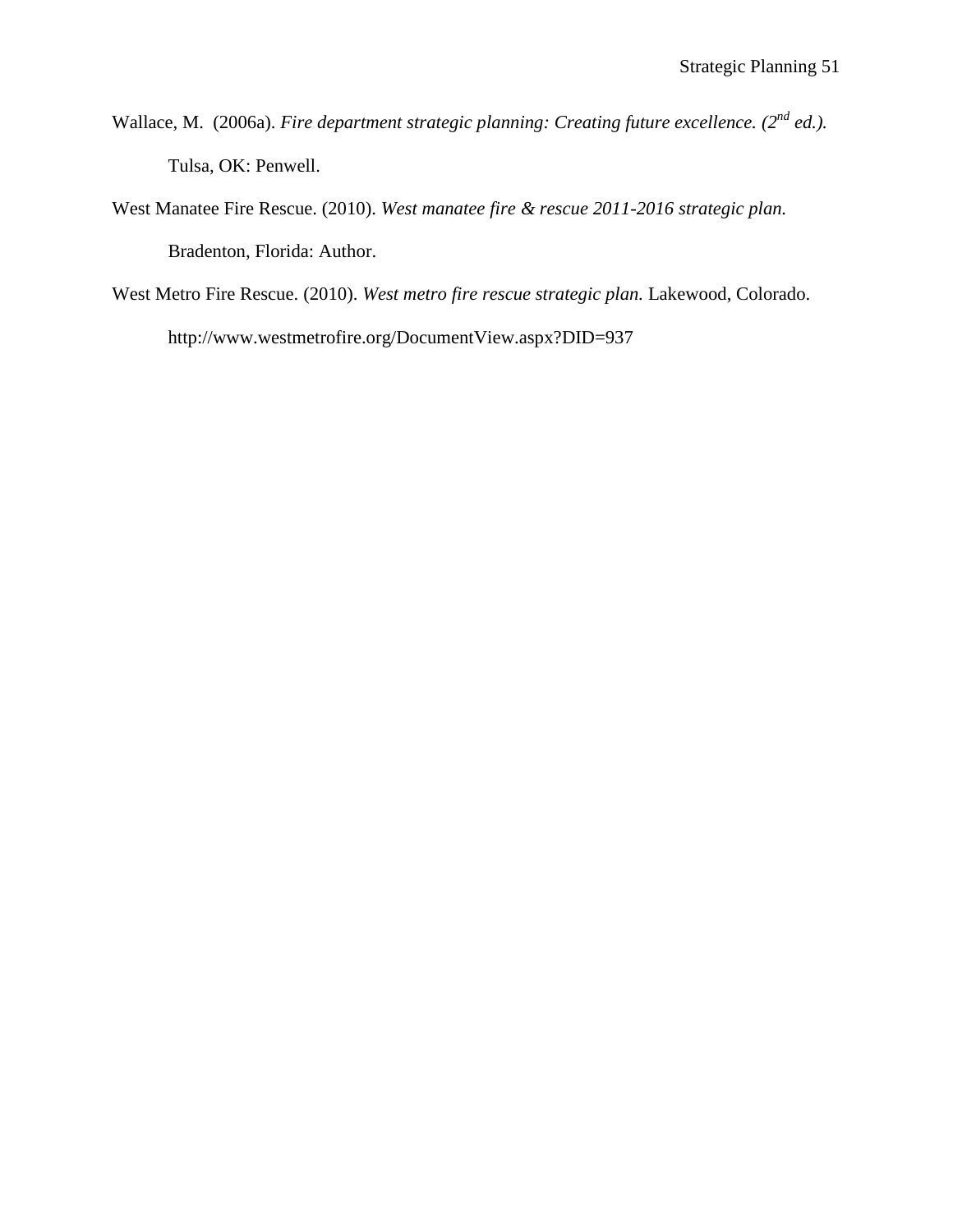Wallace, M. (2006a). *Fire department strategic planning: Creating future excellence. (2nd ed.).* Tulsa, OK: Penwell.

West Manatee Fire Rescue. (2010). *West manatee fire & rescue 2011-2016 strategic plan.* Bradenton, Florida: Author.

West Metro Fire Rescue. (2010). *West metro fire rescue strategic plan.* Lakewood, Colorado. http://www.westmetrofire.org/DocumentView.aspx?DID=937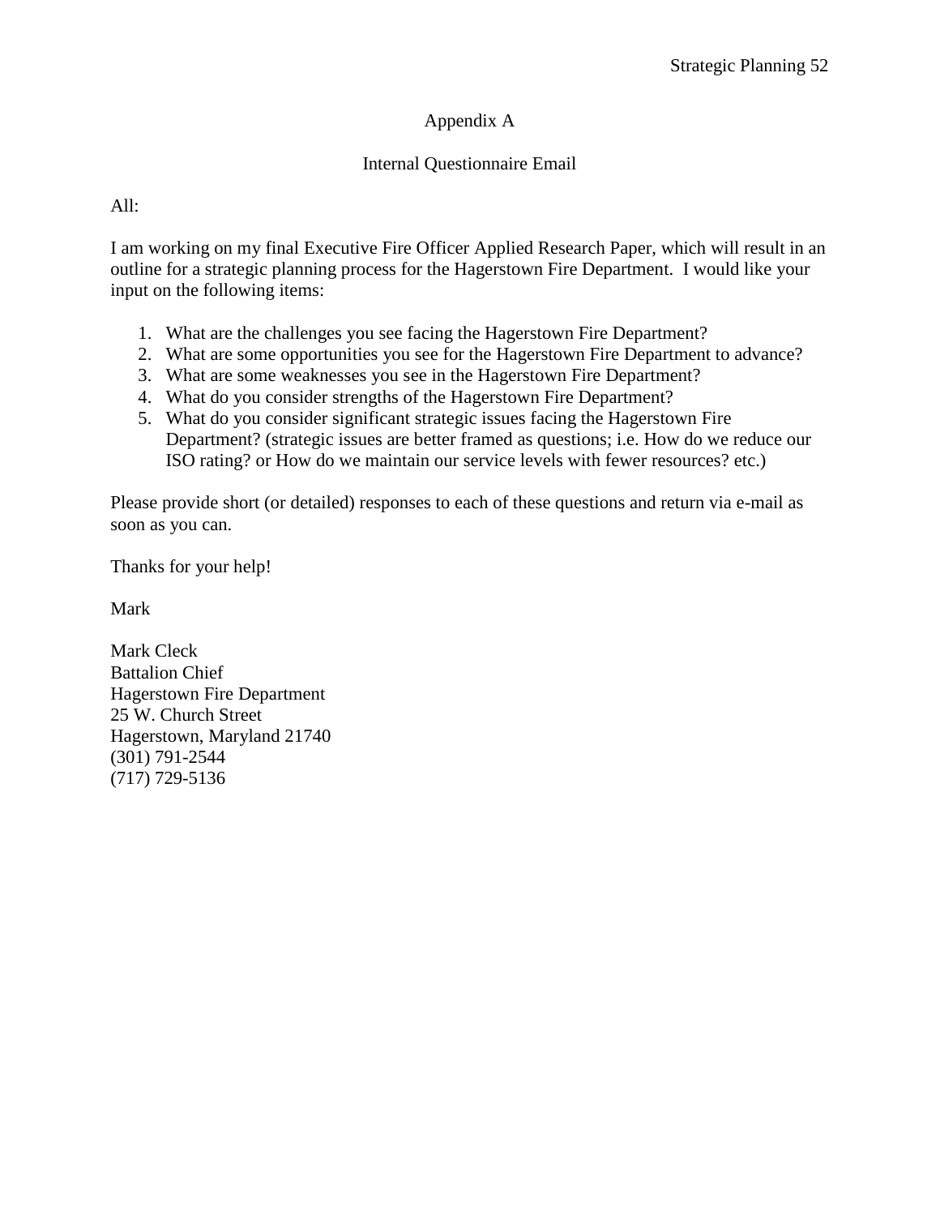# Appendix A

## Internal Questionnaire Email

All:

I am working on my final Executive Fire Officer Applied Research Paper, which will result in an outline for a strategic planning process for the Hagerstown Fire Department. I would like your input on the following items:

1. What are the challenges you see facing the Hagerstown Fire Department?
2. What are some opportunities you see for the Hagerstown Fire Department to advance?
3. What are some weaknesses you see in the Hagerstown Fire Department?
4. What do you consider strengths of the Hagerstown Fire Department?
5. What do you consider significant strategic issues facing the Hagerstown Fire Department? (strategic issues are better framed as questions; i.e. How do we reduce our ISO rating? or How do we maintain our service levels with fewer resources? etc.)

Please provide short (or detailed) responses to each of these questions and return via e-mail as soon as you can.

Thanks for your help!

Mark

Mark Cleck
Battalion Chief
Hagerstown Fire Department
25 W. Church Street
Hagerstown, Maryland 21740
(301) 791-2544
(717) 729-5136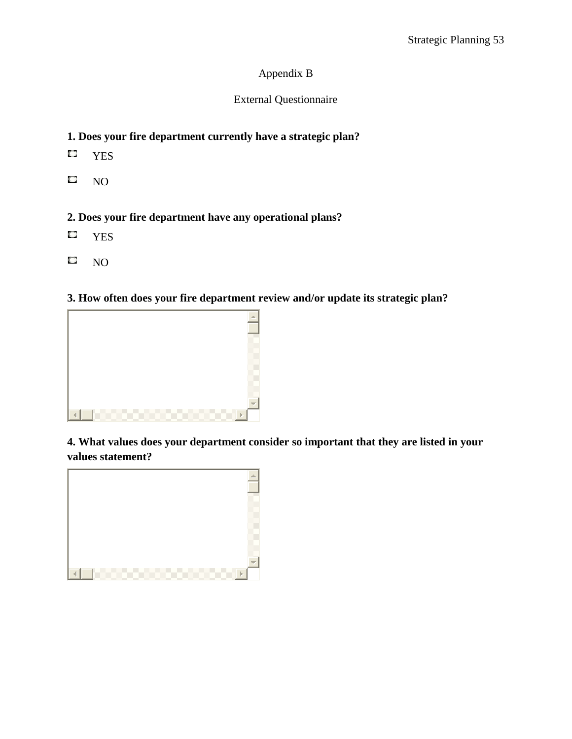# Appendix B

## External Questionnaire

**1. Does your fire department currently have a strategic plan?**

- YES
- NO

**2. Does your fire department have any operational plans?**

- YES
- NO

**3. How often does your fire department review and/or update its strategic plan?**

**4. What values does your department consider so important that they are listed in your values statement?**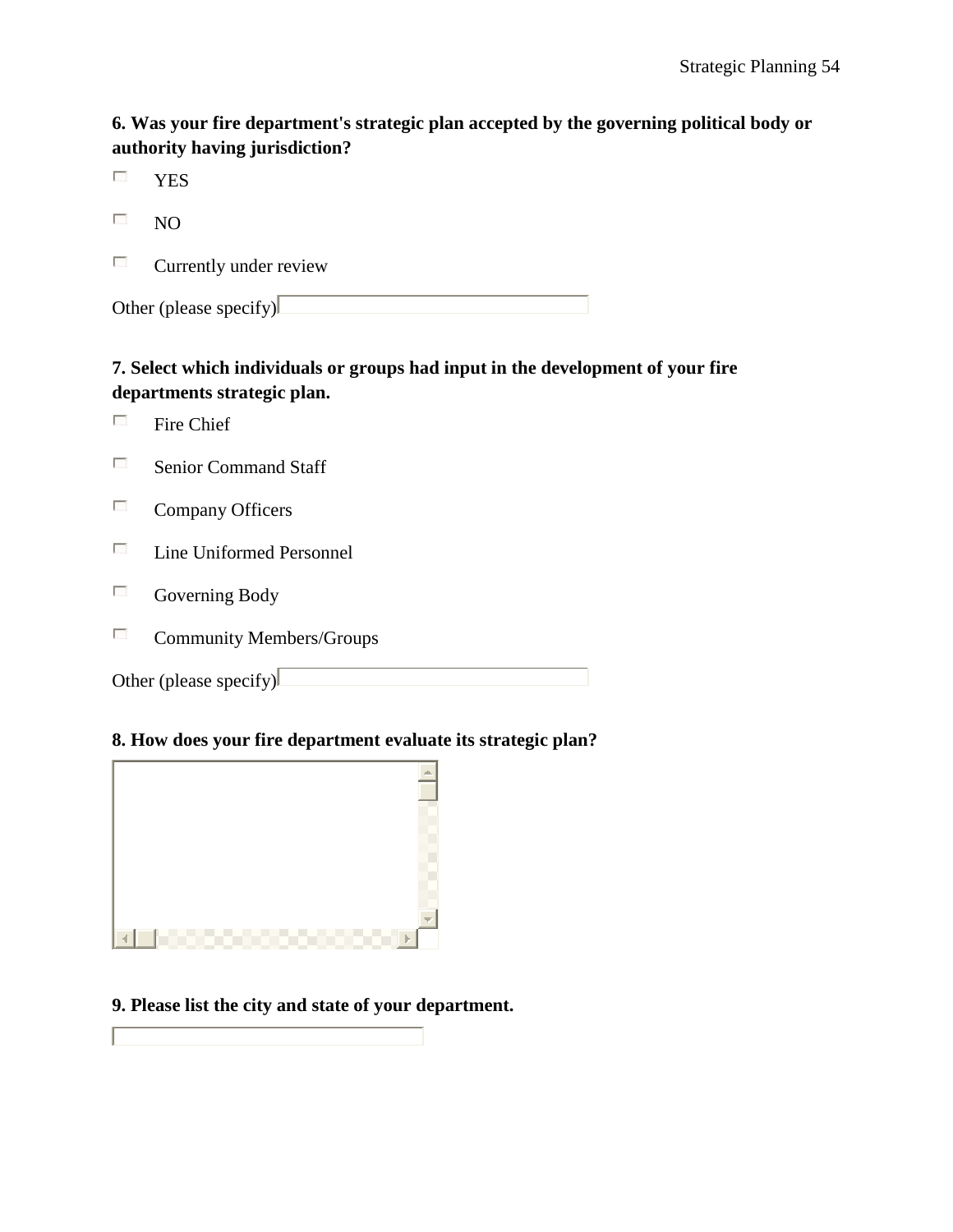**6. Was your fire department's strategic plan accepted by the governing political body or authority having jurisdiction?**

- YES
- NO
- Currently under review

Other (please specify)

**7. Select which individuals or groups had input in the development of your fire departments strategic plan.**

- Fire Chief
- Senior Command Staff
- Company Officers
- Line Uniformed Personnel
- Governing Body
- Community Members/Groups

Other (please specify)

**8. How does your fire department evaluate its strategic plan?**

**9. Please list the city and state of your department.**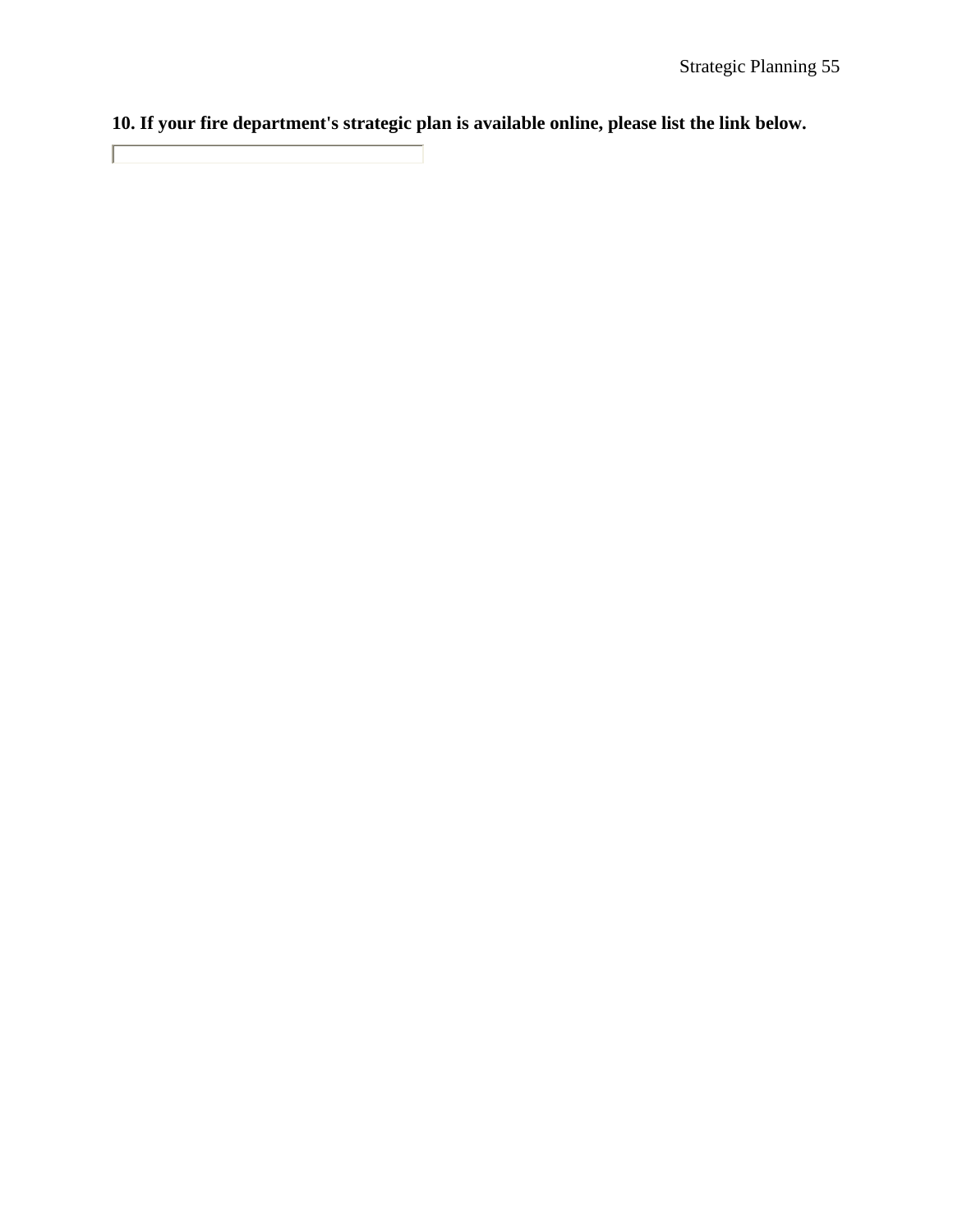**10. If your fire department's strategic plan is available online, please list the link below.**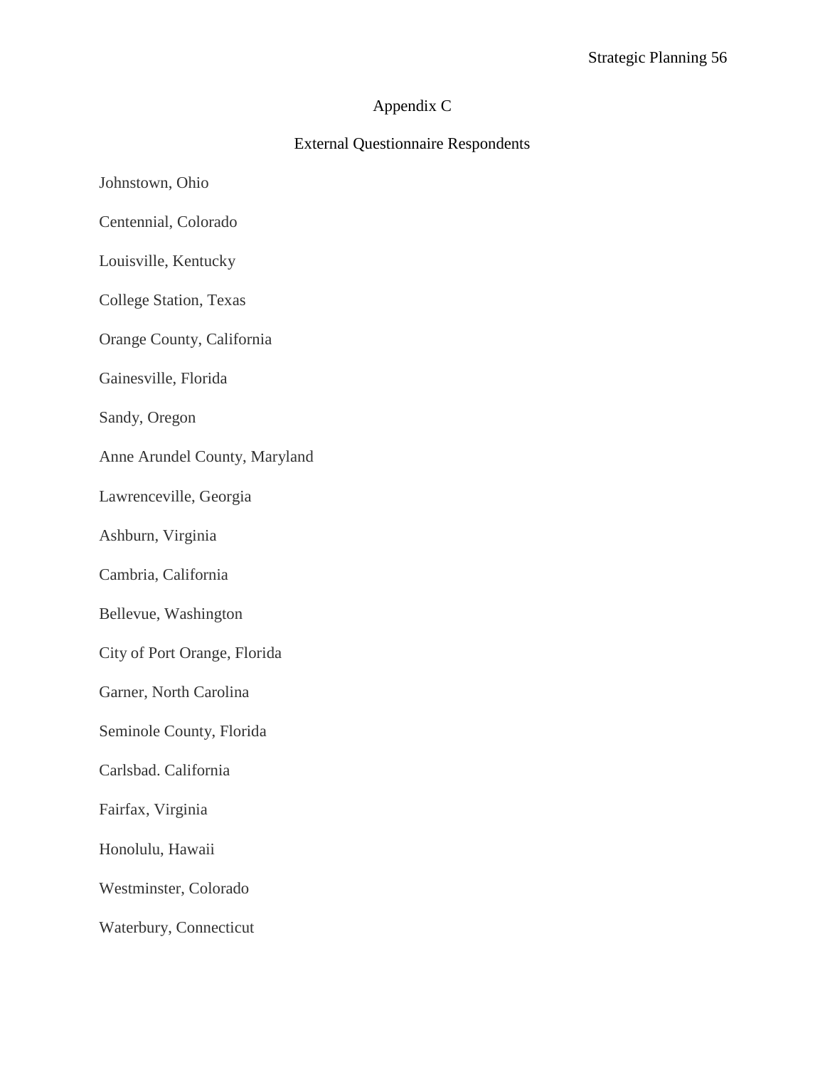# Appendix C

## External Questionnaire Respondents

Johnstown, Ohio

Centennial, Colorado

Louisville, Kentucky

College Station, Texas

Orange County, California

Gainesville, Florida

Sandy, Oregon

Anne Arundel County, Maryland

Lawrenceville, Georgia

Ashburn, Virginia

Cambria, California

Bellevue, Washington

City of Port Orange, Florida

Garner, North Carolina

Seminole County, Florida

Carlsbad. California

Fairfax, Virginia

Honolulu, Hawaii

Westminster, Colorado

Waterbury, Connecticut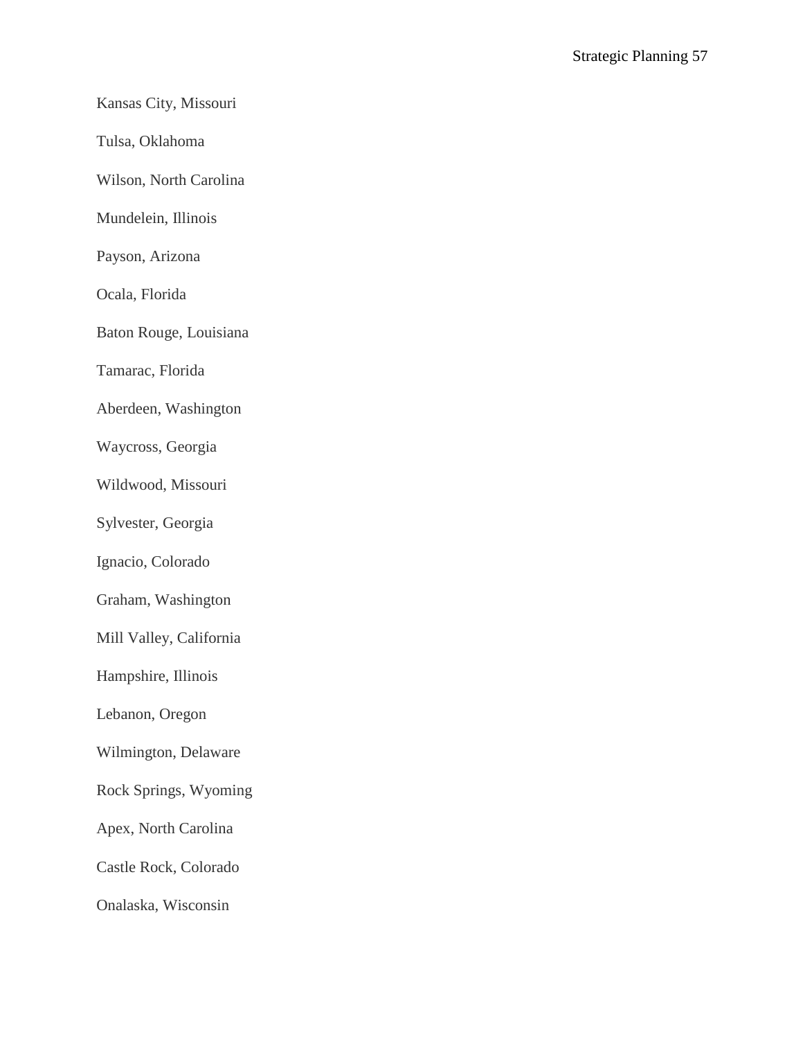Kansas City, Missouri

Tulsa, Oklahoma

Wilson, North Carolina

Mundelein, Illinois

Payson, Arizona

Ocala, Florida

Baton Rouge, Louisiana

Tamarac, Florida

Aberdeen, Washington

Waycross, Georgia

Wildwood, Missouri

Sylvester, Georgia

Ignacio, Colorado

Graham, Washington

Mill Valley, California

Hampshire, Illinois

Lebanon, Oregon

Wilmington, Delaware

Rock Springs, Wyoming

Apex, North Carolina

Castle Rock, Colorado

Onalaska, Wisconsin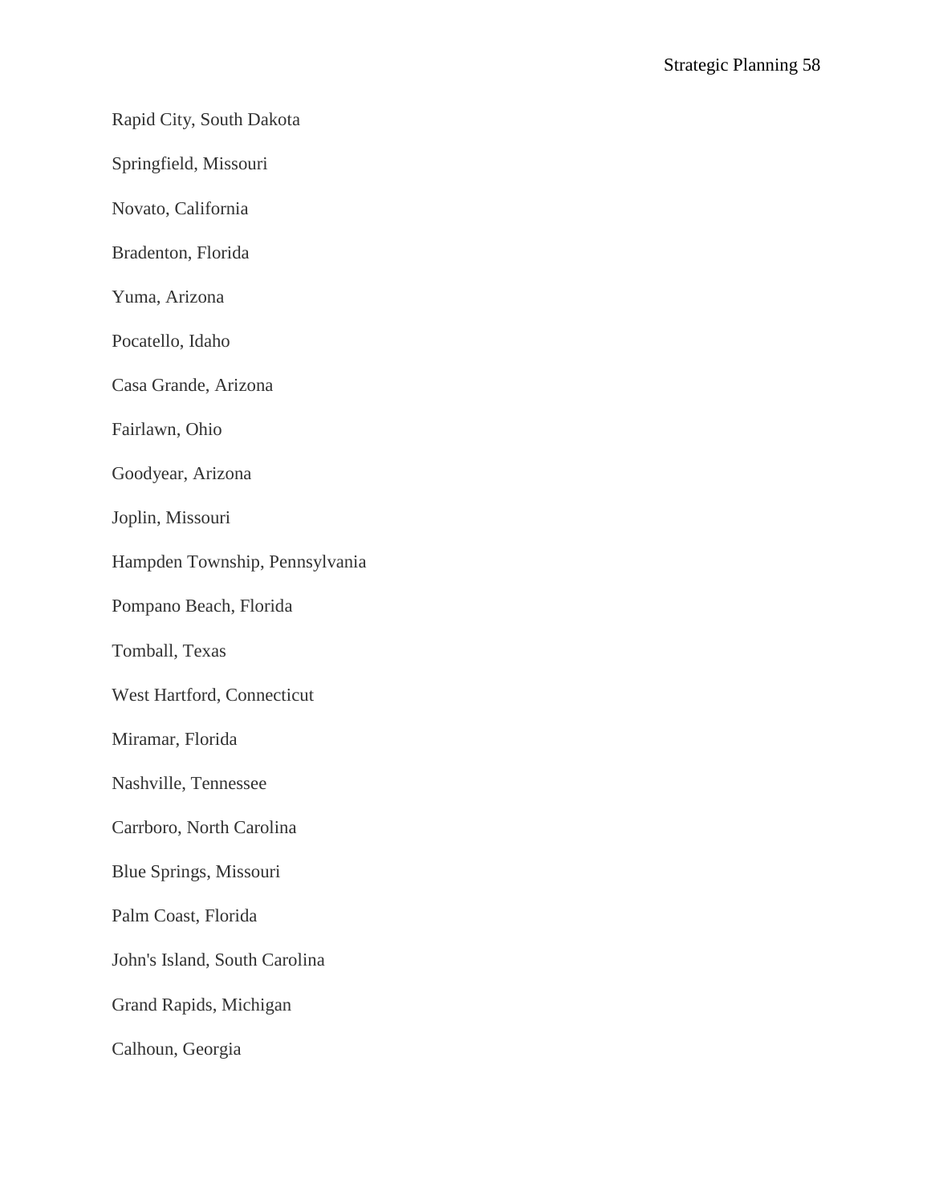Rapid City, South Dakota

Springfield, Missouri

Novato, California

Bradenton, Florida

Yuma, Arizona

Pocatello, Idaho

Casa Grande, Arizona

Fairlawn, Ohio

Goodyear, Arizona

Joplin, Missouri

Hampden Township, Pennsylvania

Pompano Beach, Florida

Tomball, Texas

West Hartford, Connecticut

Miramar, Florida

Nashville, Tennessee

Carrboro, North Carolina

Blue Springs, Missouri

Palm Coast, Florida

John's Island, South Carolina

Grand Rapids, Michigan

Calhoun, Georgia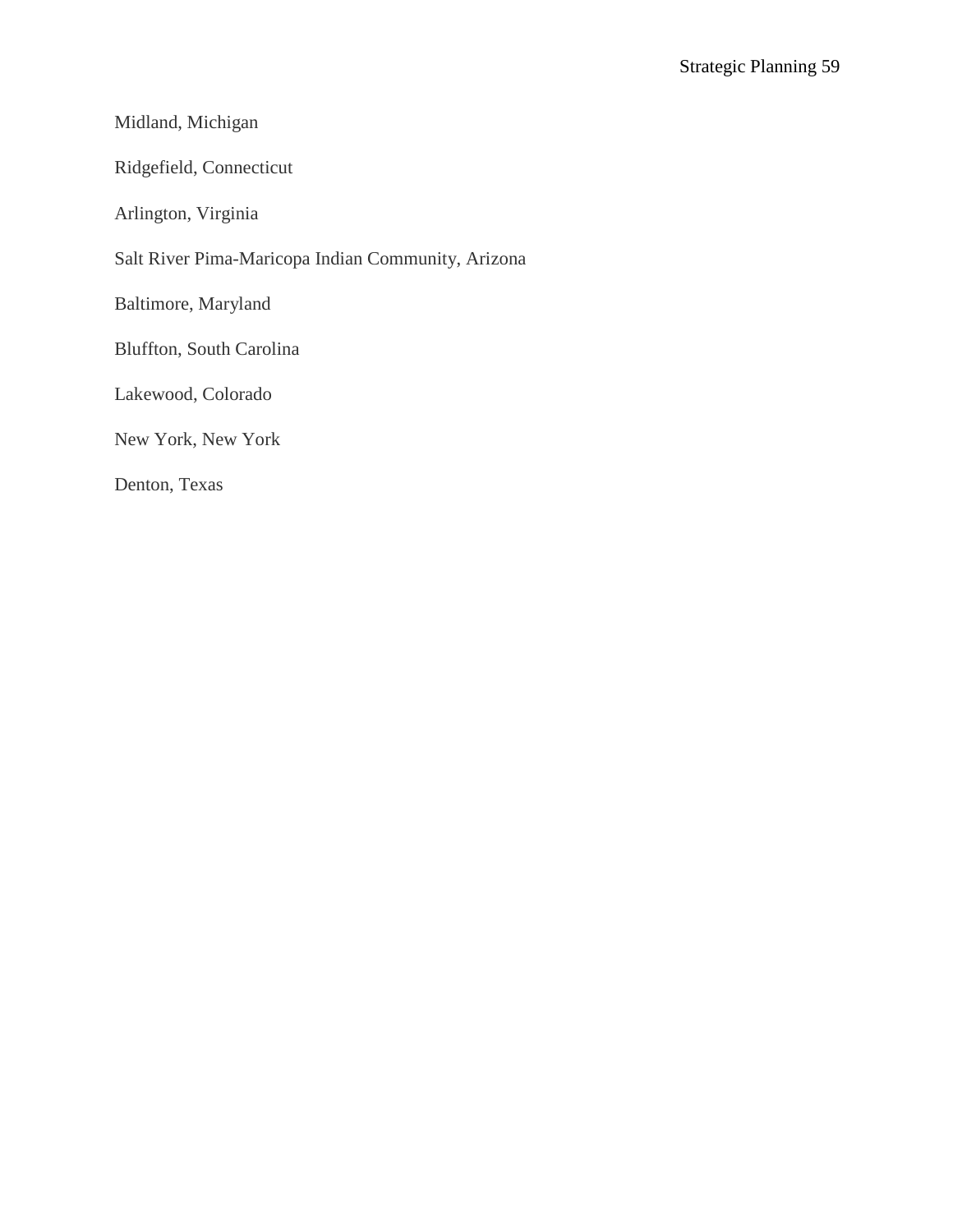Midland, Michigan

Ridgefield, Connecticut

Arlington, Virginia

Salt River Pima-Maricopa Indian Community, Arizona

Baltimore, Maryland

Bluffton, South Carolina

Lakewood, Colorado

New York, New York

Denton, Texas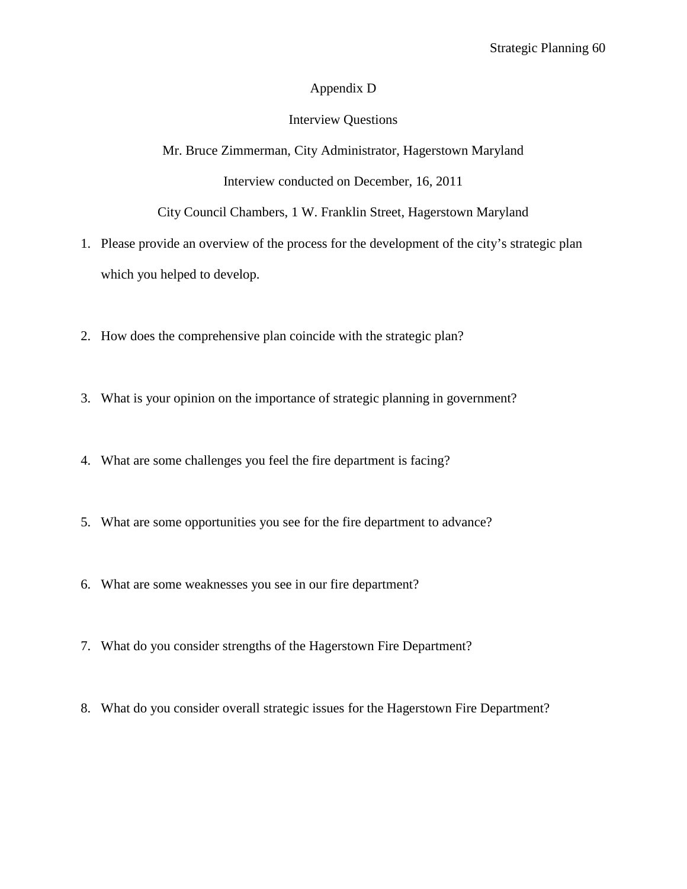# Appendix D

## Interview Questions

Mr. Bruce Zimmerman, City Administrator, Hagerstown Maryland

Interview conducted on December, 16, 2011

City Council Chambers, 1 W. Franklin Street, Hagerstown Maryland

1. Please provide an overview of the process for the development of the city's strategic plan which you helped to develop.

2. How does the comprehensive plan coincide with the strategic plan?

3. What is your opinion on the importance of strategic planning in government?

4. What are some challenges you feel the fire department is facing?

5. What are some opportunities you see for the fire department to advance?

6. What are some weaknesses you see in our fire department?

7. What do you consider strengths of the Hagerstown Fire Department?

8. What do you consider overall strategic issues for the Hagerstown Fire Department?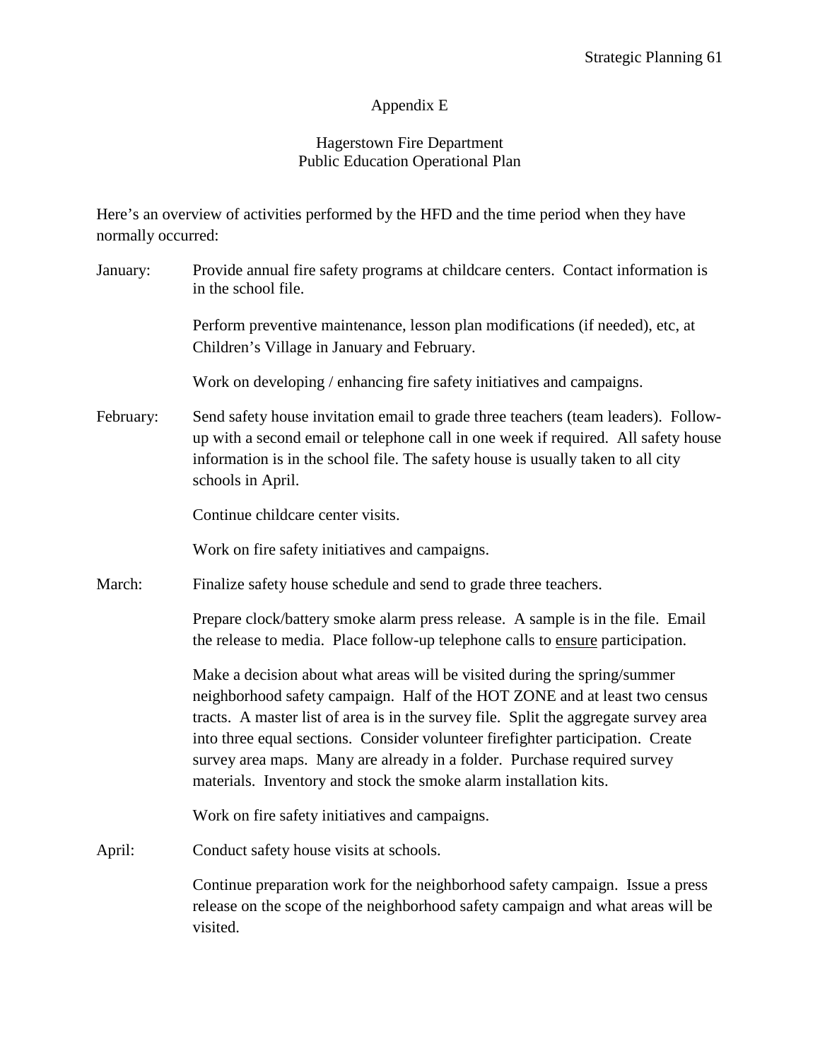# Appendix E

## Hagerstown Fire Department
## Public Education Operational Plan

Here's an overview of activities performed by the HFD and the time period when they have normally occurred:

**January:** Provide annual fire safety programs at childcare centers. Contact information is in the school file.

Perform preventive maintenance, lesson plan modifications (if needed), etc, at Children's Village in January and February.

Work on developing / enhancing fire safety initiatives and campaigns.

**February:** Send safety house invitation email to grade three teachers (team leaders). Follow-up with a second email or telephone call in one week if required. All safety house information is in the school file. The safety house is usually taken to all city schools in April.

Continue childcare center visits.

Work on fire safety initiatives and campaigns.

**March:** Finalize safety house schedule and send to grade three teachers.

Prepare clock/battery smoke alarm press release. A sample is in the file. Email the release to media. Place follow-up telephone calls to <u>ensure</u> participation.

Make a decision about what areas will be visited during the spring/summer neighborhood safety campaign. Half of the HOT ZONE and at least two census tracts. A master list of area is in the survey file. Split the aggregate survey area into three equal sections. Consider volunteer firefighter participation. Create survey area maps. Many are already in a folder. Purchase required survey materials. Inventory and stock the smoke alarm installation kits.

Work on fire safety initiatives and campaigns.

**April:** Conduct safety house visits at schools.

Continue preparation work for the neighborhood safety campaign. Issue a press release on the scope of the neighborhood safety campaign and what areas will be visited.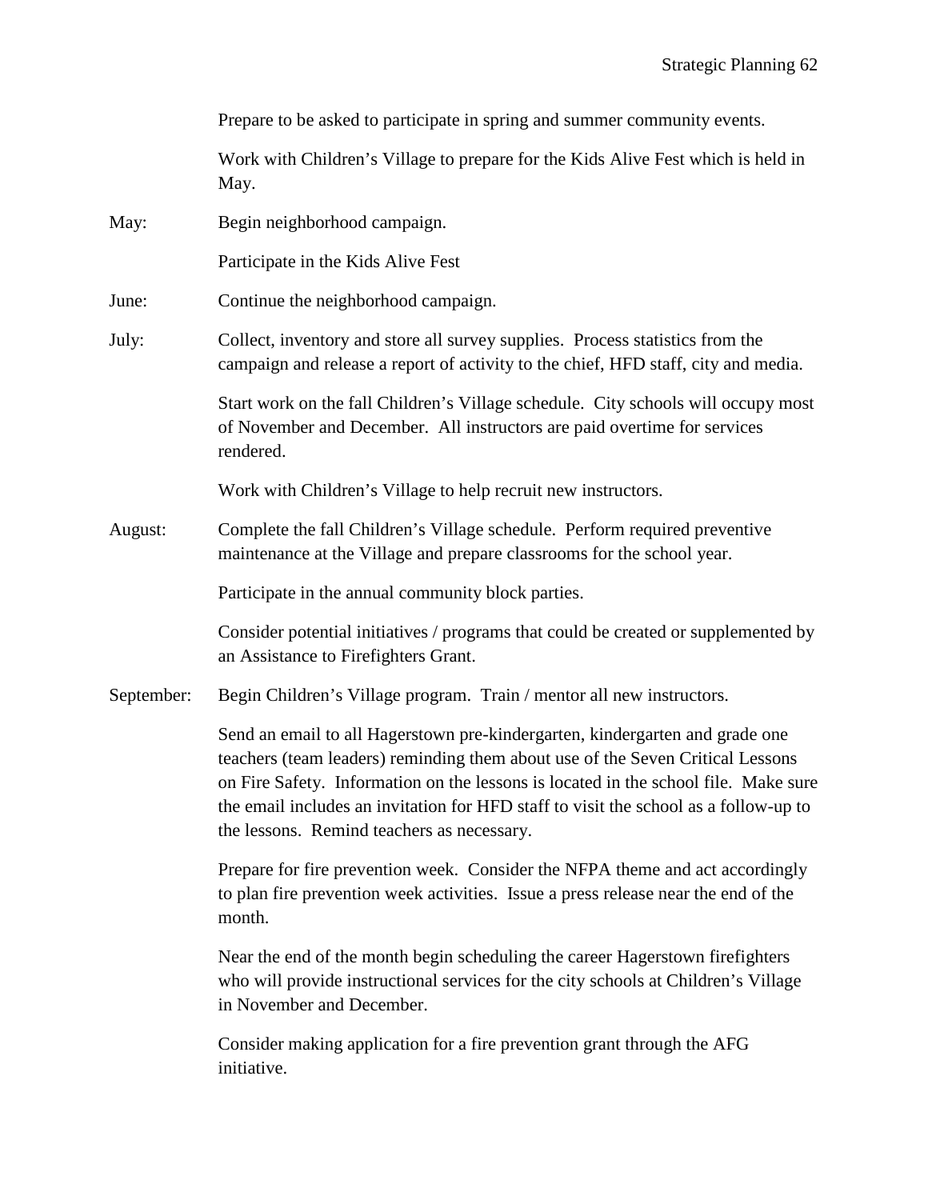Prepare to be asked to participate in spring and summer community events.

Work with Children's Village to prepare for the Kids Alive Fest which is held in May.

May: Begin neighborhood campaign.

Participate in the Kids Alive Fest

June: Continue the neighborhood campaign.

July: Collect, inventory and store all survey supplies. Process statistics from the campaign and release a report of activity to the chief, HFD staff, city and media.

Start work on the fall Children's Village schedule. City schools will occupy most of November and December. All instructors are paid overtime for services rendered.

Work with Children's Village to help recruit new instructors.

August: Complete the fall Children's Village schedule. Perform required preventive maintenance at the Village and prepare classrooms for the school year.

Participate in the annual community block parties.

Consider potential initiatives / programs that could be created or supplemented by an Assistance to Firefighters Grant.

September: Begin Children's Village program. Train / mentor all new instructors.

Send an email to all Hagerstown pre-kindergarten, kindergarten and grade one teachers (team leaders) reminding them about use of the Seven Critical Lessons on Fire Safety. Information on the lessons is located in the school file. Make sure the email includes an invitation for HFD staff to visit the school as a follow-up to the lessons. Remind teachers as necessary.

Prepare for fire prevention week. Consider the NFPA theme and act accordingly to plan fire prevention week activities. Issue a press release near the end of the month.

Near the end of the month begin scheduling the career Hagerstown firefighters who will provide instructional services for the city schools at Children's Village in November and December.

Consider making application for a fire prevention grant through the AFG initiative.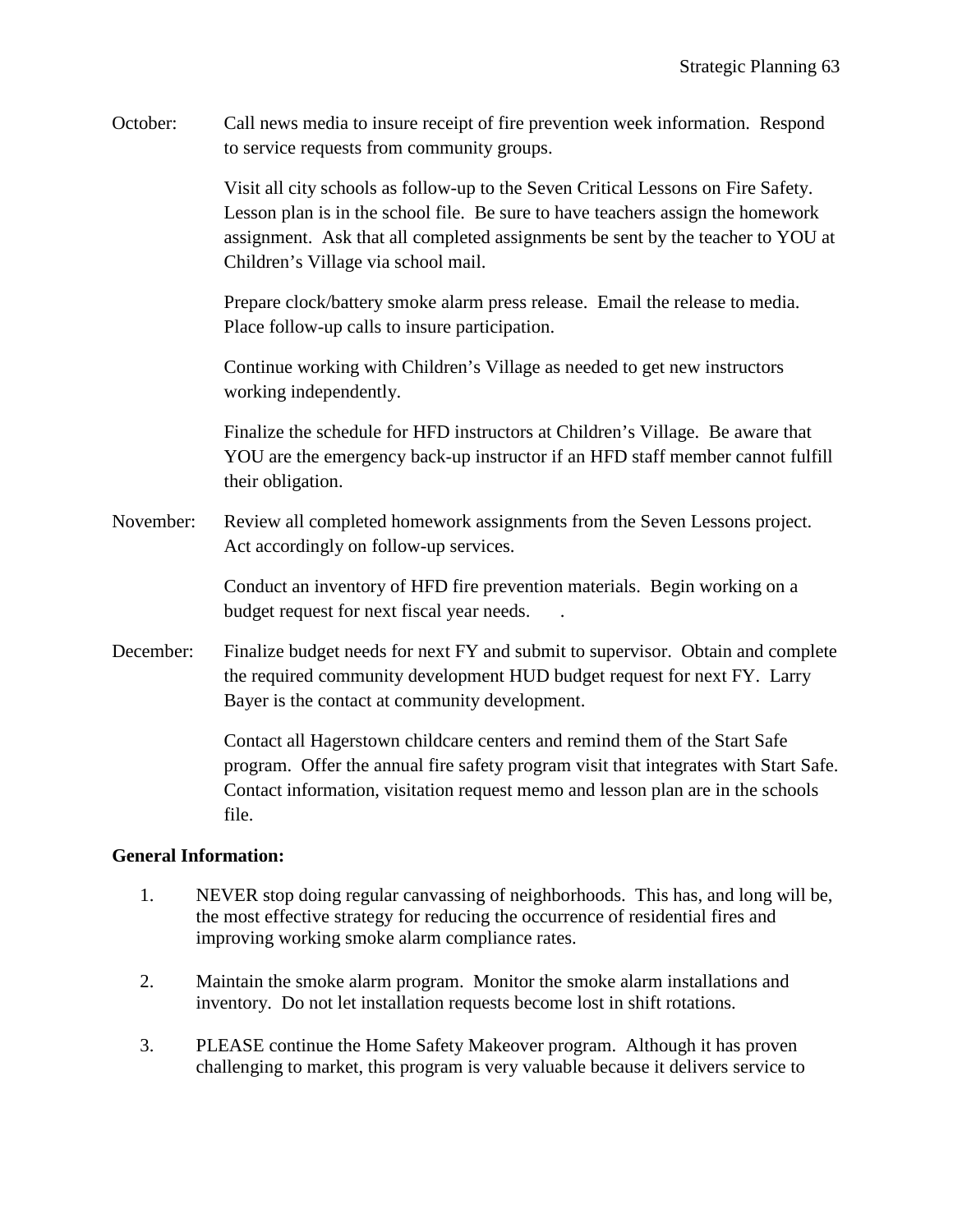October: Call news media to insure receipt of fire prevention week information. Respond to service requests from community groups.

Visit all city schools as follow-up to the Seven Critical Lessons on Fire Safety. Lesson plan is in the school file. Be sure to have teachers assign the homework assignment. Ask that all completed assignments be sent by the teacher to YOU at Children's Village via school mail.

Prepare clock/battery smoke alarm press release. Email the release to media. Place follow-up calls to insure participation.

Continue working with Children's Village as needed to get new instructors working independently.

Finalize the schedule for HFD instructors at Children's Village. Be aware that YOU are the emergency back-up instructor if an HFD staff member cannot fulfill their obligation.

November: Review all completed homework assignments from the Seven Lessons project. Act accordingly on follow-up services.

Conduct an inventory of HFD fire prevention materials. Begin working on a budget request for next fiscal year needs. .

December: Finalize budget needs for next FY and submit to supervisor. Obtain and complete the required community development HUD budget request for next FY. Larry Bayer is the contact at community development.

Contact all Hagerstown childcare centers and remind them of the Start Safe program. Offer the annual fire safety program visit that integrates with Start Safe. Contact information, visitation request memo and lesson plan are in the schools file.

**General Information:**

1. NEVER stop doing regular canvassing of neighborhoods. This has, and long will be, the most effective strategy for reducing the occurrence of residential fires and improving working smoke alarm compliance rates.

2. Maintain the smoke alarm program. Monitor the smoke alarm installations and inventory. Do not let installation requests become lost in shift rotations.

3. PLEASE continue the Home Safety Makeover program. Although it has proven challenging to market, this program is very valuable because it delivers service to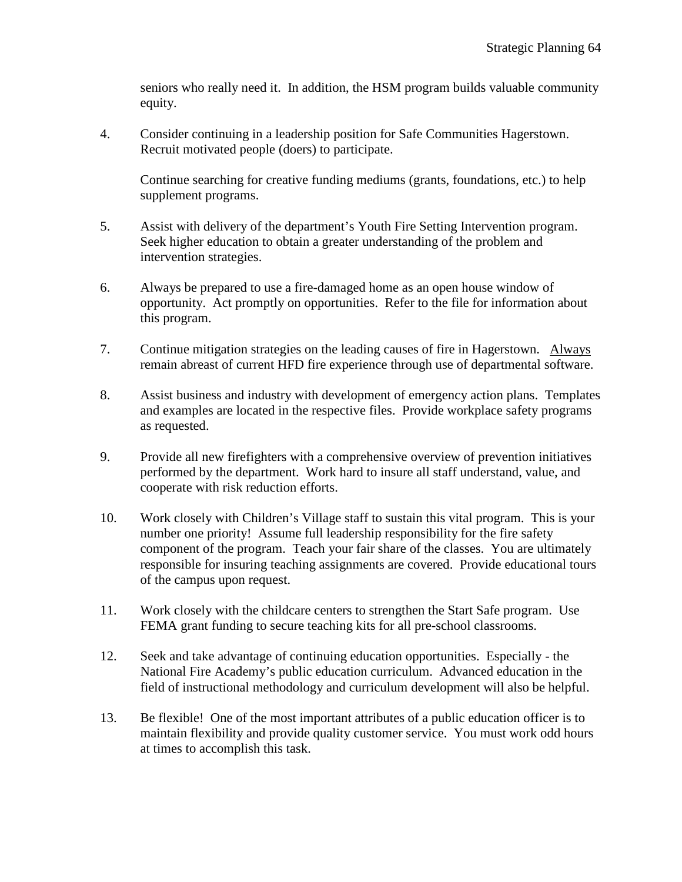seniors who really need it. In addition, the HSM program builds valuable community equity.

4. Consider continuing in a leadership position for Safe Communities Hagerstown. Recruit motivated people (doers) to participate.

   Continue searching for creative funding mediums (grants, foundations, etc.) to help supplement programs.

5. Assist with delivery of the department's Youth Fire Setting Intervention program. Seek higher education to obtain a greater understanding of the problem and intervention strategies.

6. Always be prepared to use a fire-damaged home as an open house window of opportunity. Act promptly on opportunities. Refer to the file for information about this program.

7. Continue mitigation strategies on the leading causes of fire in Hagerstown. <u>Always</u> remain abreast of current HFD fire experience through use of departmental software.

8. Assist business and industry with development of emergency action plans. Templates and examples are located in the respective files. Provide workplace safety programs as requested.

9. Provide all new firefighters with a comprehensive overview of prevention initiatives performed by the department. Work hard to insure all staff understand, value, and cooperate with risk reduction efforts.

10. Work closely with Children's Village staff to sustain this vital program. This is your number one priority! Assume full leadership responsibility for the fire safety component of the program. Teach your fair share of the classes. You are ultimately responsible for insuring teaching assignments are covered. Provide educational tours of the campus upon request.

11. Work closely with the childcare centers to strengthen the Start Safe program. Use FEMA grant funding to secure teaching kits for all pre-school classrooms.

12. Seek and take advantage of continuing education opportunities. Especially - the National Fire Academy's public education curriculum. Advanced education in the field of instructional methodology and curriculum development will also be helpful.

13. Be flexible! One of the most important attributes of a public education officer is to maintain flexibility and provide quality customer service. You must work odd hours at times to accomplish this task.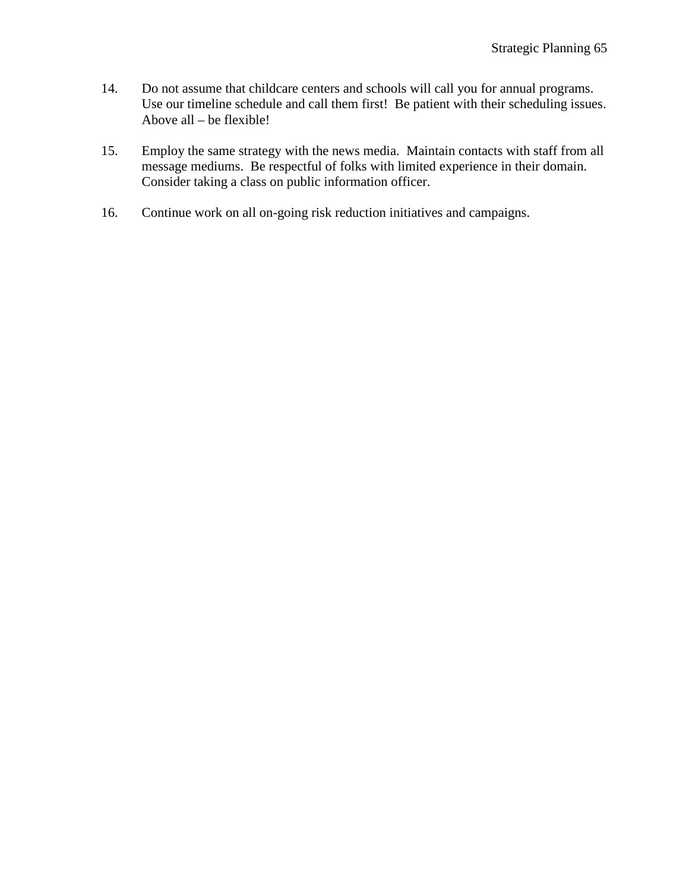14. Do not assume that childcare centers and schools will call you for annual programs. Use our timeline schedule and call them first!  Be patient with their scheduling issues. Above all – be flexible!

15. Employ the same strategy with the news media.  Maintain contacts with staff from all message mediums.  Be respectful of folks with limited experience in their domain. Consider taking a class on public information officer.

16. Continue work on all on-going risk reduction initiatives and campaigns.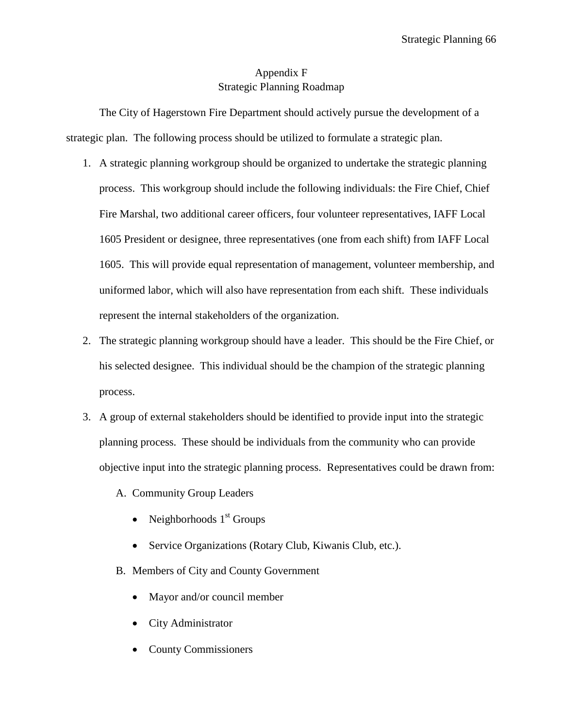## Appendix F
## Strategic Planning Roadmap

The City of Hagerstown Fire Department should actively pursue the development of a strategic plan. The following process should be utilized to formulate a strategic plan.

1. A strategic planning workgroup should be organized to undertake the strategic planning process. This workgroup should include the following individuals: the Fire Chief, Chief Fire Marshal, two additional career officers, four volunteer representatives, IAFF Local 1605 President or designee, three representatives (one from each shift) from IAFF Local 1605. This will provide equal representation of management, volunteer membership, and uniformed labor, which will also have representation from each shift. These individuals represent the internal stakeholders of the organization.
2. The strategic planning workgroup should have a leader. This should be the Fire Chief, or his selected designee. This individual should be the champion of the strategic planning process.
3. A group of external stakeholders should be identified to provide input into the strategic planning process. These should be individuals from the community who can provide objective input into the strategic planning process. Representatives could be drawn from:
   A. Community Group Leaders
      - Neighborhoods 1st Groups
      - Service Organizations (Rotary Club, Kiwanis Club, etc.).
   
   B. Members of City and County Government
      - Mayor and/or council member
      - City Administrator
      - County Commissioners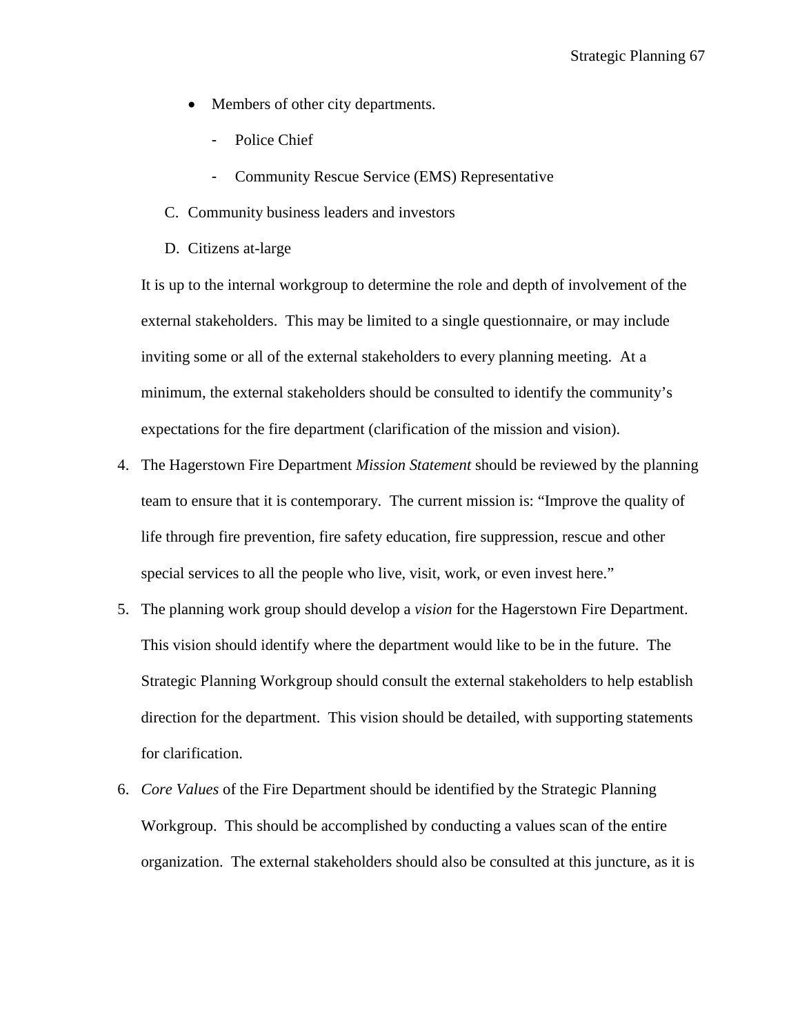- Members of other city departments.
    - Police Chief
    - Community Rescue Service (EMS) Representative

C. Community business leaders and investors

D. Citizens at-large

It is up to the internal workgroup to determine the role and depth of involvement of the external stakeholders. This may be limited to a single questionnaire, or may include inviting some or all of the external stakeholders to every planning meeting. At a minimum, the external stakeholders should be consulted to identify the community's expectations for the fire department (clarification of the mission and vision).

4. The Hagerstown Fire Department *Mission Statement* should be reviewed by the planning team to ensure that it is contemporary. The current mission is: "Improve the quality of life through fire prevention, fire safety education, fire suppression, rescue and other special services to all the people who live, visit, work, or even invest here."
5. The planning work group should develop a *vision* for the Hagerstown Fire Department. This vision should identify where the department would like to be in the future. The Strategic Planning Workgroup should consult the external stakeholders to help establish direction for the department. This vision should be detailed, with supporting statements for clarification.
6. *Core Values* of the Fire Department should be identified by the Strategic Planning Workgroup. This should be accomplished by conducting a values scan of the entire organization. The external stakeholders should also be consulted at this juncture, as it is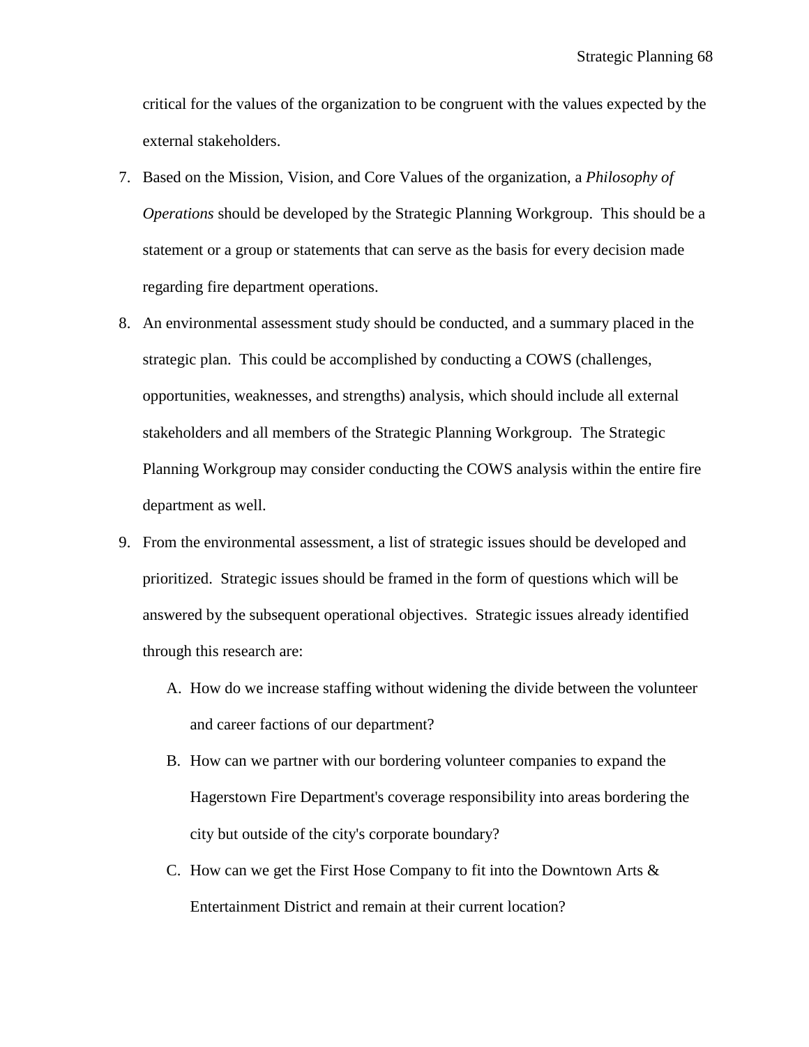critical for the values of the organization to be congruent with the values expected by the external stakeholders.

7. Based on the Mission, Vision, and Core Values of the organization, a *Philosophy of Operations* should be developed by the Strategic Planning Workgroup. This should be a statement or a group or statements that can serve as the basis for every decision made regarding fire department operations.

8. An environmental assessment study should be conducted, and a summary placed in the strategic plan. This could be accomplished by conducting a COWS (challenges, opportunities, weaknesses, and strengths) analysis, which should include all external stakeholders and all members of the Strategic Planning Workgroup. The Strategic Planning Workgroup may consider conducting the COWS analysis within the entire fire department as well.

9. From the environmental assessment, a list of strategic issues should be developed and prioritized. Strategic issues should be framed in the form of questions which will be answered by the subsequent operational objectives. Strategic issues already identified through this research are:

   A. How do we increase staffing without widening the divide between the volunteer and career factions of our department?

   B. How can we partner with our bordering volunteer companies to expand the Hagerstown Fire Department's coverage responsibility into areas bordering the city but outside of the city's corporate boundary?

   C. How can we get the First Hose Company to fit into the Downtown Arts & Entertainment District and remain at their current location?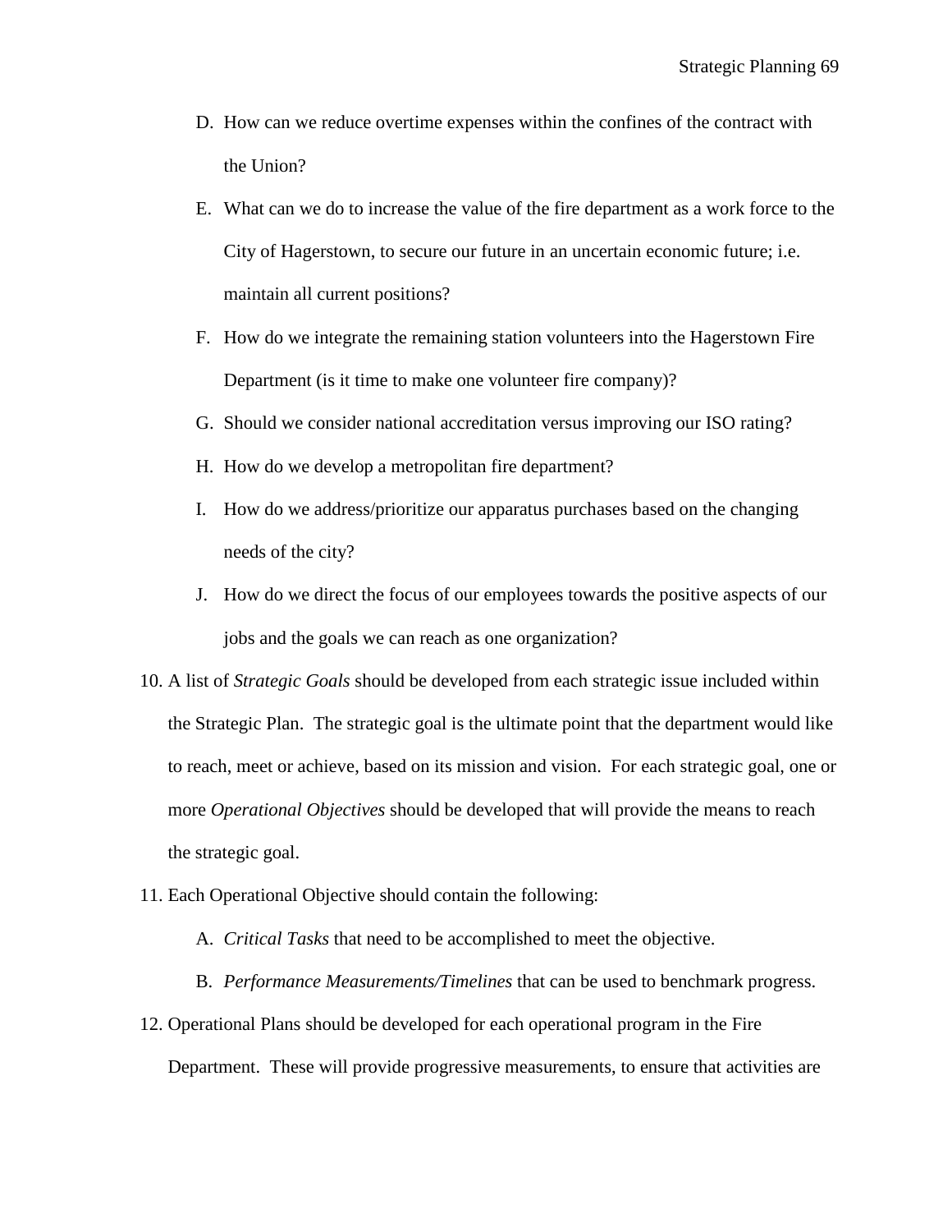D. How can we reduce overtime expenses within the confines of the contract with the Union?

   E. What can we do to increase the value of the fire department as a work force to the City of Hagerstown, to secure our future in an uncertain economic future; i.e. maintain all current positions?

   F. How do we integrate the remaining station volunteers into the Hagerstown Fire Department (is it time to make one volunteer fire company)?

   G. Should we consider national accreditation versus improving our ISO rating?

   H. How do we develop a metropolitan fire department?

   I. How do we address/prioritize our apparatus purchases based on the changing needs of the city?

   J. How do we direct the focus of our employees towards the positive aspects of our jobs and the goals we can reach as one organization?

10. A list of *Strategic Goals* should be developed from each strategic issue included within the Strategic Plan. The strategic goal is the ultimate point that the department would like to reach, meet or achieve, based on its mission and vision. For each strategic goal, one or more *Operational Objectives* should be developed that will provide the means to reach the strategic goal.

11. Each Operational Objective should contain the following:

   A. *Critical Tasks* that need to be accomplished to meet the objective.

   B. *Performance Measurements/Timelines* that can be used to benchmark progress.

12. Operational Plans should be developed for each operational program in the Fire Department. These will provide progressive measurements, to ensure that activities are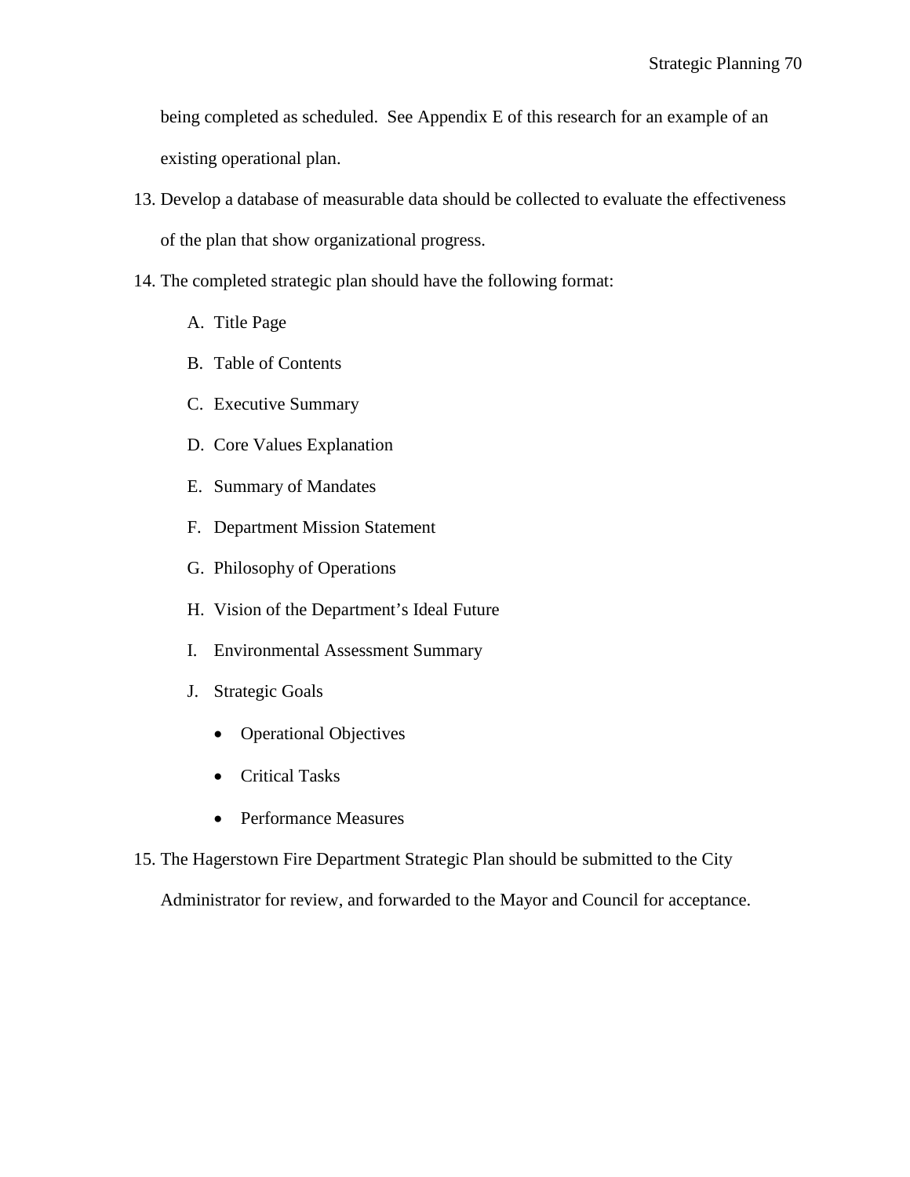being completed as scheduled.  See Appendix E of this research for an example of an existing operational plan.

13. Develop a database of measurable data should be collected to evaluate the effectiveness of the plan that show organizational progress.
14. The completed strategic plan should have the following format:
    A. Title Page
    B. Table of Contents
    C. Executive Summary
    D. Core Values Explanation
    E. Summary of Mandates
    F. Department Mission Statement
    G. Philosophy of Operations
    H. Vision of the Department's Ideal Future
    I. Environmental Assessment Summary
    J. Strategic Goals
        - Operational Objectives
        - Critical Tasks
        - Performance Measures
15. The Hagerstown Fire Department Strategic Plan should be submitted to the City Administrator for review, and forwarded to the Mayor and Council for acceptance.